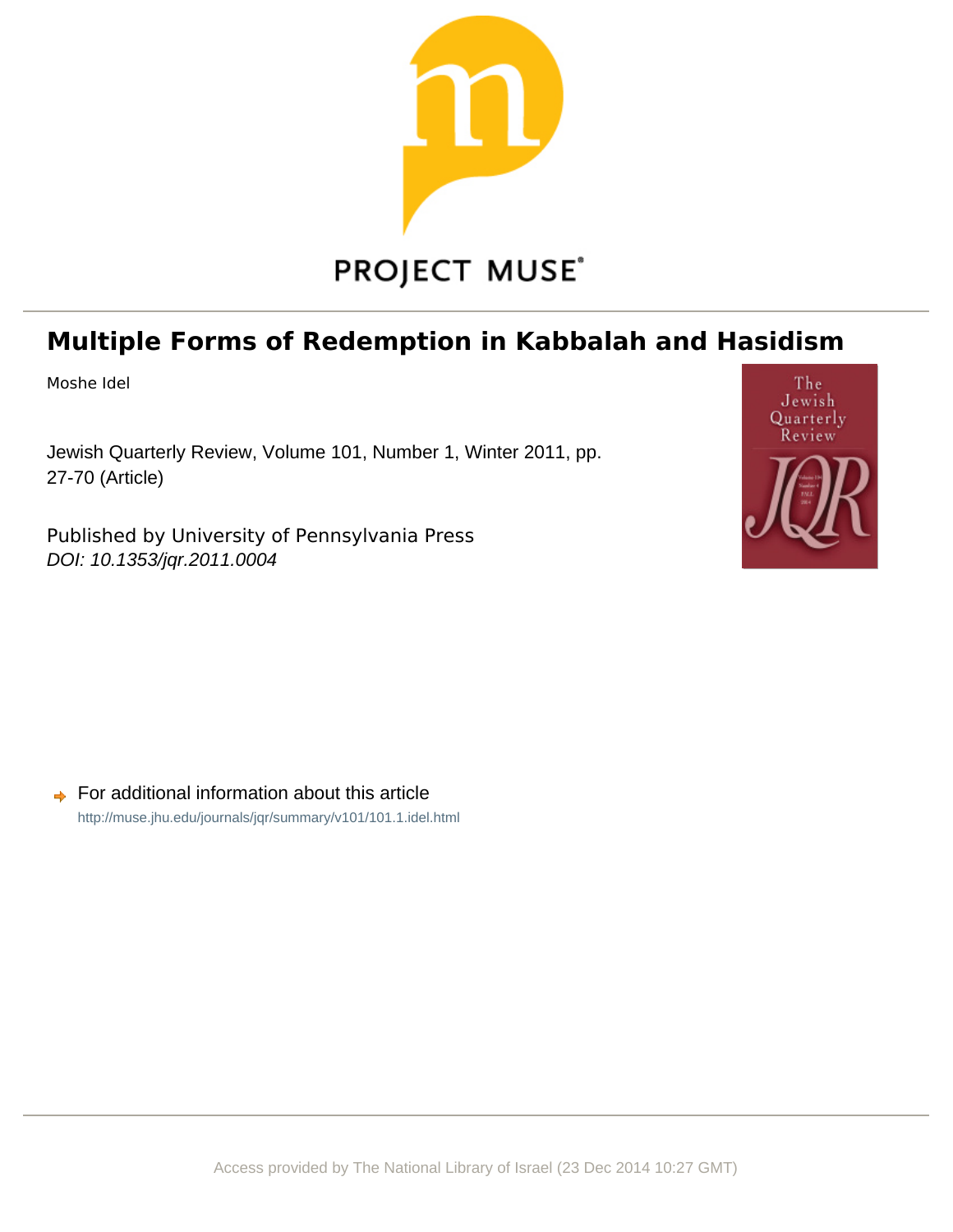PROJECT MUSE

# Multiple Forms of Redemption in Kabbalah and Hasidism

Moshe Idel

Jewish Quarterly Review, Volume 101, Number 1, Winter 2011, pp. 27-70 (Article)

Published by University of Pennsylvania Press
*DOI: 10.1353/jqr.2011.0004*

For additional information about this article
http://muse.jhu.edu/journals/jqr/summary/v101/101.1.idel.html

Access provided by The National Library of Israel (23 Dec 2014 10:27 GMT)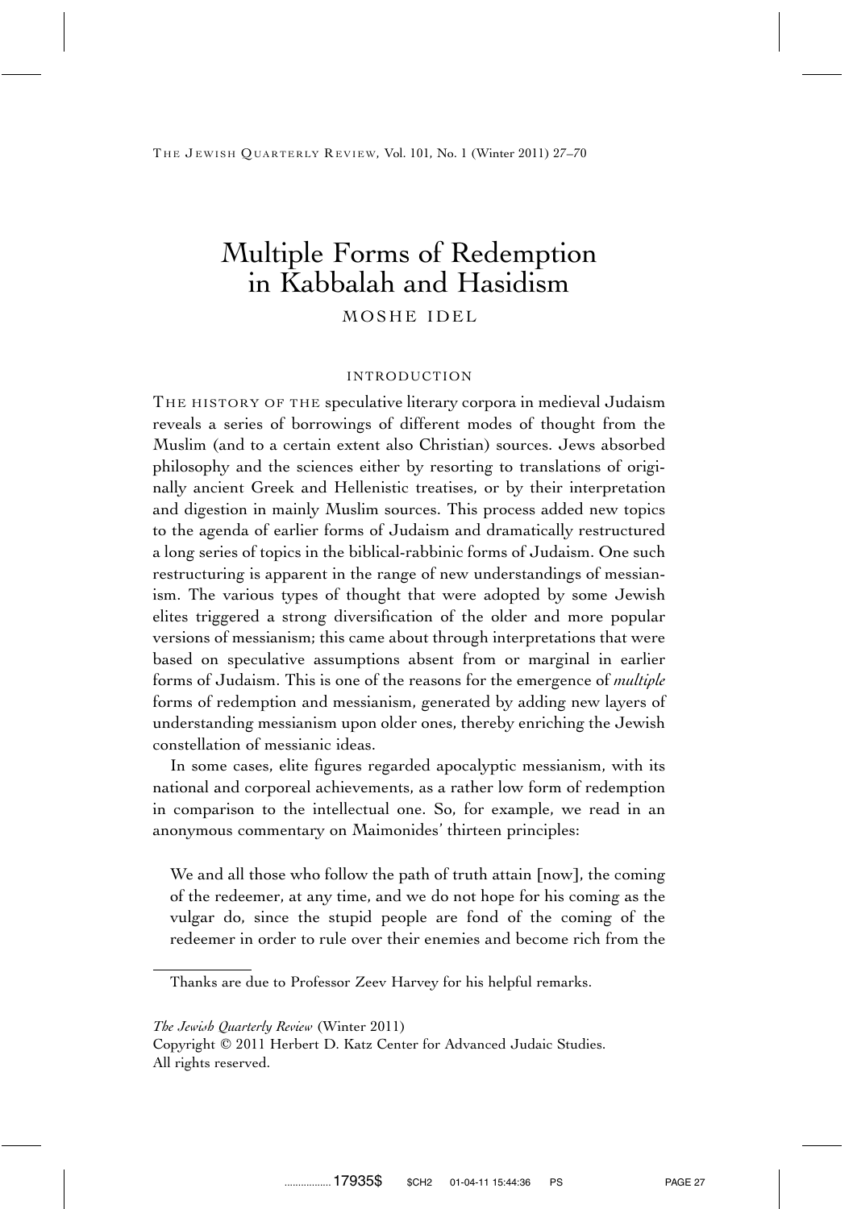# Multiple Forms of Redemption in Kabbalah and Hasidism

MOSHE IDEL

## INTRODUCTION

THE HISTORY OF THE speculative literary corpora in medieval Judaism reveals a series of borrowings of different modes of thought from the Muslim (and to a certain extent also Christian) sources. Jews absorbed philosophy and the sciences either by resorting to translations of originally ancient Greek and Hellenistic treatises, or by their interpretation and digestion in mainly Muslim sources. This process added new topics to the agenda of earlier forms of Judaism and dramatically restructured a long series of topics in the biblical-rabbinic forms of Judaism. One such restructuring is apparent in the range of new understandings of messianism. The various types of thought that were adopted by some Jewish elites triggered a strong diversification of the older and more popular versions of messianism; this came about through interpretations that were based on speculative assumptions absent from or marginal in earlier forms of Judaism. This is one of the reasons for the emergence of *multiple* forms of redemption and messianism, generated by adding new layers of understanding messianism upon older ones, thereby enriching the Jewish constellation of messianic ideas.

In some cases, elite figures regarded apocalyptic messianism, with its national and corporeal achievements, as a rather low form of redemption in comparison to the intellectual one. So, for example, we read in an anonymous commentary on Maimonides' thirteen principles:

> We and all those who follow the path of truth attain [now], the coming of the redeemer, at any time, and we do not hope for his coming as the vulgar do, since the stupid people are fond of the coming of the redeemer in order to rule over their enemies and become rich from the

Thanks are due to Professor Zeev Harvey for his helpful remarks.

*The Jewish Quarterly Review* (Winter 2011)
Copyright © 2011 Herbert D. Katz Center for Advanced Judaic Studies.
All rights reserved.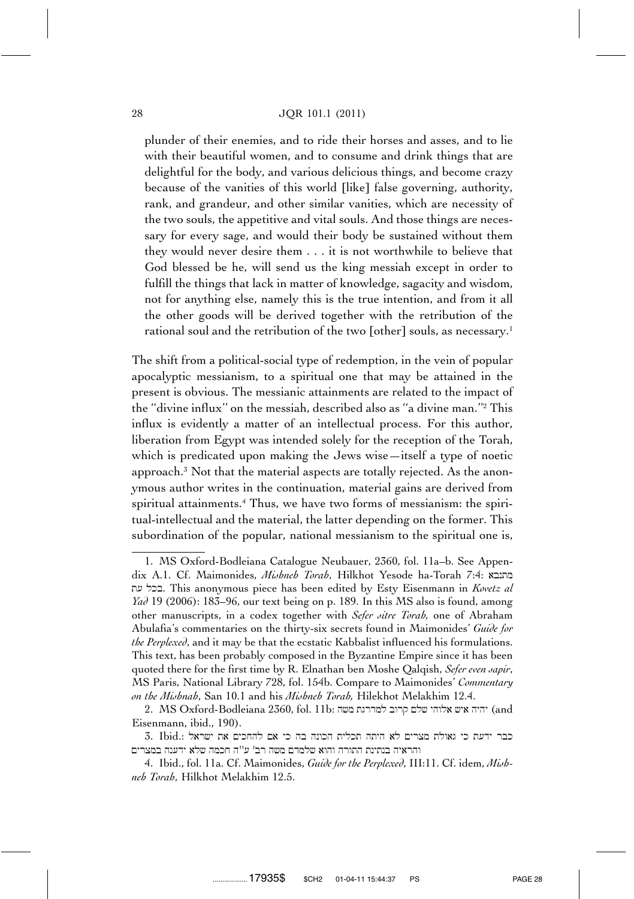plunder of their enemies, and to ride their horses and asses, and to lie with their beautiful women, and to consume and drink things that are delightful for the body, and various delicious things, and become crazy because of the vanities of this world [like] false governing, authority, rank, and grandeur, and other similar vanities, which are necessity of the two souls, the appetitive and vital souls. And those things are necessary for every sage, and would their body be sustained without them they would never desire them . . . it is not worthwhile to believe that God blessed be he, will send us the king messiah except in order to fulfill the things that lack in matter of knowledge, sagacity and wisdom, not for anything else, namely this is the true intention, and from it all the other goods will be derived together with the retribution of the rational soul and the retribution of the two [other] souls, as necessary.[1]

The shift from a political-social type of redemption, in the vein of popular apocalyptic messianism, to a spiritual one that may be attained in the present is obvious. The messianic attainments are related to the impact of the "divine influx" on the messiah, described also as "a divine man."[2] This influx is evidently a matter of an intellectual process. For this author, liberation from Egypt was intended solely for the reception of the Torah, which is predicated upon making the Jews wise—itself a type of noetic approach.[3] Not that the material aspects are totally rejected. As the anonymous author writes in the continuation, material gains are derived from spiritual attainments.[4] Thus, we have two forms of messianism: the spiritual-intellectual and the material, the latter depending on the former. This subordination of the popular, national messianism to the spiritual one is,

---

1. MS Oxford-Bodleiana Catalogue Neubauer, 2360, fol. 11a–b. See Appendix A.1. Cf. Maimonides, *Mishneh Torah*, Hilkhot Yesode ha-Torah 7:4: מתנבא בכל עת. This anonymous piece has been edited by Esty Eisenmann in *Kovetz al Yad* 19 (2006): 183–96, our text being on p. 189. In this MS also is found, among other manuscripts, in a codex together with *Sefer sitre Torah*, one of Abraham Abulafia's commentaries on the thirty-six secrets found in Maimonides' *Guide for the Perplexed*, and it may be that the ecstatic Kabbalist influenced his formulations. This text, has been probably composed in the Byzantine Empire since it has been quoted there for the first time by R. Elnathan ben Moshe Qalqish, *Sefer even sapir*, MS Paris, National Library 728, fol. 154b. Compare to Maimonides' *Commentary on the Mishnah*, San 10.1 and his *Mishneh Torah*, Hilekhot Melakhim 12.4.

2. MS Oxford-Bodleiana 2360, fol. 11b: יהיה איש אלוהי שלם קרוב למדרגת משה (and Eisenmann, ibid., 190).

3. Ibid.: כבר ידעת כי גאולת מצרים לא היתה תכלית הכונה בה כי אם להחכים את ישראל והראיה בנתינת התורה והוא שלמדם משה רב' ע"ה חכמה שלא ידענה במצרים

4. Ibid., fol. 11a. Cf. Maimonides, *Guide for the Perplexed*, III:11. Cf. idem, *Mishneh Torah*, Hilkhot Melakhim 12.5.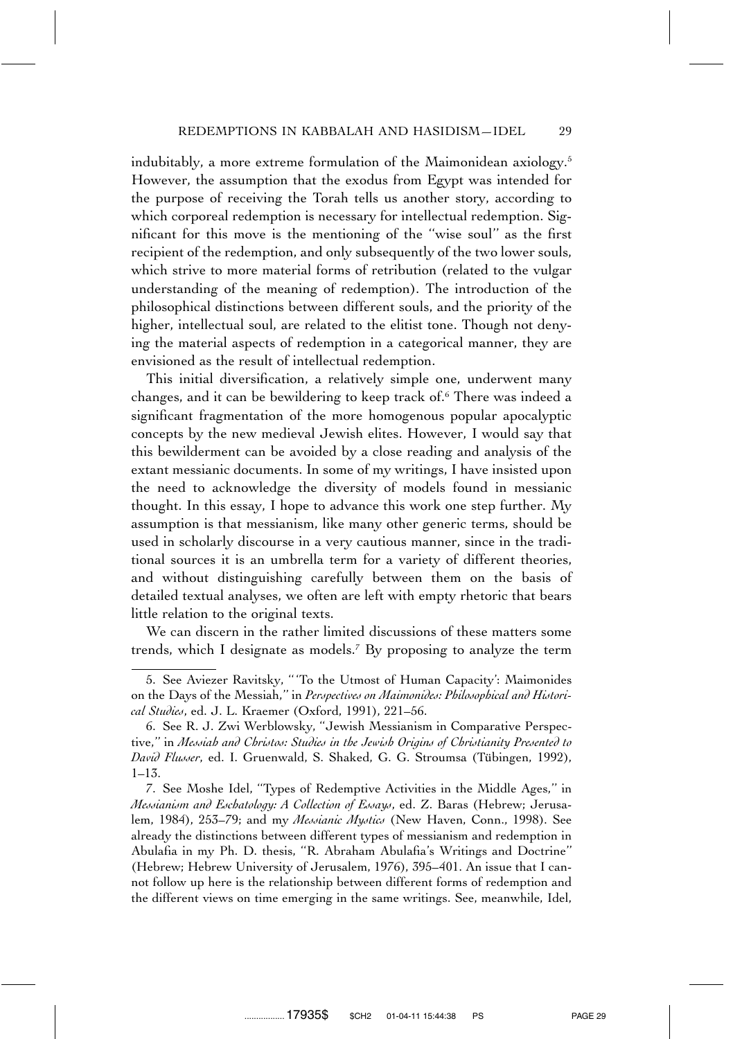indubitably, a more extreme formulation of the Maimonidean axiology.[5] However, the assumption that the exodus from Egypt was intended for the purpose of receiving the Torah tells us another story, according to which corporeal redemption is necessary for intellectual redemption. Significant for this move is the mentioning of the ''wise soul'' as the first recipient of the redemption, and only subsequently of the two lower souls, which strive to more material forms of retribution (related to the vulgar understanding of the meaning of redemption). The introduction of the philosophical distinctions between different souls, and the priority of the higher, intellectual soul, are related to the elitist tone. Though not denying the material aspects of redemption in a categorical manner, they are envisioned as the result of intellectual redemption.

This initial diversification, a relatively simple one, underwent many changes, and it can be bewildering to keep track of.[6] There was indeed a significant fragmentation of the more homogenous popular apocalyptic concepts by the new medieval Jewish elites. However, I would say that this bewilderment can be avoided by a close reading and analysis of the extant messianic documents. In some of my writings, I have insisted upon the need to acknowledge the diversity of models found in messianic thought. In this essay, I hope to advance this work one step further. My assumption is that messianism, like many other generic terms, should be used in scholarly discourse in a very cautious manner, since in the traditional sources it is an umbrella term for a variety of different theories, and without distinguishing carefully between them on the basis of detailed textual analyses, we often are left with empty rhetoric that bears little relation to the original texts.

We can discern in the rather limited discussions of these matters some trends, which I designate as models.[7] By proposing to analyze the term

---

5. See Aviezer Ravitsky, '''To the Utmost of Human Capacity': Maimonides on the Days of the Messiah,'' in *Perspectives on Maimonides: Philosophical and Historical Studies*, ed. J. L. Kraemer (Oxford, 1991), 221–56.

6. See R. J. Zwi Werblowsky, ''Jewish Messianism in Comparative Perspective,'' in *Messiah and Christos: Studies in the Jewish Origins of Christianity Presented to David Flusser*, ed. I. Gruenwald, S. Shaked, G. G. Stroumsa (Tübingen, 1992), 1–13.

7. See Moshe Idel, ''Types of Redemptive Activities in the Middle Ages,'' in *Messianism and Eschatology: A Collection of Essays*, ed. Z. Baras (Hebrew; Jerusalem, 1984), 253–79; and my *Messianic Mystics* (New Haven, Conn., 1998). See already the distinctions between different types of messianism and redemption in Abulafia in my Ph. D. thesis, ''R. Abraham Abulafia's Writings and Doctrine'' (Hebrew; Hebrew University of Jerusalem, 1976), 395–401. An issue that I cannot follow up here is the relationship between different forms of redemption and the different views on time emerging in the same writings. See, meanwhile, Idel,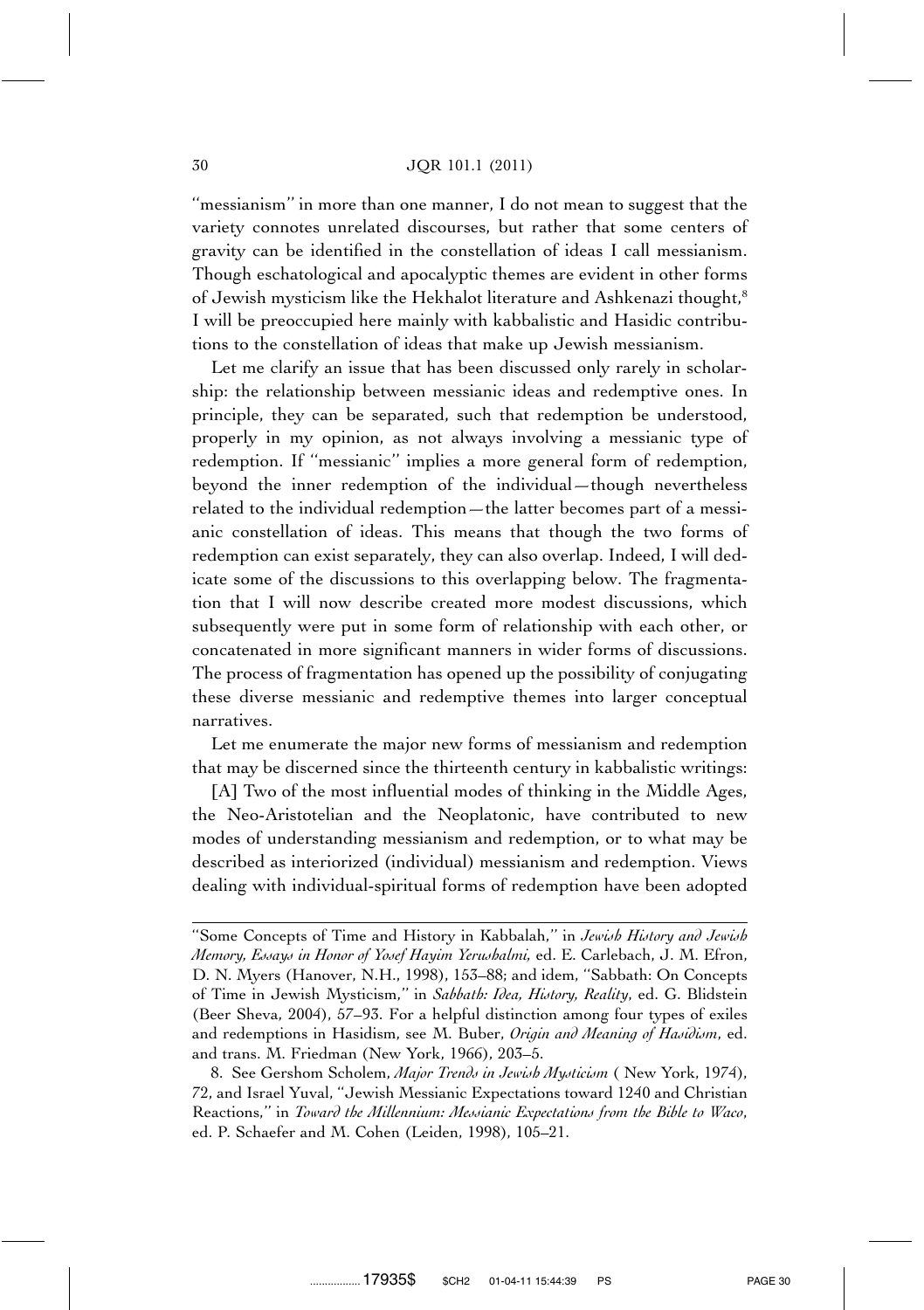"messianism" in more than one manner, I do not mean to suggest that the variety connotes unrelated discourses, but rather that some centers of gravity can be identified in the constellation of ideas I call messianism. Though eschatological and apocalyptic themes are evident in other forms of Jewish mysticism like the Hekhalot literature and Ashkenazi thought,[8] I will be preoccupied here mainly with kabbalistic and Hasidic contributions to the constellation of ideas that make up Jewish messianism.

Let me clarify an issue that has been discussed only rarely in scholarship: the relationship between messianic ideas and redemptive ones. In principle, they can be separated, such that redemption be understood, properly in my opinion, as not always involving a messianic type of redemption. If "messianic" implies a more general form of redemption, beyond the inner redemption of the individual—though nevertheless related to the individual redemption—the latter becomes part of a messianic constellation of ideas. This means that though the two forms of redemption can exist separately, they can also overlap. Indeed, I will dedicate some of the discussions to this overlapping below. The fragmentation that I will now describe created more modest discussions, which subsequently were put in some form of relationship with each other, or concatenated in more significant manners in wider forms of discussions. The process of fragmentation has opened up the possibility of conjugating these diverse messianic and redemptive themes into larger conceptual narratives.

Let me enumerate the major new forms of messianism and redemption that may be discerned since the thirteenth century in kabbalistic writings:

[A] Two of the most influential modes of thinking in the Middle Ages, the Neo-Aristotelian and the Neoplatonic, have contributed to new modes of understanding messianism and redemption, or to what may be described as interiorized (individual) messianism and redemption. Views dealing with individual-spiritual forms of redemption have been adopted

---

"Some Concepts of Time and History in Kabbalah," in *Jewish History and Jewish Memory, Essays in Honor of Yosef Hayim Yerushalmi,* ed. E. Carlebach, J. M. Efron, D. N. Myers (Hanover, N.H., 1998), 153–88; and idem, "Sabbath: On Concepts of Time in Jewish Mysticism," in *Sabbath: Idea, History, Reality*, ed. G. Blidstein (Beer Sheva, 2004), 57–93. For a helpful distinction among four types of exiles and redemptions in Hasidism, see M. Buber, *Origin and Meaning of Hasidism*, ed. and trans. M. Friedman (New York, 1966), 203–5.

8. See Gershom Scholem, *Major Trends in Jewish Mysticism* ( New York, 1974), 72, and Israel Yuval, "Jewish Messianic Expectations toward 1240 and Christian Reactions," in *Toward the Millennium: Messianic Expectations from the Bible to Waco*, ed. P. Schaefer and M. Cohen (Leiden, 1998), 105–21.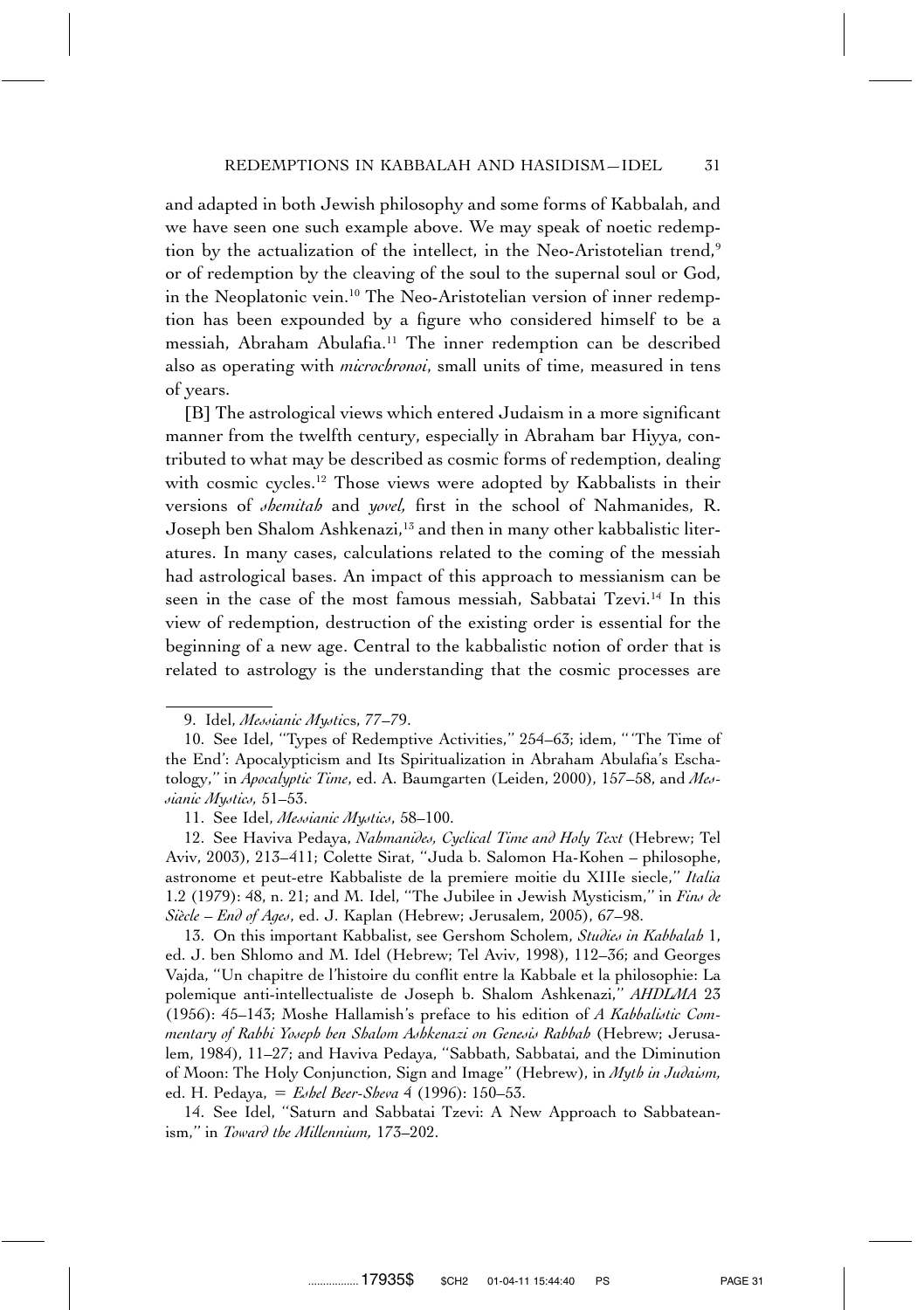and adapted in both Jewish philosophy and some forms of Kabbalah, and we have seen one such example above. We may speak of noetic redemption by the actualization of the intellect, in the Neo-Aristotelian trend,[9] or of redemption by the cleaving of the soul to the supernal soul or God, in the Neoplatonic vein.[10] The Neo-Aristotelian version of inner redemption has been expounded by a figure who considered himself to be a messiah, Abraham Abulafia.[11] The inner redemption can be described also as operating with *microchronoi*, small units of time, measured in tens of years.

[B] The astrological views which entered Judaism in a more significant manner from the twelfth century, especially in Abraham bar Hiyya, contributed to what may be described as cosmic forms of redemption, dealing with cosmic cycles.[12] Those views were adopted by Kabbalists in their versions of *shemitah* and *yovel,* first in the school of Nahmanides, R. Joseph ben Shalom Ashkenazi,[13] and then in many other kabbalistic literatures. In many cases, calculations related to the coming of the messiah had astrological bases. An impact of this approach to messianism can be seen in the case of the most famous messiah, Sabbatai Tzevi.[14] In this view of redemption, destruction of the existing order is essential for the beginning of a new age. Central to the kabbalistic notion of order that is related to astrology is the understanding that the cosmic processes are

---

9. Idel, *Messianic Mystics*, 77–79.

10. See Idel, ''Types of Redemptive Activities,'' 254–63; idem, '' 'The Time of the End': Apocalypticism and Its Spiritualization in Abraham Abulafia's Eschatology,'' in *Apocalyptic Time*, ed. A. Baumgarten (Leiden, 2000), 157–58, and *Messianic Mystics*, 51–53.

11. See Idel, *Messianic Mystics*, 58–100.

12. See Haviva Pedaya, *Nahmanides, Cyclical Time and Holy Text* (Hebrew; Tel Aviv, 2003), 213–411; Colette Sirat, ''Juda b. Salomon Ha-Kohen – philosophe, astronome et peut-etre Kabbaliste de la premiere moitie du XIIIe siecle,'' *Italia* 1.2 (1979): 48, n. 21; and M. Idel, ''The Jubilee in Jewish Mysticism,'' in *Fins de Siècle – End of Ages*, ed. J. Kaplan (Hebrew; Jerusalem, 2005), 67–98.

13. On this important Kabbalist, see Gershom Scholem, *Studies in Kabbalah* 1, ed. J. ben Shlomo and M. Idel (Hebrew; Tel Aviv, 1998), 112–36; and Georges Vajda, ''Un chapitre de l'histoire du conflit entre la Kabbale et la philosophie: La polemique anti-intellectualiste de Joseph b. Shalom Ashkenazi,'' *AHDLMA* 23 (1956): 45–143; Moshe Hallamish's preface to his edition of *A Kabbalistic Commentary of Rabbi Yoseph ben Shalom Ashkenazi on Genesis Rabbah* (Hebrew; Jerusalem, 1984), 11–27; and Haviva Pedaya, ''Sabbath, Sabbatai, and the Diminution of Moon: The Holy Conjunction, Sign and Image'' (Hebrew), in *Myth in Judaism,* ed. H. Pedaya, = *Eshel Beer-Sheva* 4 (1996): 150–53.

14. See Idel, ''Saturn and Sabbatai Tzevi: A New Approach to Sabbateanism,'' in *Toward the Millennium,* 173–202.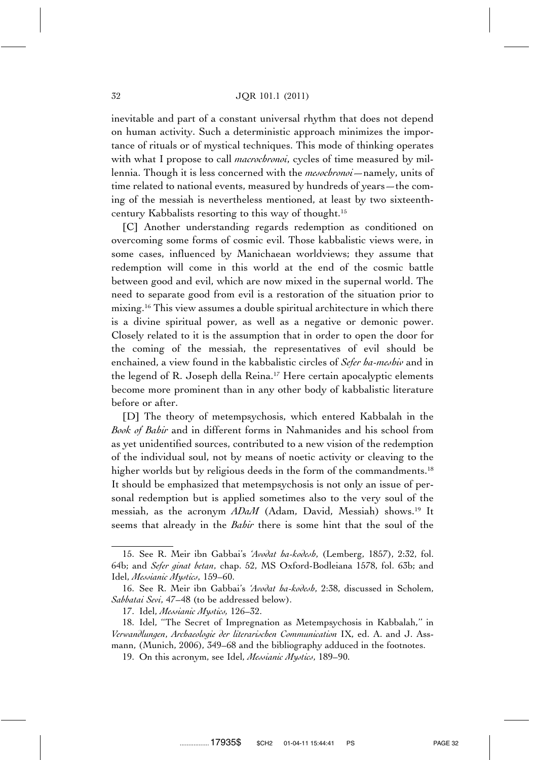inevitable and part of a constant universal rhythm that does not depend on human activity. Such a deterministic approach minimizes the importance of rituals or of mystical techniques. This mode of thinking operates with what I propose to call *macrochronoi*, cycles of time measured by millennia. Though it is less concerned with the *mesochronoi*—namely, units of time related to national events, measured by hundreds of years—the coming of the messiah is nevertheless mentioned, at least by two sixteenth-century Kabbalists resorting to this way of thought.[15]

[C] Another understanding regards redemption as conditioned on overcoming some forms of cosmic evil. Those kabbalistic views were, in some cases, influenced by Manichaean worldviews; they assume that redemption will come in this world at the end of the cosmic battle between good and evil, which are now mixed in the supernal world. The need to separate good from evil is a restoration of the situation prior to mixing.[16] This view assumes a double spiritual architecture in which there is a divine spiritual power, as well as a negative or demonic power. Closely related to it is the assumption that in order to open the door for the coming of the messiah, the representatives of evil should be enchained, a view found in the kabbalistic circles of *Sefer ha-meshiv* and in the legend of R. Joseph della Reina.[17] Here certain apocalyptic elements become more prominent than in any other body of kabbalistic literature before or after.

[D] The theory of metempsychosis, which entered Kabbalah in the *Book of Bahir* and in different forms in Nahmanides and his school from as yet unidentified sources, contributed to a new vision of the redemption of the individual soul, not by means of noetic activity or cleaving to the higher worlds but by religious deeds in the form of the commandments.[18] It should be emphasized that metempsychosis is not only an issue of personal redemption but is applied sometimes also to the very soul of the messiah, as the acronym *ADaM* (Adam, David, Messiah) shows.[19] It seems that already in the *Bahir* there is some hint that the soul of the

---

15. See R. Meir ibn Gabbai's *'Avodat ha-kodesh*, (Lemberg, 1857), 2:32, fol. 64b; and *Sefer ginat betan*, chap. 52, MS Oxford-Bodleiana 1578, fol. 63b; and Idel, *Messianic Mystics*, 159–60.

16. See R. Meir ibn Gabbai's *'Avodat ha-kodesh*, 2:38, discussed in Scholem, *Sabbatai Sevi*, 47–48 (to be addressed below).

17. Idel, *Messianic Mystics*, 126–32.

18. Idel, "The Secret of Impregnation as Metempsychosis in Kabbalah," in *Verwandlungen*, *Archaeologie der literarischen Communication* IX, ed. A. and J. Assmann, (Munich, 2006), 349–68 and the bibliography adduced in the footnotes.

19. On this acronym, see Idel, *Messianic Mystics*, 189–90.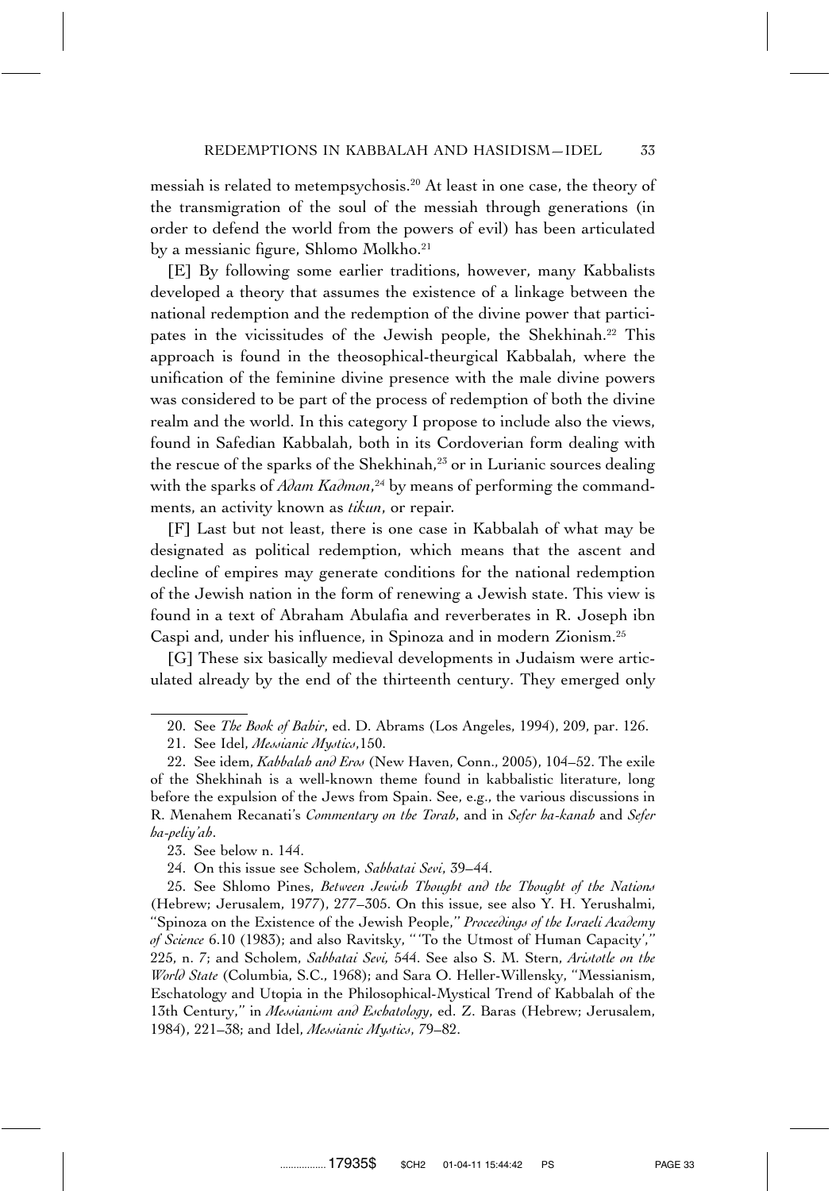messiah is related to metempsychosis.[20] At least in one case, the theory of the transmigration of the soul of the messiah through generations (in order to defend the world from the powers of evil) has been articulated by a messianic figure, Shlomo Molkho.[21]

[E] By following some earlier traditions, however, many Kabbalists developed a theory that assumes the existence of a linkage between the national redemption and the redemption of the divine power that participates in the vicissitudes of the Jewish people, the Shekhinah.[22] This approach is found in the theosophical-theurgical Kabbalah, where the unification of the feminine divine presence with the male divine powers was considered to be part of the process of redemption of both the divine realm and the world. In this category I propose to include also the views, found in Safedian Kabbalah, both in its Cordoverian form dealing with the rescue of the sparks of the Shekhinah,[23] or in Lurianic sources dealing with the sparks of *Adam Kadmon*,[24] by means of performing the commandments, an activity known as *tikun*, or repair.

[F] Last but not least, there is one case in Kabbalah of what may be designated as political redemption, which means that the ascent and decline of empires may generate conditions for the national redemption of the Jewish nation in the form of renewing a Jewish state. This view is found in a text of Abraham Abulafia and reverberates in R. Joseph ibn Caspi and, under his influence, in Spinoza and in modern Zionism.[25]

[G] These six basically medieval developments in Judaism were articulated already by the end of the thirteenth century. They emerged only

---

20. See *The Book of Bahir*, ed. D. Abrams (Los Angeles, 1994), 209, par. 126.

21. See Idel, *Messianic Mystics*,150.

22. See idem, *Kabbalah and Eros* (New Haven, Conn., 2005), 104–52. The exile of the Shekhinah is a well-known theme found in kabbalistic literature, long before the expulsion of the Jews from Spain. See, e.g., the various discussions in R. Menahem Recanati's *Commentary on the Torah*, and in *Sefer ha-kanah* and *Sefer ha-peliy'ah*.

23. See below n. 144.

24. On this issue see Scholem, *Sabbatai Sevi*, 39–44.

25. See Shlomo Pines, *Between Jewish Thought and the Thought of the Nations* (Hebrew; Jerusalem, 1977), 277–305. On this issue, see also Y. H. Yerushalmi, "Spinoza on the Existence of the Jewish People," *Proceedings of the Israeli Academy of Science* 6.10 (1983); and also Ravitsky, "'To the Utmost of Human Capacity'," 225, n. 7; and Scholem, *Sabbatai Sevi,* 544. See also S. M. Stern, *Aristotle on the World State* (Columbia, S.C., 1968); and Sara O. Heller-Willensky, "Messianism, Eschatology and Utopia in the Philosophical-Mystical Trend of Kabbalah of the 13th Century," in *Messianism and Eschatology*, ed. Z. Baras (Hebrew; Jerusalem, 1984), 221–38; and Idel, *Messianic Mystics*, 79–82.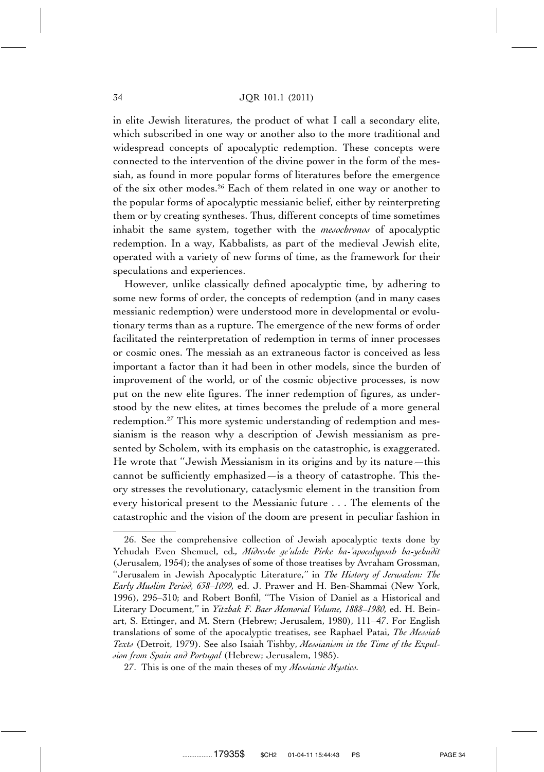in elite Jewish literatures, the product of what I call a secondary elite, which subscribed in one way or another also to the more traditional and widespread concepts of apocalyptic redemption. These concepts were connected to the intervention of the divine power in the form of the messiah, as found in more popular forms of literatures before the emergence of the six other modes.[26] Each of them related in one way or another to the popular forms of apocalyptic messianic belief, either by reinterpreting them or by creating syntheses. Thus, different concepts of time sometimes inhabit the same system, together with the *mesochronos* of apocalyptic redemption. In a way, Kabbalists, as part of the medieval Jewish elite, operated with a variety of new forms of time, as the framework for their speculations and experiences.

However, unlike classically defined apocalyptic time, by adhering to some new forms of order, the concepts of redemption (and in many cases messianic redemption) were understood more in developmental or evolutionary terms than as a rupture. The emergence of the new forms of order facilitated the reinterpretation of redemption in terms of inner processes or cosmic ones. The messiah as an extraneous factor is conceived as less important a factor than it had been in other models, since the burden of improvement of the world, or of the cosmic objective processes, is now put on the new elite figures. The inner redemption of figures, as understood by the new elites, at times becomes the prelude of a more general redemption.[27] This more systemic understanding of redemption and messianism is the reason why a description of Jewish messianism as presented by Scholem, with its emphasis on the catastrophic, is exaggerated. He wrote that "Jewish Messianism in its origins and by its nature—this cannot be sufficiently emphasized—is a theory of catastrophe. This theory stresses the revolutionary, cataclysmic element in the transition from every historical present to the Messianic future . . . The elements of the catastrophic and the vision of the doom are present in peculiar fashion in

---

26. See the comprehensive collection of Jewish apocalyptic texts done by Yehudah Even Shemuel, ed., *Midreshe ge'ulah: Pirke ha-'apocalypsah ha-yehudit* (Jerusalem, 1954); the analyses of some of those treatises by Avraham Grossman, "Jerusalem in Jewish Apocalyptic Literature," in *The History of Jerusalem: The Early Muslim Period, 638–1099,* ed. J. Prawer and H. Ben-Shammai (New York, 1996), 295–310; and Robert Bonfil, "The Vision of Daniel as a Historical and Literary Document," in *Yitzhak F. Baer Memorial Volume, 1888–1980,* ed. H. Beinart, S. Ettinger, and M. Stern (Hebrew; Jerusalem, 1980), 111–47. For English translations of some of the apocalyptic treatises, see Raphael Patai, *The Messiah Texts* (Detroit, 1979). See also Isaiah Tishby, *Messianism in the Time of the Expulsion from Spain and Portugal* (Hebrew; Jerusalem, 1985).

27. This is one of the main theses of my *Messianic Mystics*.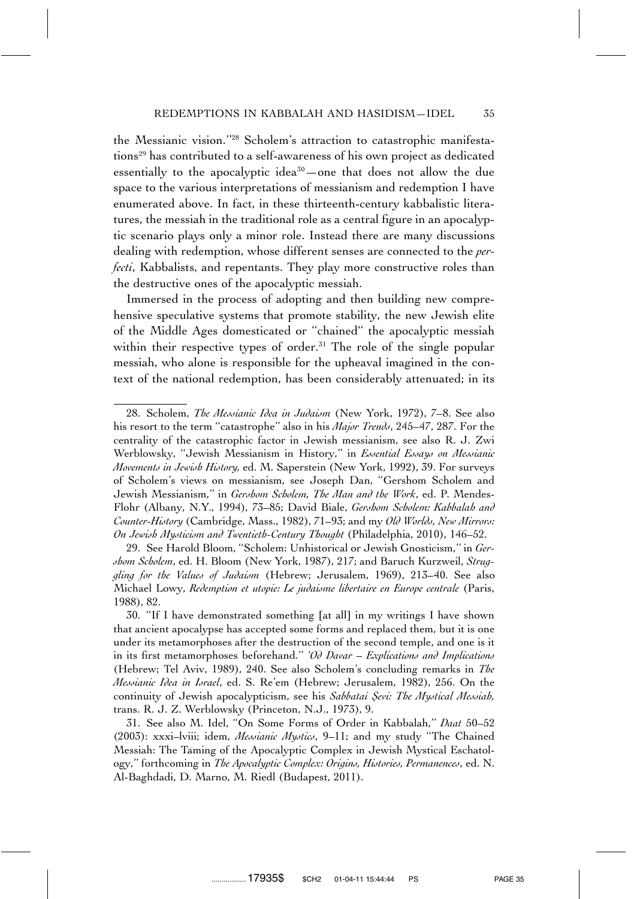the Messianic vision."[28] Scholem's attraction to catastrophic manifestations[29] has contributed to a self-awareness of his own project as dedicated essentially to the apocalyptic idea[30]—one that does not allow the due space to the various interpretations of messianism and redemption I have enumerated above. In fact, in these thirteenth-century kabbalistic literatures, the messiah in the traditional role as a central figure in an apocalyptic scenario plays only a minor role. Instead there are many discussions dealing with redemption, whose different senses are connected to the *perfecti*, Kabbalists, and repentants. They play more constructive roles than the destructive ones of the apocalyptic messiah.

Immersed in the process of adopting and then building new comprehensive speculative systems that promote stability, the new Jewish elite of the Middle Ages domesticated or "chained" the apocalyptic messiah within their respective types of order.[31] The role of the single popular messiah, who alone is responsible for the upheaval imagined in the context of the national redemption, has been considerably attenuated; in its

---

28. Scholem, *The Messianic Idea in Judaism* (New York, 1972), 7–8. See also his resort to the term "catastrophe" also in his *Major Trends*, 245–47, 287. For the centrality of the catastrophic factor in Jewish messianism, see also R. J. Zwi Werblowsky, "Jewish Messianism in History," in *Essential Essays on Messianic Movements in Jewish History,* ed. M. Saperstein (New York, 1992), 39. For surveys of Scholem's views on messianism, see Joseph Dan, "Gershom Scholem and Jewish Messianism," in *Gershom Scholem, The Man and the Work*, ed. P. Mendes-Flohr (Albany, N.Y., 1994), 73–85; David Biale, *Gershom Scholem: Kabbalah and Counter-History* (Cambridge, Mass., 1982), 71–93; and my *Old Worlds, New Mirrors: On Jewish Mysticism and Twentieth-Century Thought* (Philadelphia, 2010), 146–52.

29. See Harold Bloom, "Scholem: Unhistorical or Jewish Gnosticism," in *Gershom Scholem*, ed. H. Bloom (New York, 1987), 217; and Baruch Kurzweil, *Struggling for the Values of Judaism* (Hebrew; Jerusalem, 1969), 213–40. See also Michael Lowy, *Redemption et utopie: Le judaisme libertaire en Europe centrale* (Paris, 1988), 82.

30. "If I have demonstrated something [at all] in my writings I have shown that ancient apocalypse has accepted some forms and replaced them, but it is one under its metamorphoses after the destruction of the second temple, and one is it in its first metamorphoses beforehand." *'Od Davar – Explications and Implications* (Hebrew; Tel Aviv, 1989), 240. See also Scholem's concluding remarks in *The Messianic Idea in Israel*, ed. S. Re'em (Hebrew; Jerusalem, 1982), 256. On the continuity of Jewish apocalypticism, see his *Sabbatai Ṣevi: The Mystical Messiah,* trans. R. J. Z. Werblowsky (Princeton, N.J., 1973), 9.

31. See also M. Idel, "On Some Forms of Order in Kabbalah," *Daat* 50–52 (2003): xxxi–lviii; idem, *Messianic Mystics*, 9–11; and my study "The Chained Messiah: The Taming of the Apocalyptic Complex in Jewish Mystical Eschatology," forthcoming in *The Apocalyptic Complex: Origins, Histories, Permanences*, ed. N. Al-Baghdadi, D. Marno, M. Riedl (Budapest, 2011).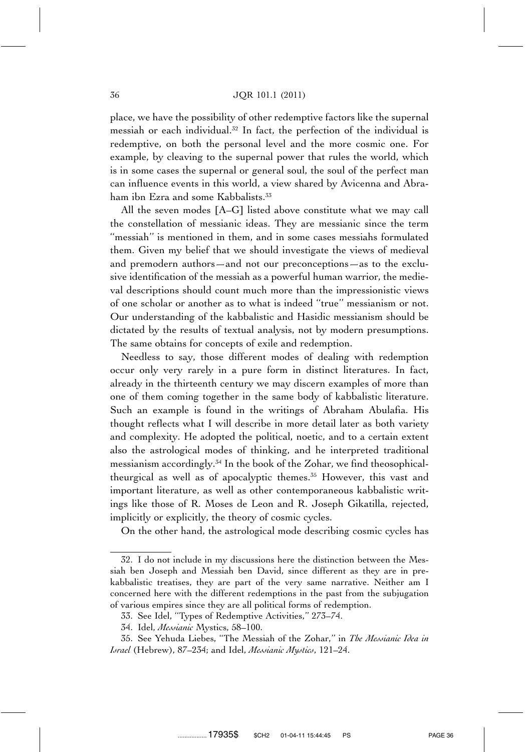place, we have the possibility of other redemptive factors like the supernal messiah or each individual.[32] In fact, the perfection of the individual is redemptive, on both the personal level and the more cosmic one. For example, by cleaving to the supernal power that rules the world, which is in some cases the supernal or general soul, the soul of the perfect man can influence events in this world, a view shared by Avicenna and Abraham ibn Ezra and some Kabbalists.[33]

All the seven modes [A–G] listed above constitute what we may call the constellation of messianic ideas. They are messianic since the term ''messiah'' is mentioned in them, and in some cases messiahs formulated them. Given my belief that we should investigate the views of medieval and premodern authors—and not our preconceptions—as to the exclusive identification of the messiah as a powerful human warrior, the medieval descriptions should count much more than the impressionistic views of one scholar or another as to what is indeed ''true'' messianism or not. Our understanding of the kabbalistic and Hasidic messianism should be dictated by the results of textual analysis, not by modern presumptions. The same obtains for concepts of exile and redemption.

Needless to say, those different modes of dealing with redemption occur only very rarely in a pure form in distinct literatures. In fact, already in the thirteenth century we may discern examples of more than one of them coming together in the same body of kabbalistic literature. Such an example is found in the writings of Abraham Abulafia. His thought reflects what I will describe in more detail later as both variety and complexity. He adopted the political, noetic, and to a certain extent also the astrological modes of thinking, and he interpreted traditional messianism accordingly.[34] In the book of the Zohar, we find theosophical-theurgical as well as of apocalyptic themes.[35] However, this vast and important literature, as well as other contemporaneous kabbalistic writings like those of R. Moses de Leon and R. Joseph Gikatilla, rejected, implicitly or explicitly, the theory of cosmic cycles.

On the other hand, the astrological mode describing cosmic cycles has

---

32. I do not include in my discussions here the distinction between the Messiah ben Joseph and Messiah ben David, since different as they are in pre-kabbalistic treatises, they are part of the very same narrative. Neither am I concerned here with the different redemptions in the past from the subjugation of various empires since they are all political forms of redemption.

33. See Idel, ''Types of Redemptive Activities,'' 273–74.

34. Idel, *Messianic* Mystics, 58–100.

35. See Yehuda Liebes, ''The Messiah of the Zohar,'' in *The Messianic Idea in Israel* (Hebrew), 87–234; and Idel, *Messianic Mystics*, 121–24.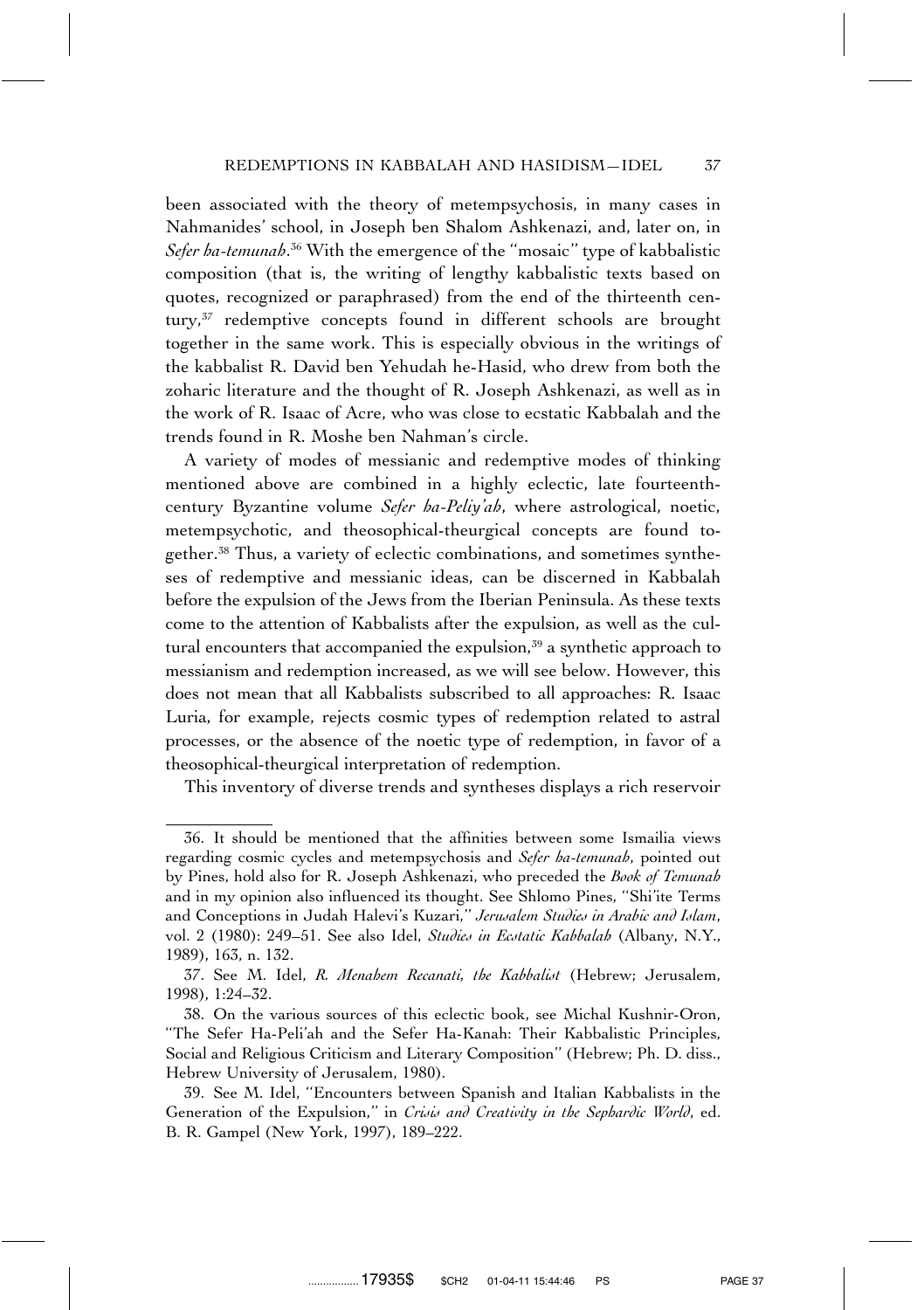been associated with the theory of metempsychosis, in many cases in Nahmanides' school, in Joseph ben Shalom Ashkenazi, and, later on, in *Sefer ha-temunah*.[36] With the emergence of the ''mosaic'' type of kabbalistic composition (that is, the writing of lengthy kabbalistic texts based on quotes, recognized or paraphrased) from the end of the thirteenth century,[37] redemptive concepts found in different schools are brought together in the same work. This is especially obvious in the writings of the kabbalist R. David ben Yehudah he-Hasid, who drew from both the zoharic literature and the thought of R. Joseph Ashkenazi, as well as in the work of R. Isaac of Acre, who was close to ecstatic Kabbalah and the trends found in R. Moshe ben Nahman's circle.

A variety of modes of messianic and redemptive modes of thinking mentioned above are combined in a highly eclectic, late fourteenth-century Byzantine volume *Sefer ha-Peliy'ah*, where astrological, noetic, metempsychotic, and theosophical-theurgical concepts are found together.[38] Thus, a variety of eclectic combinations, and sometimes syntheses of redemptive and messianic ideas, can be discerned in Kabbalah before the expulsion of the Jews from the Iberian Peninsula. As these texts come to the attention of Kabbalists after the expulsion, as well as the cultural encounters that accompanied the expulsion,[39] a synthetic approach to messianism and redemption increased, as we will see below. However, this does not mean that all Kabbalists subscribed to all approaches: R. Isaac Luria, for example, rejects cosmic types of redemption related to astral processes, or the absence of the noetic type of redemption, in favor of a theosophical-theurgical interpretation of redemption.

This inventory of diverse trends and syntheses displays a rich reservoir

---

36. It should be mentioned that the affinities between some Ismailia views regarding cosmic cycles and metempsychosis and *Sefer ha-temunah*, pointed out by Pines, hold also for R. Joseph Ashkenazi, who preceded the *Book of Temunah* and in my opinion also influenced its thought. See Shlomo Pines, ''Shi'ite Terms and Conceptions in Judah Halevi's Kuzari,'' *Jerusalem Studies in Arabic and Islam*, vol. 2 (1980): 249–51. See also Idel, *Studies in Ecstatic Kabbalah* (Albany, N.Y., 1989), 163, n. 132.

37. See M. Idel, *R. Menahem Recanati, the Kabbalist* (Hebrew; Jerusalem, 1998), 1:24–32.

38. On the various sources of this eclectic book, see Michal Kushnir-Oron, ''The Sefer Ha-Peli'ah and the Sefer Ha-Kanah: Their Kabbalistic Principles, Social and Religious Criticism and Literary Composition'' (Hebrew; Ph. D. diss., Hebrew University of Jerusalem, 1980).

39. See M. Idel, ''Encounters between Spanish and Italian Kabbalists in the Generation of the Expulsion,'' in *Crisis and Creativity in the Sephardic World*, ed. B. R. Gampel (New York, 1997), 189–222.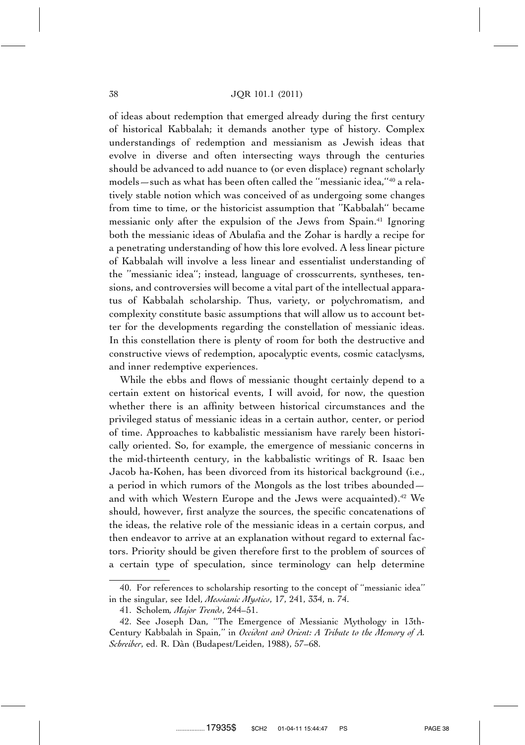of ideas about redemption that emerged already during the first century of historical Kabbalah; it demands another type of history. Complex understandings of redemption and messianism as Jewish ideas that evolve in diverse and often intersecting ways through the centuries should be advanced to add nuance to (or even displace) regnant scholarly models—such as what has been often called the ''messianic idea,''[40] a relatively stable notion which was conceived of as undergoing some changes from time to time, or the historicist assumption that ''Kabbalah'' became messianic only after the expulsion of the Jews from Spain.[41] Ignoring both the messianic ideas of Abulafia and the Zohar is hardly a recipe for a penetrating understanding of how this lore evolved. A less linear picture of Kabbalah will involve a less linear and essentialist understanding of the ''messianic idea''; instead, language of crosscurrents, syntheses, tensions, and controversies will become a vital part of the intellectual apparatus of Kabbalah scholarship. Thus, variety, or polychromatism, and complexity constitute basic assumptions that will allow us to account better for the developments regarding the constellation of messianic ideas. In this constellation there is plenty of room for both the destructive and constructive views of redemption, apocalyptic events, cosmic cataclysms, and inner redemptive experiences.

While the ebbs and flows of messianic thought certainly depend to a certain extent on historical events, I will avoid, for now, the question whether there is an affinity between historical circumstances and the privileged status of messianic ideas in a certain author, center, or period of time. Approaches to kabbalistic messianism have rarely been historically oriented. So, for example, the emergence of messianic concerns in the mid-thirteenth century, in the kabbalistic writings of R. Isaac ben Jacob ha-Kohen, has been divorced from its historical background (i.e., a period in which rumors of the Mongols as the lost tribes abounded—and with which Western Europe and the Jews were acquainted).[42] We should, however, first analyze the sources, the specific concatenations of the ideas, the relative role of the messianic ideas in a certain corpus, and then endeavor to arrive at an explanation without regard to external factors. Priority should be given therefore first to the problem of sources of a certain type of speculation, since terminology can help determine

---

40. For references to scholarship resorting to the concept of ''messianic idea'' in the singular, see Idel, *Messianic Mystics*, 17, 241, 334, n. 74.

41. Scholem, *Major Trends*, 244–51.

42. See Joseph Dan, ''The Emergence of Messianic Mythology in 13th-Century Kabbalah in Spain,'' in *Occident and Orient: A Tribute to the Memory of A. Schreiber*, ed. R. Dàn (Budapest/Leiden, 1988), 57–68.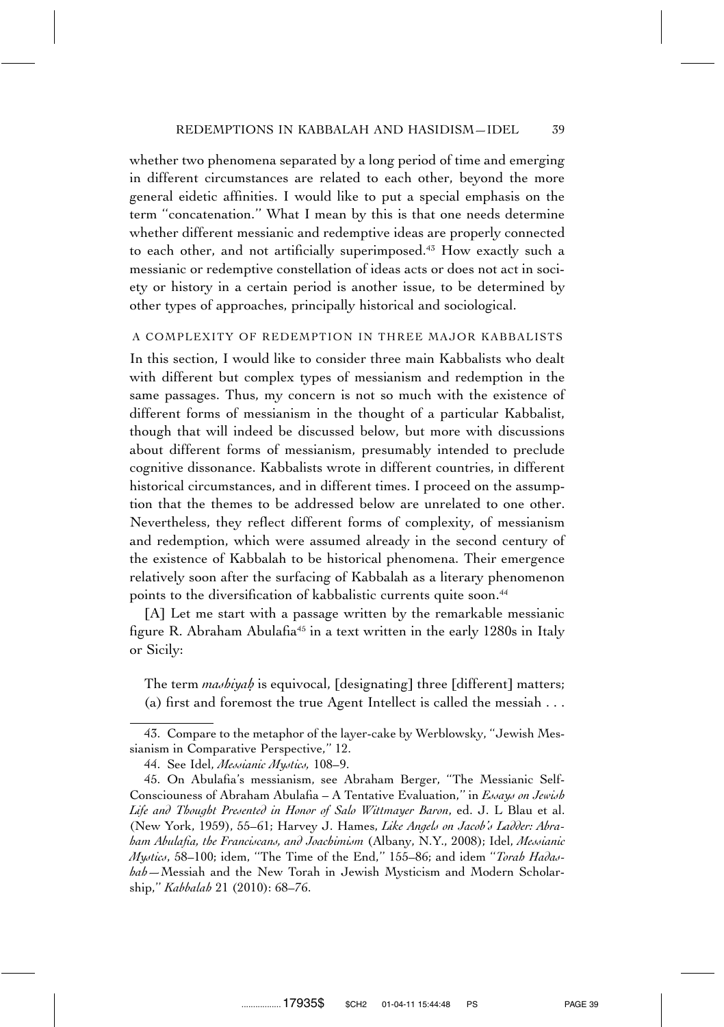whether two phenomena separated by a long period of time and emerging in different circumstances are related to each other, beyond the more general eidetic affinities. I would like to put a special emphasis on the term "concatenation." What I mean by this is that one needs determine whether different messianic and redemptive ideas are properly connected to each other, and not artificially superimposed.[43] How exactly such a messianic or redemptive constellation of ideas acts or does not act in society or history in a certain period is another issue, to be determined by other types of approaches, principally historical and sociological.

## A COMPLEXITY OF REDEMPTION IN THREE MAJOR KABBALISTS

In this section, I would like to consider three main Kabbalists who dealt with different but complex types of messianism and redemption in the same passages. Thus, my concern is not so much with the existence of different forms of messianism in the thought of a particular Kabbalist, though that will indeed be discussed below, but more with discussions about different forms of messianism, presumably intended to preclude cognitive dissonance. Kabbalists wrote in different countries, in different historical circumstances, and in different times. I proceed on the assumption that the themes to be addressed below are unrelated to one other. Nevertheless, they reflect different forms of complexity, of messianism and redemption, which were assumed already in the second century of the existence of Kabbalah to be historical phenomena. Their emergence relatively soon after the surfacing of Kabbalah as a literary phenomenon points to the diversification of kabbalistic currents quite soon.[44]

[A] Let me start with a passage written by the remarkable messianic figure R. Abraham Abulafia[45] in a text written in the early 1280s in Italy or Sicily:

> The term *mashiyaḥ* is equivocal, [designating] three [different] matters; (a) first and foremost the true Agent Intellect is called the messiah . . .

---

43. Compare to the metaphor of the layer-cake by Werblowsky, "Jewish Messianism in Comparative Perspective," 12.

44. See Idel, *Messianic Mystics,* 108–9.

45. On Abulafia's messianism, see Abraham Berger, "The Messianic Self-Consciouness of Abraham Abulafia – A Tentative Evaluation," in *Essays on Jewish Life and Thought Presented in Honor of Salo Wittmayer Baron*, ed. J. L Blau et al. (New York, 1959), 55–61; Harvey J. Hames, *Like Angels on Jacob's Ladder: Abraham Abulafia, the Franciscans, and Joachimism* (Albany, N.Y., 2008); Idel, *Messianic Mystics*, 58–100; idem, "The Time of the End," 155–86; and idem "*Torah Hadashah*—Messiah and the New Torah in Jewish Mysticism and Modern Scholarship," *Kabbalah* 21 (2010): 68–76.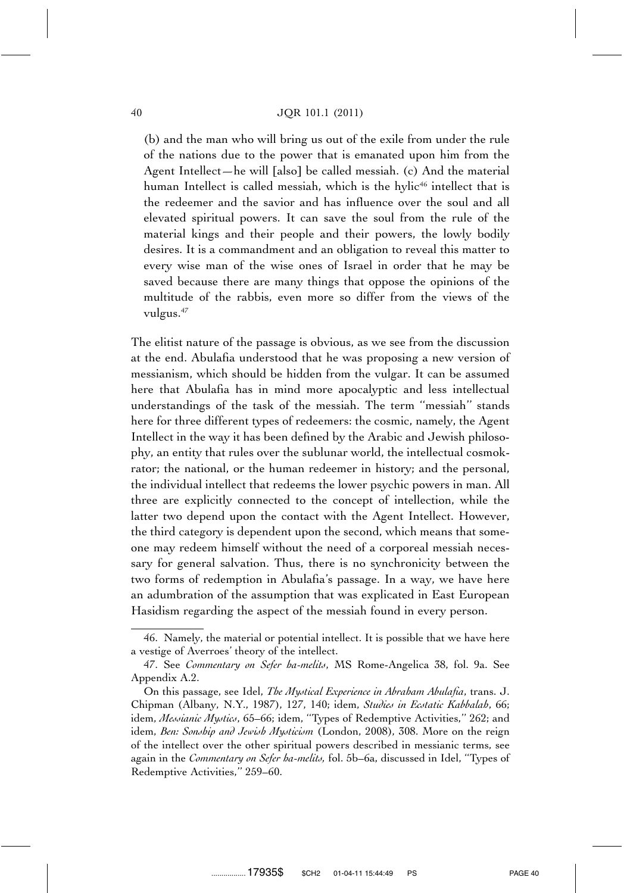> (b) and the man who will bring us out of the exile from under the rule of the nations due to the power that is emanated upon him from the Agent Intellect—he will [also] be called messiah. (c) And the material human Intellect is called messiah, which is the hylic[46] intellect that is the redeemer and the savior and has influence over the soul and all elevated spiritual powers. It can save the soul from the rule of the material kings and their people and their powers, the lowly bodily desires. It is a commandment and an obligation to reveal this matter to every wise man of the wise ones of Israel in order that he may be saved because there are many things that oppose the opinions of the multitude of the rabbis, even more so differ from the views of the vulgus.[47]

The elitist nature of the passage is obvious, as we see from the discussion at the end. Abulafia understood that he was proposing a new version of messianism, which should be hidden from the vulgar. It can be assumed here that Abulafia has in mind more apocalyptic and less intellectual understandings of the task of the messiah. The term "messiah" stands here for three different types of redeemers: the cosmic, namely, the Agent Intellect in the way it has been defined by the Arabic and Jewish philosophy, an entity that rules over the sublunar world, the intellectual cosmokrator; the national, or the human redeemer in history; and the personal, the individual intellect that redeems the lower psychic powers in man. All three are explicitly connected to the concept of intellection, while the latter two depend upon the contact with the Agent Intellect. However, the third category is dependent upon the second, which means that someone may redeem himself without the need of a corporeal messiah necessary for general salvation. Thus, there is no synchronicity between the two forms of redemption in Abulafia's passage. In a way, we have here an adumbration of the assumption that was explicated in East European Hasidism regarding the aspect of the messiah found in every person.

---

46. Namely, the material or potential intellect. It is possible that we have here a vestige of Averroes' theory of the intellect.

47. See *Commentary on Sefer ha-melits*, MS Rome-Angelica 38, fol. 9a. See Appendix A.2.

On this passage, see Idel, *The Mystical Experience in Abraham Abulafia*, trans. J. Chipman (Albany, N.Y., 1987), 127, 140; idem, *Studies in Ecstatic Kabbalah*, 66; idem, *Messianic Mystics*, 65–66; idem, "Types of Redemptive Activities," 262; and idem, *Ben: Sonship and Jewish Mysticism* (London, 2008), 308. More on the reign of the intellect over the other spiritual powers described in messianic terms, see again in the *Commentary on Sefer ha-melits*, fol. 5b–6a, discussed in Idel, "Types of Redemptive Activities," 259–60.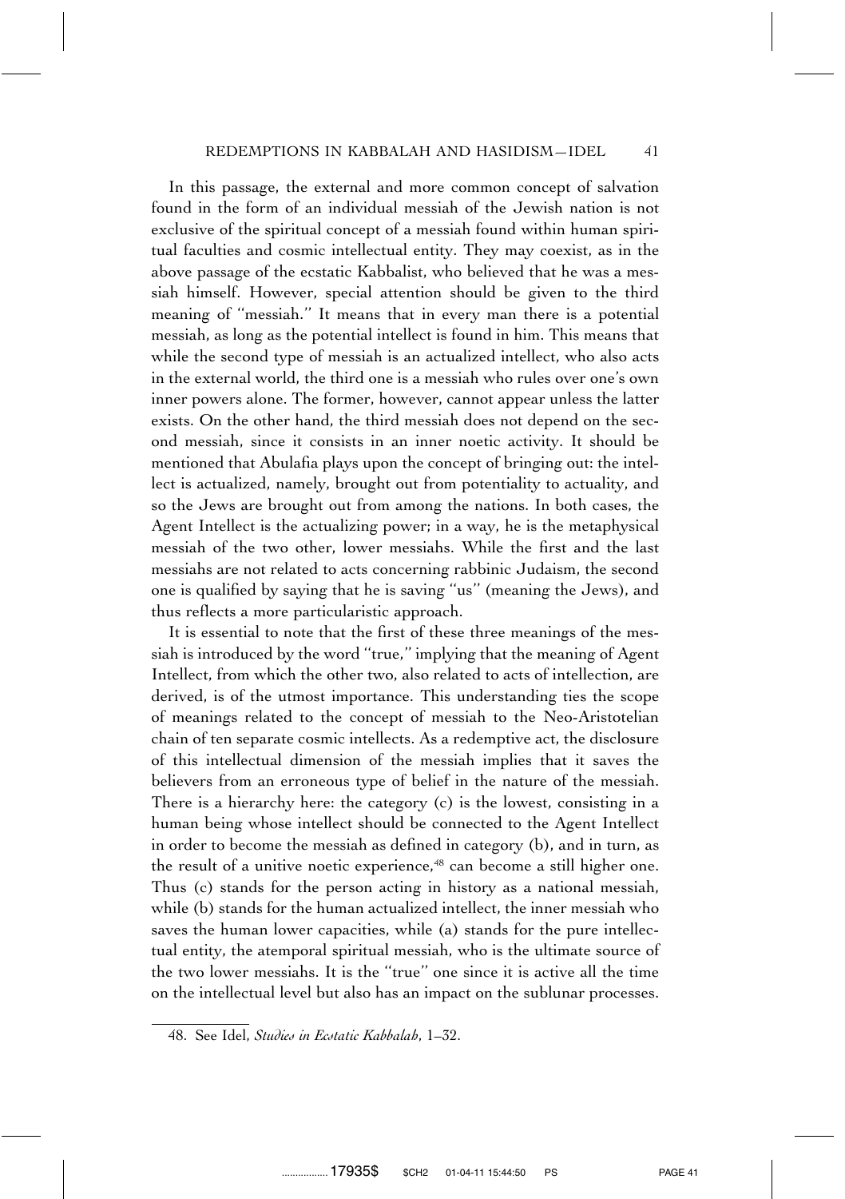In this passage, the external and more common concept of salvation found in the form of an individual messiah of the Jewish nation is not exclusive of the spiritual concept of a messiah found within human spiritual faculties and cosmic intellectual entity. They may coexist, as in the above passage of the ecstatic Kabbalist, who believed that he was a messiah himself. However, special attention should be given to the third meaning of "messiah." It means that in every man there is a potential messiah, as long as the potential intellect is found in him. This means that while the second type of messiah is an actualized intellect, who also acts in the external world, the third one is a messiah who rules over one's own inner powers alone. The former, however, cannot appear unless the latter exists. On the other hand, the third messiah does not depend on the second messiah, since it consists in an inner noetic activity. It should be mentioned that Abulafia plays upon the concept of bringing out: the intellect is actualized, namely, brought out from potentiality to actuality, and so the Jews are brought out from among the nations. In both cases, the Agent Intellect is the actualizing power; in a way, he is the metaphysical messiah of the two other, lower messiahs. While the first and the last messiahs are not related to acts concerning rabbinic Judaism, the second one is qualified by saying that he is saving "us" (meaning the Jews), and thus reflects a more particularistic approach.

It is essential to note that the first of these three meanings of the messiah is introduced by the word "true," implying that the meaning of Agent Intellect, from which the other two, also related to acts of intellection, are derived, is of the utmost importance. This understanding ties the scope of meanings related to the concept of messiah to the Neo-Aristotelian chain of ten separate cosmic intellects. As a redemptive act, the disclosure of this intellectual dimension of the messiah implies that it saves the believers from an erroneous type of belief in the nature of the messiah. There is a hierarchy here: the category (c) is the lowest, consisting in a human being whose intellect should be connected to the Agent Intellect in order to become the messiah as defined in category (b), and in turn, as the result of a unitive noetic experience,[48] can become a still higher one. Thus (c) stands for the person acting in history as a national messiah, while (b) stands for the human actualized intellect, the inner messiah who saves the human lower capacities, while (a) stands for the pure intellectual entity, the atemporal spiritual messiah, who is the ultimate source of the two lower messiahs. It is the "true" one since it is active all the time on the intellectual level but also has an impact on the sublunar processes.

48. See Idel, *Studies in Ecstatic Kabbalah*, 1–32.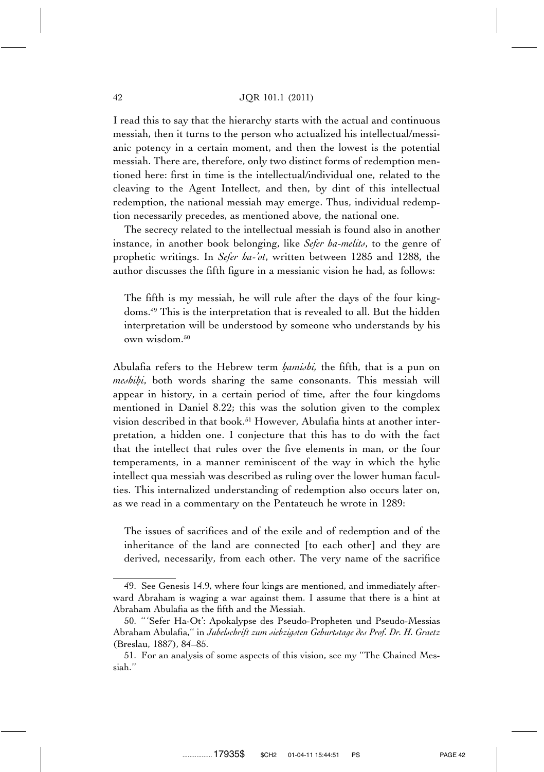I read this to say that the hierarchy starts with the actual and continuous messiah, then it turns to the person who actualized his intellectual/messianic potency in a certain moment, and then the lowest is the potential messiah. There are, therefore, only two distinct forms of redemption mentioned here: first in time is the intellectual/individual one, related to the cleaving to the Agent Intellect, and then, by dint of this intellectual redemption, the national messiah may emerge. Thus, individual redemption necessarily precedes, as mentioned above, the national one.

The secrecy related to the intellectual messiah is found also in another instance, in another book belonging, like *Sefer ha-melits*, to the genre of prophetic writings. In *Sefer ha-'ot*, written between 1285 and 1288, the author discusses the fifth figure in a messianic vision he had, as follows:

> The fifth is my messiah, he will rule after the days of the four kingdoms.[49] This is the interpretation that is revealed to all. But the hidden interpretation will be understood by someone who understands by his own wisdom.[50]

Abulafia refers to the Hebrew term *ḥamishi,* the fifth, that is a pun on *meshiḥi*, both words sharing the same consonants. This messiah will appear in history, in a certain period of time, after the four kingdoms mentioned in Daniel 8.22; this was the solution given to the complex vision described in that book.[51] However, Abulafia hints at another interpretation, a hidden one. I conjecture that this has to do with the fact that the intellect that rules over the five elements in man, or the four temperaments, in a manner reminiscent of the way in which the hylic intellect qua messiah was described as ruling over the lower human faculties. This internalized understanding of redemption also occurs later on, as we read in a commentary on the Pentateuch he wrote in 1289:

> The issues of sacrifices and of the exile and of redemption and of the inheritance of the land are connected [to each other] and they are derived, necessarily, from each other. The very name of the sacrifice

---

49. See Genesis 14.9, where four kings are mentioned, and immediately afterward Abraham is waging a war against them. I assume that there is a hint at Abraham Abulafia as the fifth and the Messiah.

50. "'Sefer Ha-Ot': Apokalypse des Pseudo-Propheten und Pseudo-Messias Abraham Abulafia," in *Jubelschrift zum siebzigsten Geburtstage des Prof. Dr. H. Graetz* (Breslau, 1887), 84–85.

51. For an analysis of some aspects of this vision, see my "The Chained Messiah."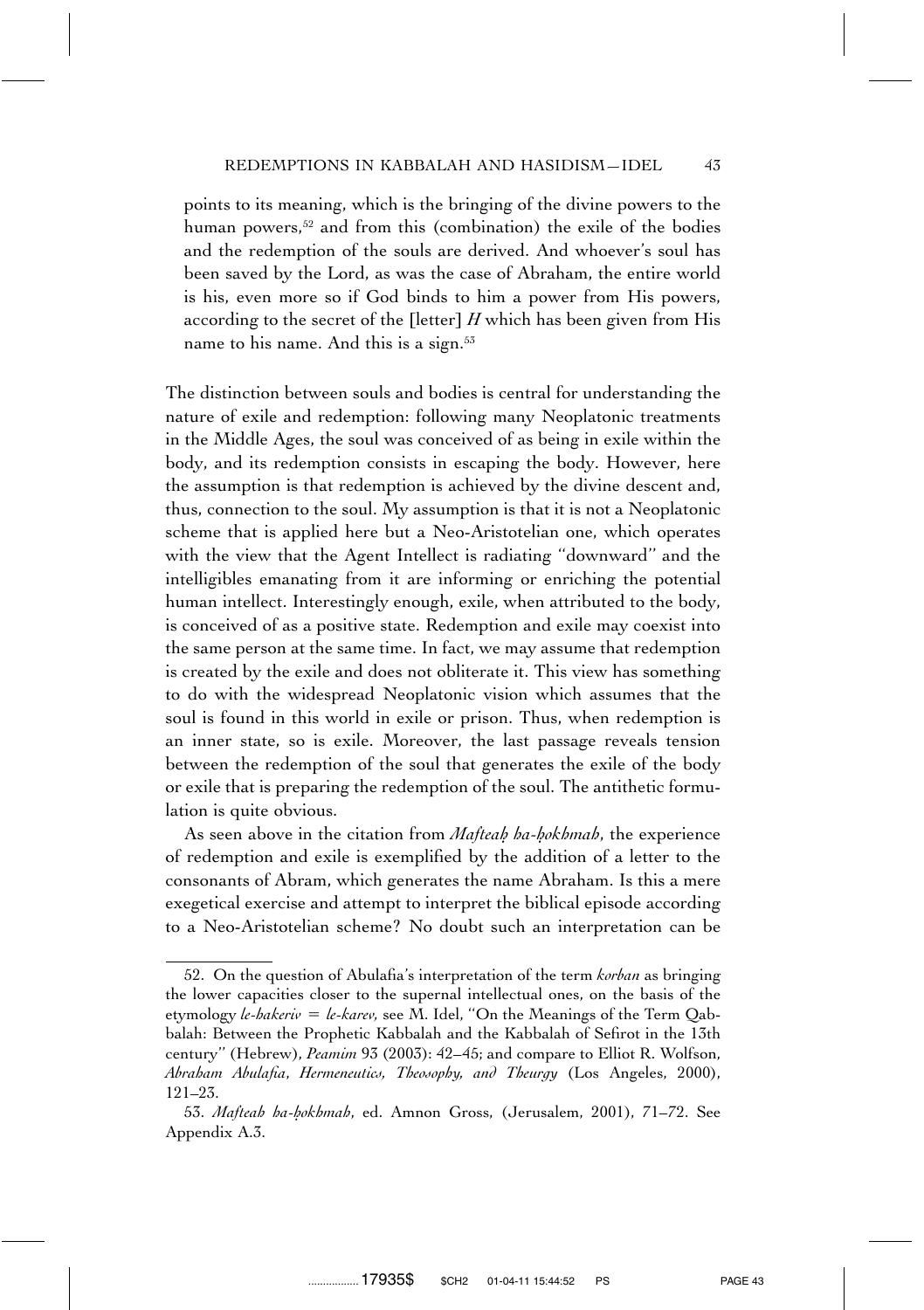points to its meaning, which is the bringing of the divine powers to the human powers,[52] and from this (combination) the exile of the bodies and the redemption of the souls are derived. And whoever's soul has been saved by the Lord, as was the case of Abraham, the entire world is his, even more so if God binds to him a power from His powers, according to the secret of the [letter] *H* which has been given from His name to his name. And this is a sign.[53]

The distinction between souls and bodies is central for understanding the nature of exile and redemption: following many Neoplatonic treatments in the Middle Ages, the soul was conceived of as being in exile within the body, and its redemption consists in escaping the body. However, here the assumption is that redemption is achieved by the divine descent and, thus, connection to the soul. My assumption is that it is not a Neoplatonic scheme that is applied here but a Neo-Aristotelian one, which operates with the view that the Agent Intellect is radiating ''downward'' and the intelligibles emanating from it are informing or enriching the potential human intellect. Interestingly enough, exile, when attributed to the body, is conceived of as a positive state. Redemption and exile may coexist into the same person at the same time. In fact, we may assume that redemption is created by the exile and does not obliterate it. This view has something to do with the widespread Neoplatonic vision which assumes that the soul is found in this world in exile or prison. Thus, when redemption is an inner state, so is exile. Moreover, the last passage reveals tension between the redemption of the soul that generates the exile of the body or exile that is preparing the redemption of the soul. The antithetic formulation is quite obvious.

As seen above in the citation from *Mafteaḥ ha-ḥokhmah*, the experience of redemption and exile is exemplified by the addition of a letter to the consonants of Abram, which generates the name Abraham. Is this a mere exegetical exercise and attempt to interpret the biblical episode according to a Neo-Aristotelian scheme? No doubt such an interpretation can be

---

52. On the question of Abulafia's interpretation of the term *korban* as bringing the lower capacities closer to the supernal intellectual ones, on the basis of the etymology *le-hakeriv* = *le-karev*, see M. Idel, ''On the Meanings of the Term Qabbalah: Between the Prophetic Kabbalah and the Kabbalah of Sefirot in the 13th century'' (Hebrew), *Peamim* 93 (2003): 42–45; and compare to Elliot R. Wolfson, *Abraham Abulafia, Hermeneutics, Theosophy, and Theurgy* (Los Angeles, 2000), 121–23.

53. *Mafteaḥ ha-ḥokhmah*, ed. Amnon Gross, (Jerusalem, 2001), 71–72. See Appendix A.3.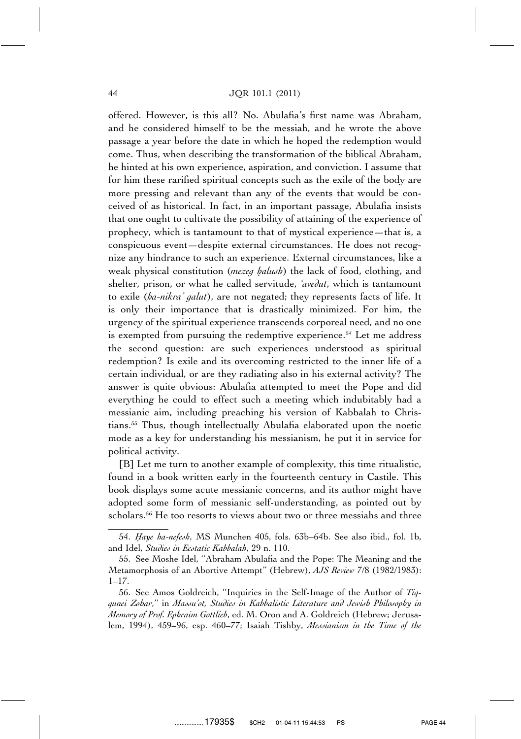offered. However, is this all? No. Abulafia's first name was Abraham, and he considered himself to be the messiah, and he wrote the above passage a year before the date in which he hoped the redemption would come. Thus, when describing the transformation of the biblical Abraham, he hinted at his own experience, aspiration, and conviction. I assume that for him these rarified spiritual concepts such as the exile of the body are more pressing and relevant than any of the events that would be conceived of as historical. In fact, in an important passage, Abulafia insists that one ought to cultivate the possibility of attaining of the experience of prophecy, which is tantamount to that of mystical experience—that is, a conspicuous event—despite external circumstances. He does not recognize any hindrance to such an experience. External circumstances, like a weak physical constitution (*mezeg ḥalush*) the lack of food, clothing, and shelter, prison, or what he called servitude, *'avedut*, which is tantamount to exile (*ha-nikra' galut*), are not negated; they represents facts of life. It is only their importance that is drastically minimized. For him, the urgency of the spiritual experience transcends corporeal need, and no one is exempted from pursuing the redemptive experience.[54] Let me address the second question: are such experiences understood as spiritual redemption? Is exile and its overcoming restricted to the inner life of a certain individual, or are they radiating also in his external activity? The answer is quite obvious: Abulafia attempted to meet the Pope and did everything he could to effect such a meeting which indubitably had a messianic aim, including preaching his version of Kabbalah to Christians.[55] Thus, though intellectually Abulafia elaborated upon the noetic mode as a key for understanding his messianism, he put it in service for political activity.

[B] Let me turn to another example of complexity, this time ritualistic, found in a book written early in the fourteenth century in Castile. This book displays some acute messianic concerns, and its author might have adopted some form of messianic self-understanding, as pointed out by scholars.[56] He too resorts to views about two or three messiahs and three

---

54. *Ḥaye ha-nefesh*, MS Munchen 405, fols. 63b–64b. See also ibid., fol. 1b, and Idel, *Studies in Ecstatic Kabbalah*, 29 n. 110.

55. See Moshe Idel, "Abraham Abulafia and the Pope: The Meaning and the Metamorphosis of an Abortive Attempt" (Hebrew), *AJS Review* 7/8 (1982/1983): 1–17.

56. See Amos Goldreich, "Inquiries in the Self-Image of the Author of *Tiqqunei Zohar*," in *Massu'ot, Studies in Kabbalistic Literature and Jewish Philosophy in Memory of Prof. Ephraim Gottlieb*, ed. M. Oron and A. Goldreich (Hebrew; Jerusalem, 1994), 459–96, esp. 460–77; Isaiah Tishby, *Messianism in the Time of the*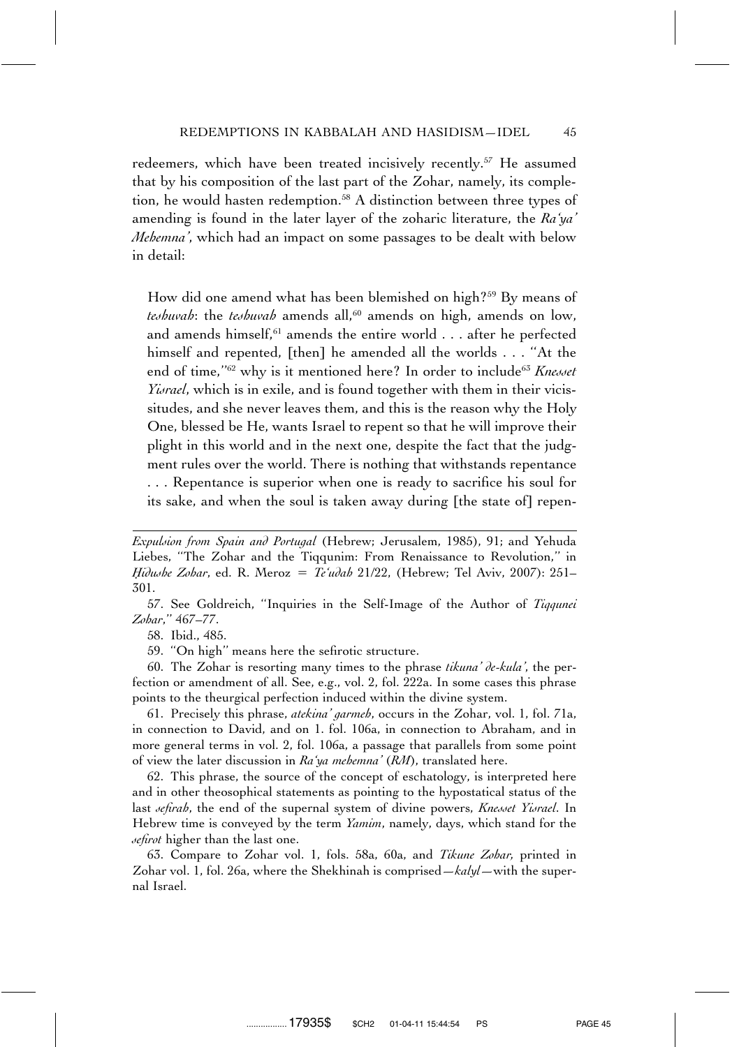redeemers, which have been treated incisively recently.[57] He assumed that by his composition of the last part of the Zohar, namely, its completion, he would hasten redemption.[58] A distinction between three types of amending is found in the later layer of the zoharic literature, the *Ra'ya' Mehemna'*, which had an impact on some passages to be dealt with below in detail:

> How did one amend what has been blemished on high?[59] By means of *teshuvah*: the *teshuvah* amends all,[60] amends on high, amends on low, and amends himself,[61] amends the entire world . . . after he perfected himself and repented, [then] he amended all the worlds . . . ''At the end of time,''[62] why is it mentioned here? In order to include[63] *Knesset Yisrael*, which is in exile, and is found together with them in their vicissitudes, and she never leaves them, and this is the reason why the Holy One, blessed be He, wants Israel to repent so that he will improve their plight in this world and in the next one, despite the fact that the judgment rules over the world. There is nothing that withstands repentance . . . Repentance is superior when one is ready to sacrifice his soul for its sake, and when the soul is taken away during [the state of] repen-

---

*Expulsion from Spain and Portugal* (Hebrew; Jerusalem, 1985), 91; and Yehuda Liebes, ''The Zohar and the Tiqqunim: From Renaissance to Revolution,'' in *Ḥidushe Zohar*, ed. R. Meroz = *Te'udah* 21/22, (Hebrew; Tel Aviv, 2007): 251–301.

57. See Goldreich, ''Inquiries in the Self-Image of the Author of *Tiqqunei Zohar*,'' 467–77.

58. Ibid., 485.

59. ''On high'' means here the sefirotic structure.

60. The Zohar is resorting many times to the phrase *tikuna' de-kula'*, the perfection or amendment of all. See, e.g., vol. 2, fol. 222a. In some cases this phrase points to the theurgical perfection induced within the divine system.

61. Precisely this phrase, *atekina' garmeh*, occurs in the Zohar, vol. 1, fol. 71a, in connection to David, and on 1. fol. 106a, in connection to Abraham, and in more general terms in vol. 2, fol. 106a, a passage that parallels from some point of view the later discussion in *Ra'ya mehemna'* (*RM*), translated here.

62. This phrase, the source of the concept of eschatology, is interpreted here and in other theosophical statements as pointing to the hypostatical status of the last *sefirah*, the end of the supernal system of divine powers, *Knesset Yisrael*. In Hebrew time is conveyed by the term *Yamim*, namely, days, which stand for the *sefirot* higher than the last one.

63. Compare to Zohar vol. 1, fols. 58a, 60a, and *Tikune Zohar*, printed in Zohar vol. 1, fol. 26a, where the Shekhinah is comprised—*kalyl*—with the supernal Israel.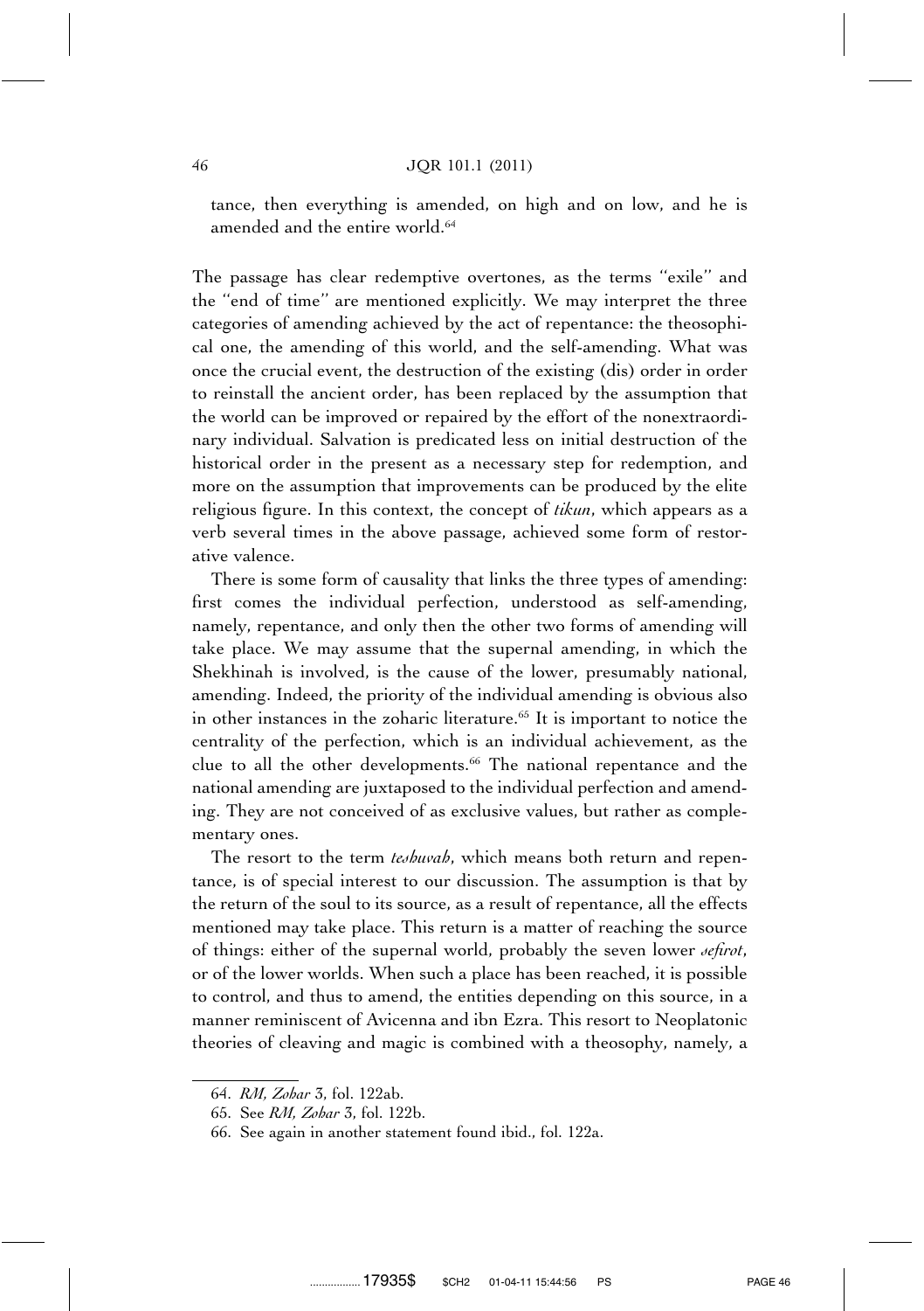tance, then everything is amended, on high and on low, and he is amended and the entire world.[64]

The passage has clear redemptive overtones, as the terms ''exile'' and the ''end of time'' are mentioned explicitly. We may interpret the three categories of amending achieved by the act of repentance: the theosophical one, the amending of this world, and the self-amending. What was once the crucial event, the destruction of the existing (dis) order in order to reinstall the ancient order, has been replaced by the assumption that the world can be improved or repaired by the effort of the nonextraordinary individual. Salvation is predicated less on initial destruction of the historical order in the present as a necessary step for redemption, and more on the assumption that improvements can be produced by the elite religious figure. In this context, the concept of *tikun*, which appears as a verb several times in the above passage, achieved some form of restorative valence.

There is some form of causality that links the three types of amending: first comes the individual perfection, understood as self-amending, namely, repentance, and only then the other two forms of amending will take place. We may assume that the supernal amending, in which the Shekhinah is involved, is the cause of the lower, presumably national, amending. Indeed, the priority of the individual amending is obvious also in other instances in the zoharic literature.[65] It is important to notice the centrality of the perfection, which is an individual achievement, as the clue to all the other developments.[66] The national repentance and the national amending are juxtaposed to the individual perfection and amending. They are not conceived of as exclusive values, but rather as complementary ones.

The resort to the term *teshuvah*, which means both return and repentance, is of special interest to our discussion. The assumption is that by the return of the soul to its source, as a result of repentance, all the effects mentioned may take place. This return is a matter of reaching the source of things: either of the supernal world, probably the seven lower *sefirot*, or of the lower worlds. When such a place has been reached, it is possible to control, and thus to amend, the entities depending on this source, in a manner reminiscent of Avicenna and ibn Ezra. This resort to Neoplatonic theories of cleaving and magic is combined with a theosophy, namely, a

64. *RM, Zohar* 3, fol. 122ab.

65. See *RM, Zohar* 3, fol. 122b.

66. See again in another statement found ibid., fol. 122a.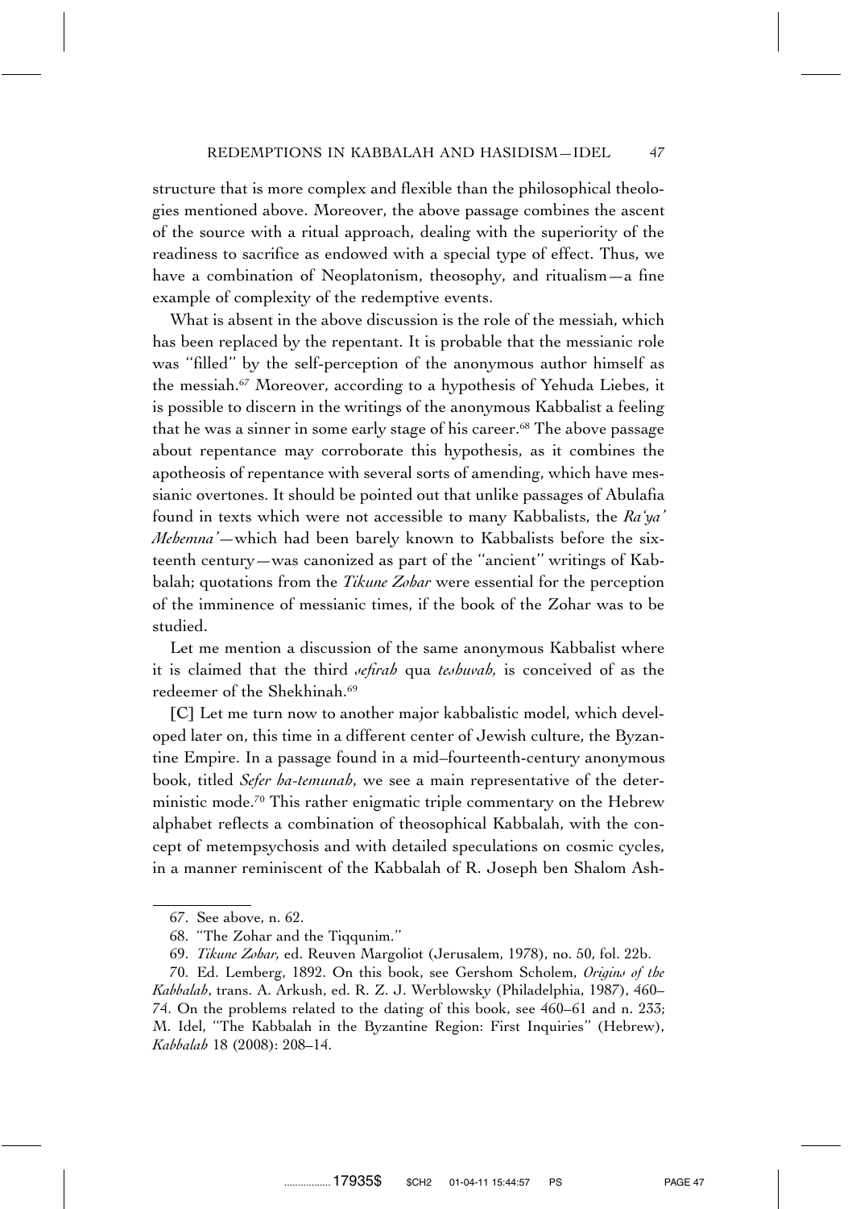structure that is more complex and flexible than the philosophical theologies mentioned above. Moreover, the above passage combines the ascent of the source with a ritual approach, dealing with the superiority of the readiness to sacrifice as endowed with a special type of effect. Thus, we have a combination of Neoplatonism, theosophy, and ritualism—a fine example of complexity of the redemptive events.

What is absent in the above discussion is the role of the messiah, which has been replaced by the repentant. It is probable that the messianic role was ''filled'' by the self-perception of the anonymous author himself as the messiah.[67] Moreover, according to a hypothesis of Yehuda Liebes, it is possible to discern in the writings of the anonymous Kabbalist a feeling that he was a sinner in some early stage of his career.[68] The above passage about repentance may corroborate this hypothesis, as it combines the apotheosis of repentance with several sorts of amending, which have messianic overtones. It should be pointed out that unlike passages of Abulafia found in texts which were not accessible to many Kabbalists, the *Ra'ya' Mehemna'*—which had been barely known to Kabbalists before the sixteenth century—was canonized as part of the ''ancient'' writings of Kabbalah; quotations from the *Tikune Zohar* were essential for the perception of the imminence of messianic times, if the book of the Zohar was to be studied.

Let me mention a discussion of the same anonymous Kabbalist where it is claimed that the third *sefirah* qua *teshuvah,* is conceived of as the redeemer of the Shekhinah.[69]

[C] Let me turn now to another major kabbalistic model, which developed later on, this time in a different center of Jewish culture, the Byzantine Empire. In a passage found in a mid–fourteenth-century anonymous book, titled *Sefer ha-temunah*, we see a main representative of the deterministic mode.[70] This rather enigmatic triple commentary on the Hebrew alphabet reflects a combination of theosophical Kabbalah, with the concept of metempsychosis and with detailed speculations on cosmic cycles, in a manner reminiscent of the Kabbalah of R. Joseph ben Shalom Ash-

---

67. See above, n. 62.

68. ''The Zohar and the Tiqqunim.''

69. *Tikune Zohar,* ed. Reuven Margoliot (Jerusalem, 1978), no. 50, fol. 22b.

70. Ed. Lemberg, 1892. On this book, see Gershom Scholem, *Origins of the Kabbalah*, trans. A. Arkush, ed. R. Z. J. Werblowsky (Philadelphia, 1987), 460–74. On the problems related to the dating of this book, see 460–61 and n. 233; M. Idel, ''The Kabbalah in the Byzantine Region: First Inquiries'' (Hebrew), *Kabbalah* 18 (2008): 208–14.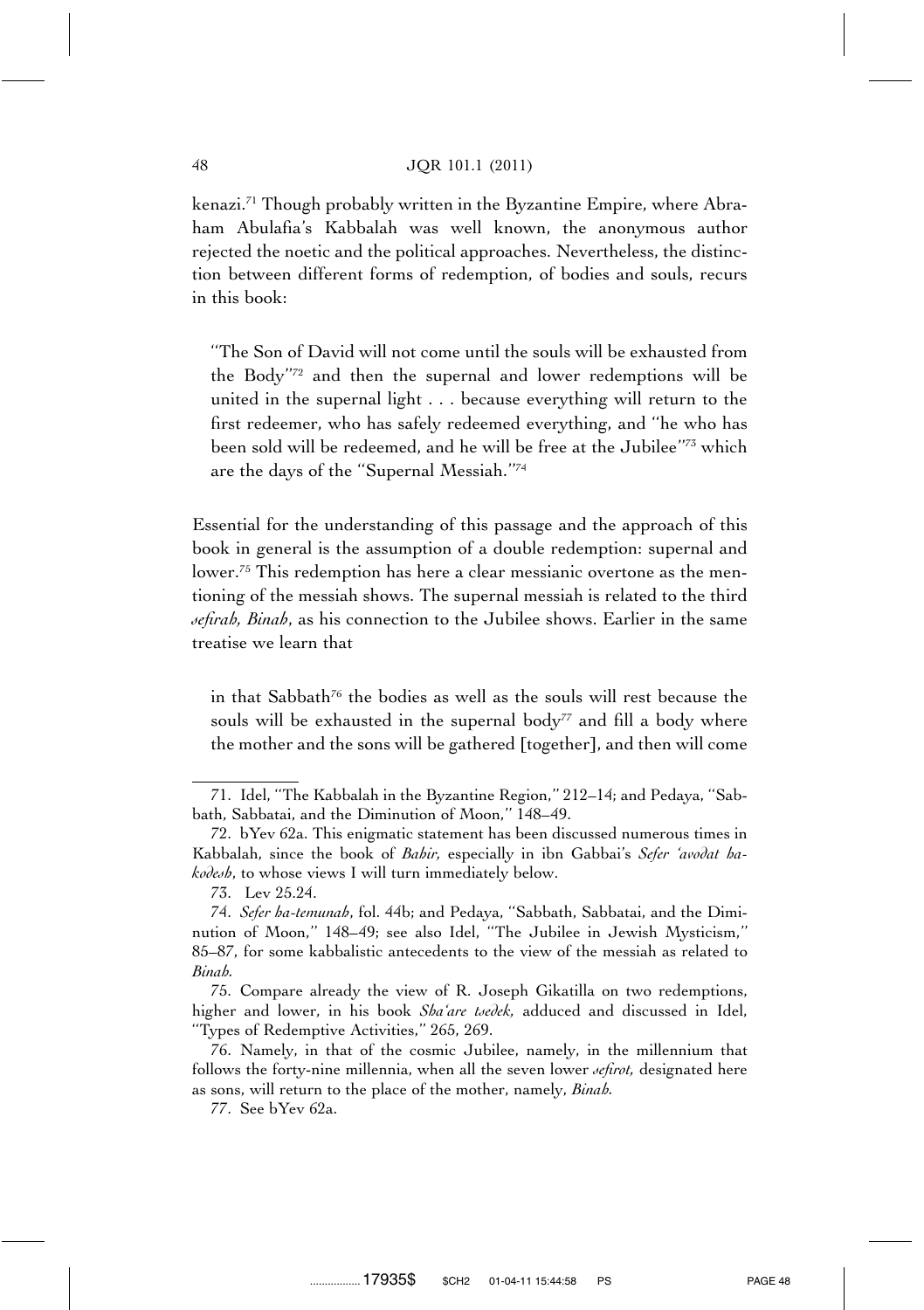kenazi.[71] Though probably written in the Byzantine Empire, where Abraham Abulafia's Kabbalah was well known, the anonymous author rejected the noetic and the political approaches. Nevertheless, the distinction between different forms of redemption, of bodies and souls, recurs in this book:

> ''The Son of David will not come until the souls will be exhausted from the Body''[72] and then the supernal and lower redemptions will be united in the supernal light . . . because everything will return to the first redeemer, who has safely redeemed everything, and ''he who has been sold will be redeemed, and he will be free at the Jubilee''[73] which are the days of the ''Supernal Messiah.''[74]

Essential for the understanding of this passage and the approach of this book in general is the assumption of a double redemption: supernal and lower.[75] This redemption has here a clear messianic overtone as the mentioning of the messiah shows. The supernal messiah is related to the third *sefirah, Binah*, as his connection to the Jubilee shows. Earlier in the same treatise we learn that

> in that Sabbath[76] the bodies as well as the souls will rest because the souls will be exhausted in the supernal body[77] and fill a body where the mother and the sons will be gathered [together], and then will come

---

71. Idel, ''The Kabbalah in the Byzantine Region,'' 212–14; and Pedaya, ''Sabbath, Sabbatai, and the Diminution of Moon,'' 148–49.

72. bYev 62a. This enigmatic statement has been discussed numerous times in Kabbalah, since the book of *Bahir,* especially in ibn Gabbai's *Sefer 'avodat ha-kodesh*, to whose views I will turn immediately below.

73. Lev 25.24.

74. *Sefer ha-temunah*, fol. 44b; and Pedaya, ''Sabbath, Sabbatai, and the Diminution of Moon,'' 148–49; see also Idel, ''The Jubilee in Jewish Mysticism,'' 85–87, for some kabbalistic antecedents to the view of the messiah as related to *Binah*.

75. Compare already the view of R. Joseph Gikatilla on two redemptions, higher and lower, in his book *Sha'are tsedek,* adduced and discussed in Idel, ''Types of Redemptive Activities,'' 265, 269.

76. Namely, in that of the cosmic Jubilee, namely, in the millennium that follows the forty-nine millennia, when all the seven lower *sefirot,* designated here as sons, will return to the place of the mother, namely, *Binah*.

77. See bYev 62a.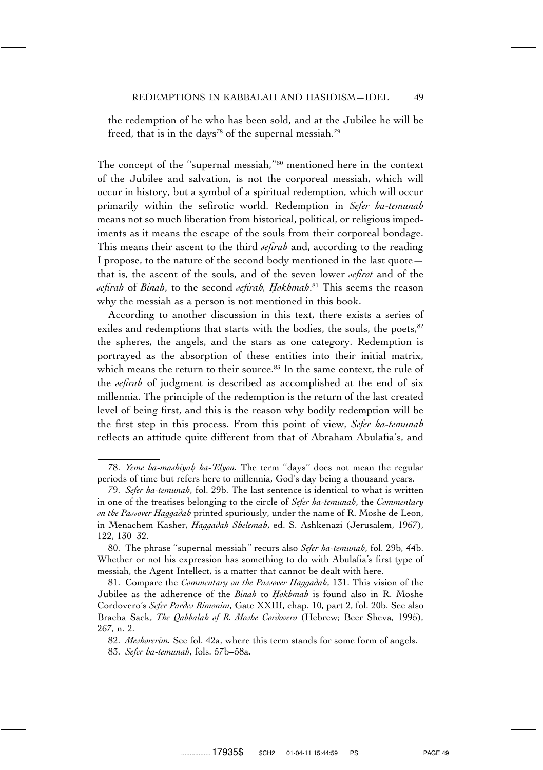the redemption of he who has been sold, and at the Jubilee he will be freed, that is in the days[78] of the supernal messiah.[79]

The concept of the "supernal messiah,"[80] mentioned here in the context of the Jubilee and salvation, is not the corporeal messiah, which will occur in history, but a symbol of a spiritual redemption, which will occur primarily within the sefirotic world. Redemption in *Sefer ha-temunah* means not so much liberation from historical, political, or religious impediments as it means the escape of the souls from their corporeal bondage. This means their ascent to the third *sefirah* and, according to the reading I propose, to the nature of the second body mentioned in the last quote—that is, the ascent of the souls, and of the seven lower *sefirot* and of the *sefirah* of *Binah*, to the second *sefirah, Ḥokhmah*.[81] This seems the reason why the messiah as a person is not mentioned in this book.

According to another discussion in this text, there exists a series of exiles and redemptions that starts with the bodies, the souls, the poets,[82] the spheres, the angels, and the stars as one category. Redemption is portrayed as the absorption of these entities into their initial matrix, which means the return to their source.[83] In the same context, the rule of the *sefirah* of judgment is described as accomplished at the end of six millennia. The principle of the redemption is the return of the last created level of being first, and this is the reason why bodily redemption will be the first step in this process. From this point of view, *Sefer ha-temunah* reflects an attitude quite different from that of Abraham Abulafia's, and

---

78. *Yeme ha-mashiyaḥ ha-'Elyon*. The term "days" does not mean the regular periods of time but refers here to millennia, God's day being a thousand years.

79. *Sefer ha-temunah*, fol. 29b. The last sentence is identical to what is written in one of the treatises belonging to the circle of *Sefer ha-temunah*, the *Commentary on the Passover Haggadah* printed spuriously, under the name of R. Moshe de Leon, in Menachem Kasher, *Haggadah Shelemah*, ed. S. Ashkenazi (Jerusalem, 1967), 122, 130–32.

80. The phrase "supernal messiah" recurs also *Sefer ha-temunah*, fol. 29b, 44b. Whether or not his expression has something to do with Abulafia's first type of messiah, the Agent Intellect, is a matter that cannot be dealt with here.

81. Compare the *Commentary on the Passover Haggadah*, 131. This vision of the Jubilee as the adherence of the *Binah* to *Ḥokhmah* is found also in R. Moshe Cordovero's *Sefer Pardes Rimonim*, Gate XXIII, chap. 10, part 2, fol. 20b. See also Bracha Sack, *The Qabbalah of R. Moshe Cordovero* (Hebrew; Beer Sheva, 1995), 267, n. 2.

82. *Meshorerim*. See fol. 42a, where this term stands for some form of angels.

83. *Sefer ha-temunah*, fols. 57b–58a.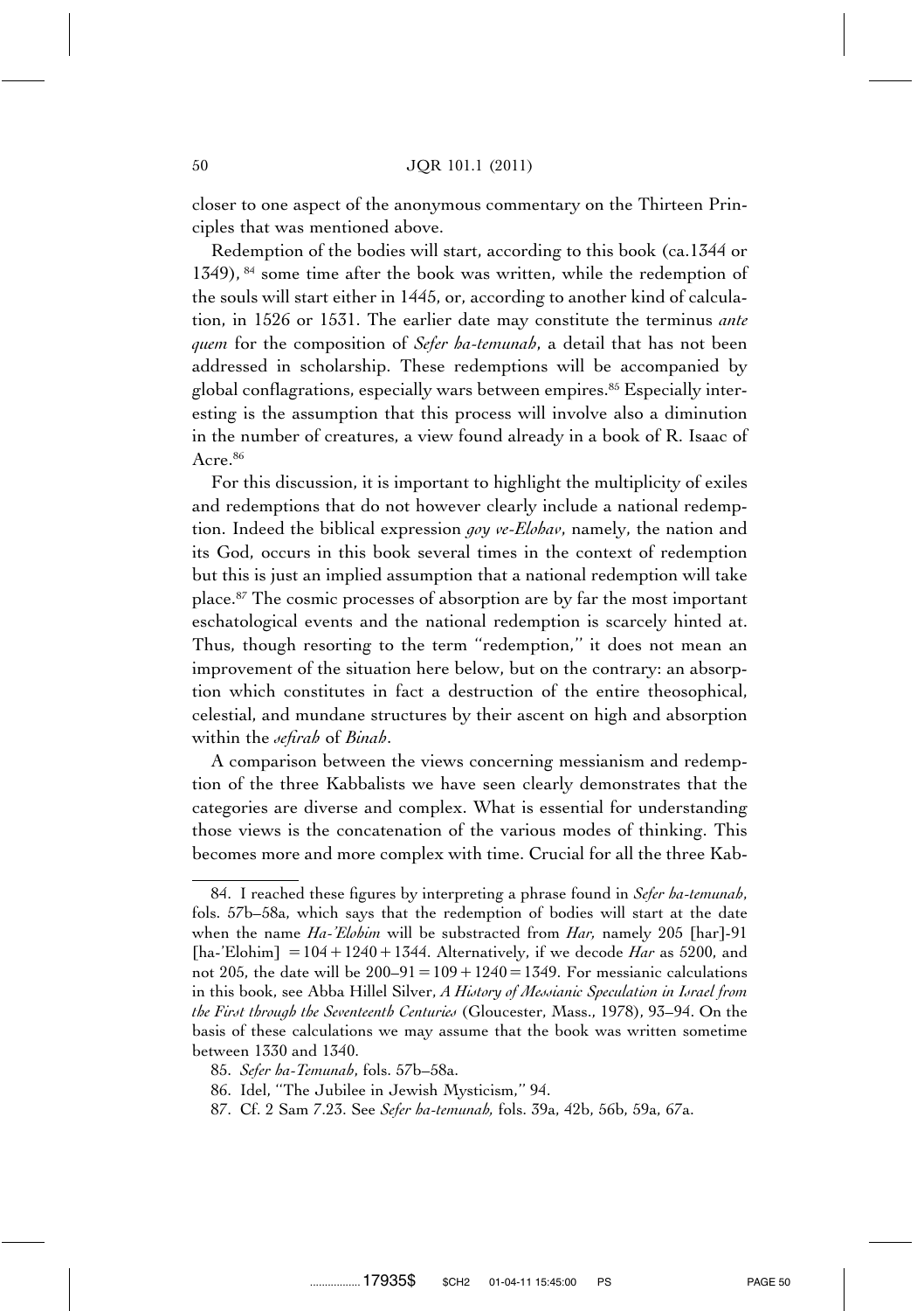closer to one aspect of the anonymous commentary on the Thirteen Principles that was mentioned above.

Redemption of the bodies will start, according to this book (ca.1344 or 1349), [84] some time after the book was written, while the redemption of the souls will start either in 1445, or, according to another kind of calculation, in 1526 or 1531. The earlier date may constitute the terminus *ante quem* for the composition of *Sefer ha-temunah*, a detail that has not been addressed in scholarship. These redemptions will be accompanied by global conflagrations, especially wars between empires.[85] Especially interesting is the assumption that this process will involve also a diminution in the number of creatures, a view found already in a book of R. Isaac of Acre.[86]

For this discussion, it is important to highlight the multiplicity of exiles and redemptions that do not however clearly include a national redemption. Indeed the biblical expression *goy ve-Elohav*, namely, the nation and its God, occurs in this book several times in the context of redemption but this is just an implied assumption that a national redemption will take place.[87] The cosmic processes of absorption are by far the most important eschatological events and the national redemption is scarcely hinted at. Thus, though resorting to the term "redemption," it does not mean an improvement of the situation here below, but on the contrary: an absorption which constitutes in fact a destruction of the entire theosophical, celestial, and mundane structures by their ascent on high and absorption within the *sefirah* of *Binah*.

A comparison between the views concerning messianism and redemption of the three Kabbalists we have seen clearly demonstrates that the categories are diverse and complex. What is essential for understanding those views is the concatenation of the various modes of thinking. This becomes more and more complex with time. Crucial for all the three Kab-

---

84. I reached these figures by interpreting a phrase found in *Sefer ha-temunah*, fols. 57b–58a, which says that the redemption of bodies will start at the date when the name *Ha-'Elohim* will be substracted from *Har*, namely 205 [har]-91 [ha-'Elohim] $= 104 + 1240 + 1344$. Alternatively, if we decode *Har* as 5200, and not 205, the date will be $200–91 = 109 + 1240 = 1349$. For messianic calculations in this book, see Abba Hillel Silver, *A History of Messianic Speculation in Israel from the First through the Seventeenth Centuries* (Gloucester, Mass., 1978), 93–94. On the basis of these calculations we may assume that the book was written sometime between 1330 and 1340.

85. *Sefer ha-Temunah*, fols. 57b–58a.

86. Idel, "The Jubilee in Jewish Mysticism," 94.

87. Cf. 2 Sam 7.23. See *Sefer ha-temunah*, fols. 39a, 42b, 56b, 59a, 67a.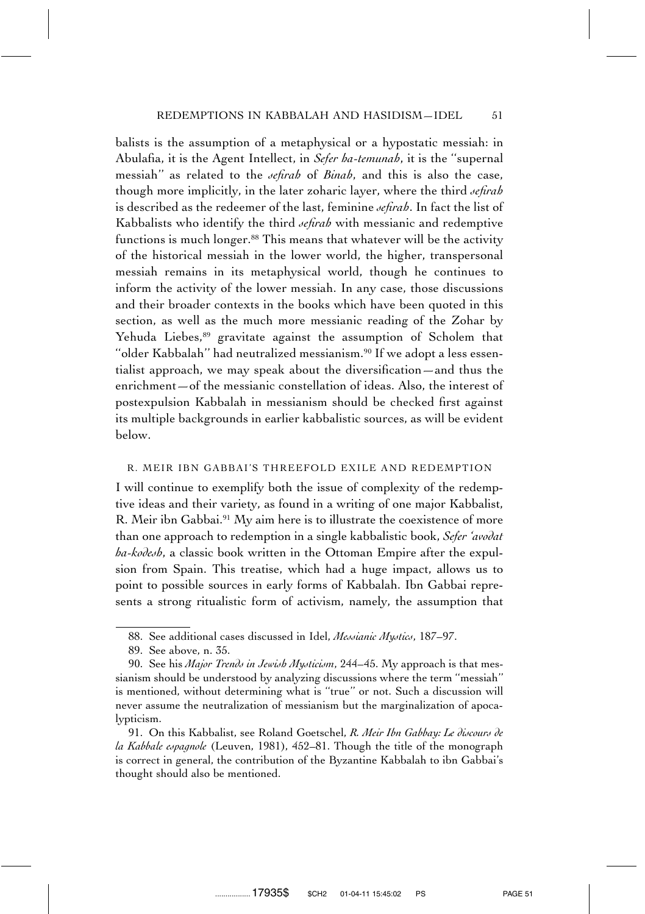balists is the assumption of a metaphysical or a hypostatic messiah: in Abulafia, it is the Agent Intellect, in *Sefer ha-temunah*, it is the ''supernal messiah'' as related to the *sefirah* of *Binah*, and this is also the case, though more implicitly, in the later zoharic layer, where the third *sefirah* is described as the redeemer of the last, feminine *sefirah*. In fact the list of Kabbalists who identify the third *sefirah* with messianic and redemptive functions is much longer.[88] This means that whatever will be the activity of the historical messiah in the lower world, the higher, transpersonal messiah remains in its metaphysical world, though he continues to inform the activity of the lower messiah. In any case, those discussions and their broader contexts in the books which have been quoted in this section, as well as the much more messianic reading of the Zohar by Yehuda Liebes,[89] gravitate against the assumption of Scholem that ''older Kabbalah'' had neutralized messianism.[90] If we adopt a less essentialist approach, we may speak about the diversification—and thus the enrichment—of the messianic constellation of ideas. Also, the interest of postexpulsion Kabbalah in messianism should be checked first against its multiple backgrounds in earlier kabbalistic sources, as will be evident below.

## R. MEIR IBN GABBAI'S THREEFOLD EXILE AND REDEMPTION

I will continue to exemplify both the issue of complexity of the redemptive ideas and their variety, as found in a writing of one major Kabbalist, R. Meir ibn Gabbai.[91] My aim here is to illustrate the coexistence of more than one approach to redemption in a single kabbalistic book, *Sefer 'avodat ha-kodesh*, a classic book written in the Ottoman Empire after the expulsion from Spain. This treatise, which had a huge impact, allows us to point to possible sources in early forms of Kabbalah. Ibn Gabbai represents a strong ritualistic form of activism, namely, the assumption that

88. See additional cases discussed in Idel, *Messianic Mystics*, 187–97.

89. See above, n. 35.

90. See his *Major Trends in Jewish Mysticism*, 244–45. My approach is that messianism should be understood by analyzing discussions where the term ''messiah'' is mentioned, without determining what is ''true'' or not. Such a discussion will never assume the neutralization of messianism but the marginalization of apocalypticism.

91. On this Kabbalist, see Roland Goetschel, *R. Meir Ibn Gabbay: Le discours de la Kabbale espagnole* (Leuven, 1981), 452–81. Though the title of the monograph is correct in general, the contribution of the Byzantine Kabbalah to ibn Gabbai's thought should also be mentioned.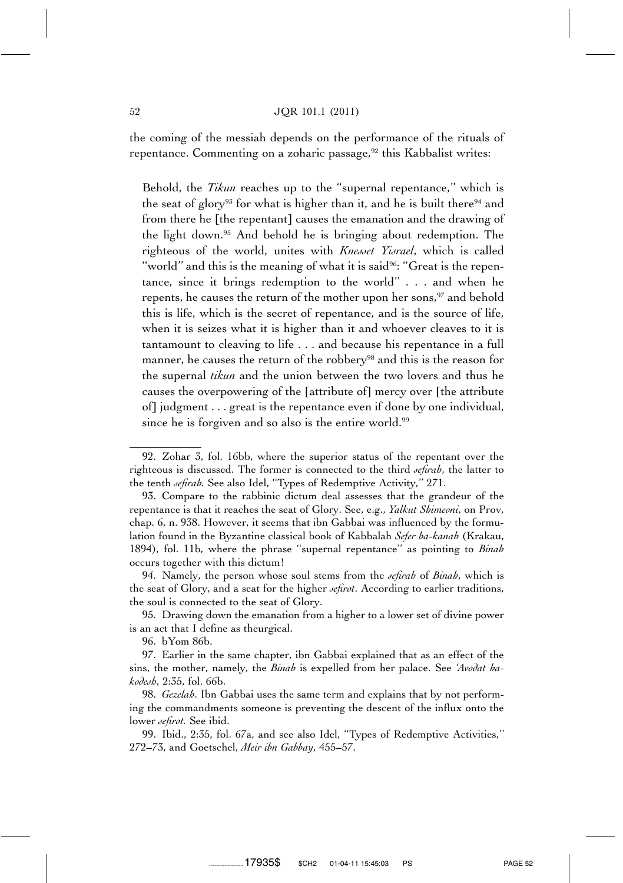the coming of the messiah depends on the performance of the rituals of repentance. Commenting on a zoharic passage,[92] this Kabbalist writes:

> Behold, the *Tikun* reaches up to the "supernal repentance," which is the seat of glory[93] for what is higher than it, and he is built there[94] and from there he [the repentant] causes the emanation and the drawing of the light down.[95] And behold he is bringing about redemption. The righteous of the world, unites with *Knesset Yisrael*, which is called "world" and this is the meaning of what it is said[96]: "Great is the repentance, since it brings redemption to the world" . . . and when he repents, he causes the return of the mother upon her sons,[97] and behold this is life, which is the secret of repentance, and is the source of life, when it is seizes what it is higher than it and whoever cleaves to it is tantamount to cleaving to life . . . and because his repentance in a full manner, he causes the return of the robbery[98] and this is the reason for the supernal *tikun* and the union between the two lovers and thus he causes the overpowering of the [attribute of] mercy over [the attribute of] judgment . . . great is the repentance even if done by one individual, since he is forgiven and so also is the entire world.[99]

---

92. Zohar 3, fol. 16bb, where the superior status of the repentant over the righteous is discussed. The former is connected to the third *sefirah*, the latter to the tenth *sefirah*. See also Idel, "Types of Redemptive Activity," 271.

93. Compare to the rabbinic dictum deal assesses that the grandeur of the repentance is that it reaches the seat of Glory. See, e.g., *Yalkut Shimeoni*, on Prov, chap. 6, n. 938. However, it seems that ibn Gabbai was influenced by the formulation found in the Byzantine classical book of Kabbalah *Sefer ha-kanah* (Krakau, 1894), fol. 11b, where the phrase "supernal repentance" as pointing to *Binah* occurs together with this dictum!

94. Namely, the person whose soul stems from the *sefirah* of *Binah*, which is the seat of Glory, and a seat for the higher *sefirot*. According to earlier traditions, the soul is connected to the seat of Glory.

95. Drawing down the emanation from a higher to a lower set of divine power is an act that I define as theurgical.

96. bYom 86b.

97. Earlier in the same chapter, ibn Gabbai explained that as an effect of the sins, the mother, namely, the *Binah* is expelled from her palace. See *'Avodat ha-kodesh*, 2:35, fol. 66b.

98. *Gezelah*. Ibn Gabbai uses the same term and explains that by not performing the commandments someone is preventing the descent of the influx onto the lower *sefirot*. See ibid.

99. Ibid., 2:35, fol. 67a, and see also Idel, "Types of Redemptive Activities," 272–73, and Goetschel, *Meir ibn Gabbay*, 455–57.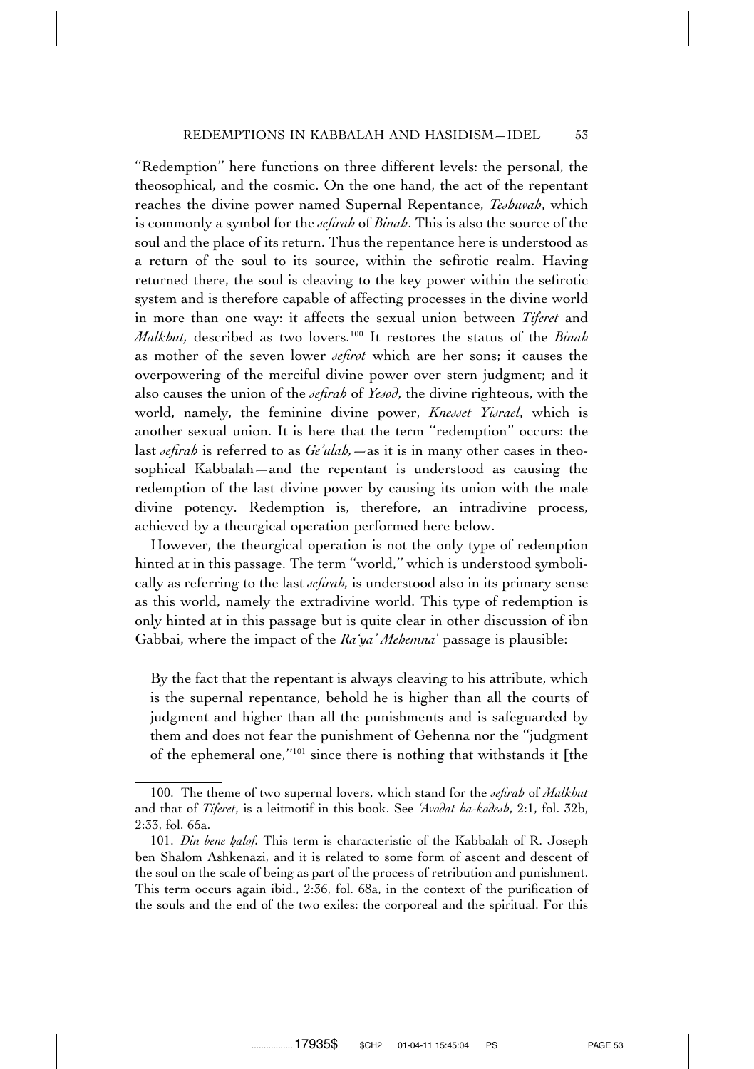"Redemption" here functions on three different levels: the personal, the theosophical, and the cosmic. On the one hand, the act of the repentant reaches the divine power named Supernal Repentance, *Teshuvah*, which is commonly a symbol for the *sefirah* of *Binah*. This is also the source of the soul and the place of its return. Thus the repentance here is understood as a return of the soul to its source, within the sefirotic realm. Having returned there, the soul is cleaving to the key power within the sefirotic system and is therefore capable of affecting processes in the divine world in more than one way: it affects the sexual union between *Tiferet* and *Malkhut*, described as two lovers.[100] It restores the status of the *Binah* as mother of the seven lower *sefirot* which are her sons; it causes the overpowering of the merciful divine power over stern judgment; and it also causes the union of the *sefirah* of *Yesod*, the divine righteous, with the world, namely, the feminine divine power, *Knesset Yisrael*, which is another sexual union. It is here that the term "redemption" occurs: the last *sefirah* is referred to as *Ge'ulah*,—as it is in many other cases in theosophical Kabbalah—and the repentant is understood as causing the redemption of the last divine power by causing its union with the male divine potency. Redemption is, therefore, an intradivine process, achieved by a theurgical operation performed here below.

However, the theurgical operation is not the only type of redemption hinted at in this passage. The term "world," which is understood symbolically as referring to the last *sefirah*, is understood also in its primary sense as this world, namely the extradivine world. This type of redemption is only hinted at in this passage but is quite clear in other discussion of ibn Gabbai, where the impact of the *Ra'ya' Mehemna'* passage is plausible:

> By the fact that the repentant is always cleaving to his attribute, which is the supernal repentance, behold he is higher than all the courts of judgment and higher than all the punishments and is safeguarded by them and does not fear the punishment of Gehenna nor the "judgment of the ephemeral one,"[101] since there is nothing that withstands it [the

---

100. The theme of two supernal lovers, which stand for the *sefirah* of *Malkhut* and that of *Tiferet*, is a leitmotif in this book. See *'Avodat ha-kodesh*, 2:1, fol. 32b, 2:33, fol. 65a.

101. *Din bene ḥalof*. This term is characteristic of the Kabbalah of R. Joseph ben Shalom Ashkenazi, and it is related to some form of ascent and descent of the soul on the scale of being as part of the process of retribution and punishment. This term occurs again ibid., 2:36, fol. 68a, in the context of the purification of the souls and the end of the two exiles: the corporeal and the spiritual. For this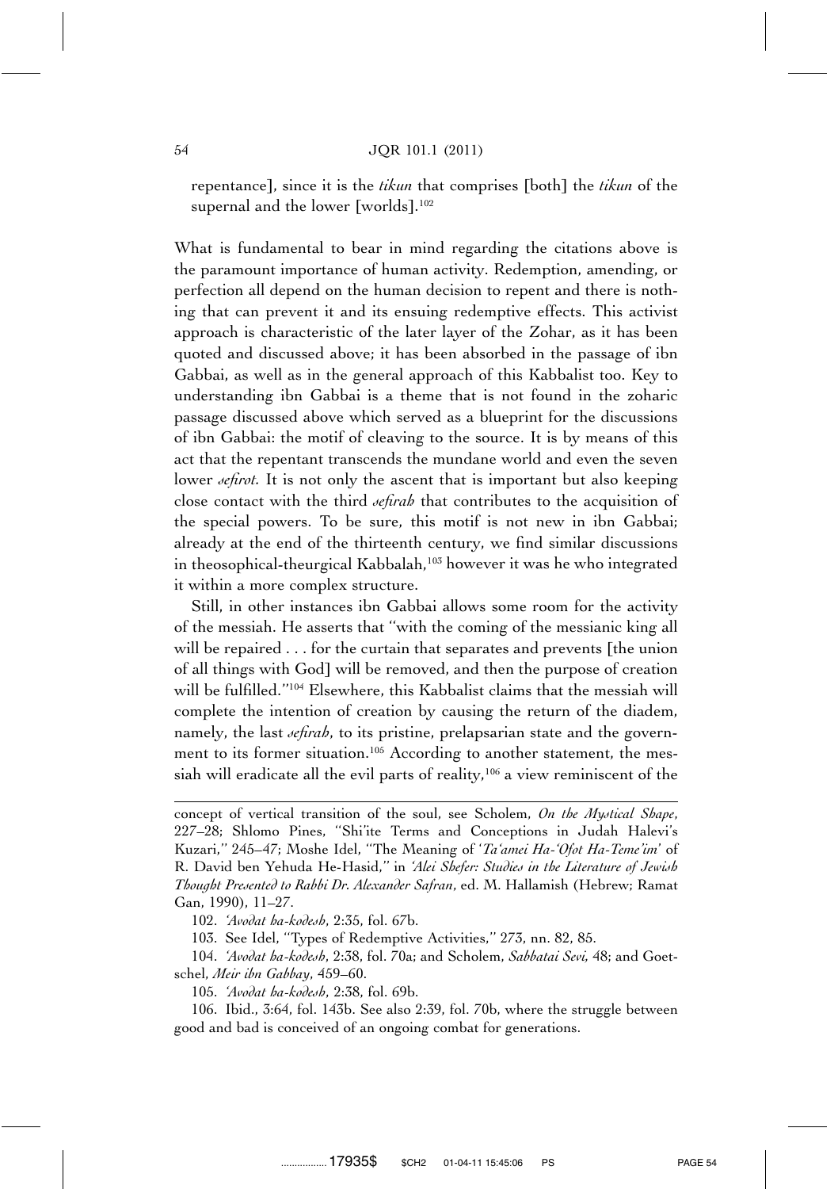repentance], since it is the *tikun* that comprises [both] the *tikun* of the supernal and the lower [worlds].[102]

What is fundamental to bear in mind regarding the citations above is the paramount importance of human activity. Redemption, amending, or perfection all depend on the human decision to repent and there is nothing that can prevent it and its ensuing redemptive effects. This activist approach is characteristic of the later layer of the Zohar, as it has been quoted and discussed above; it has been absorbed in the passage of ibn Gabbai, as well as in the general approach of this Kabbalist too. Key to understanding ibn Gabbai is a theme that is not found in the zoharic passage discussed above which served as a blueprint for the discussions of ibn Gabbai: the motif of cleaving to the source. It is by means of this act that the repentant transcends the mundane world and even the seven lower *sefirot.* It is not only the ascent that is important but also keeping close contact with the third *sefirah* that contributes to the acquisition of the special powers. To be sure, this motif is not new in ibn Gabbai; already at the end of the thirteenth century, we find similar discussions in theosophical-theurgical Kabbalah,[103] however it was he who integrated it within a more complex structure.

Still, in other instances ibn Gabbai allows some room for the activity of the messiah. He asserts that "with the coming of the messianic king all will be repaired . . . for the curtain that separates and prevents [the union of all things with God] will be removed, and then the purpose of creation will be fulfilled."[104] Elsewhere, this Kabbalist claims that the messiah will complete the intention of creation by causing the return of the diadem, namely, the last *sefirah*, to its pristine, prelapsarian state and the government to its former situation.[105] According to another statement, the messiah will eradicate all the evil parts of reality,[106] a view reminiscent of the

---

concept of vertical transition of the soul, see Scholem, *On the Mystical Shape*, 227–28; Shlomo Pines, "Shi'ite Terms and Conceptions in Judah Halevi's Kuzari," 245–47; Moshe Idel, "The Meaning of '*Ta'amei Ha-'Ofot Ha-Teme'im*' of R. David ben Yehuda He-Hasid," in *'Alei Shefer: Studies in the Literature of Jewish Thought Presented to Rabbi Dr. Alexander Safran*, ed. M. Hallamish (Hebrew; Ramat Gan, 1990), 11–27.

102. *'Avodat ha-kodesh*, 2:35, fol. 67b.

103. See Idel, "Types of Redemptive Activities," 273, nn. 82, 85.

104. *'Avodat ha-kodesh*, 2:38, fol. 70a; and Scholem, *Sabbatai Sevi,* 48; and Goetschel, *Meir ibn Gabbay*, 459–60.

105. *'Avodat ha-kodesh*, 2:38, fol. 69b.

106. Ibid., 3:64, fol. 143b. See also 2:39, fol. 70b, where the struggle between good and bad is conceived of an ongoing combat for generations.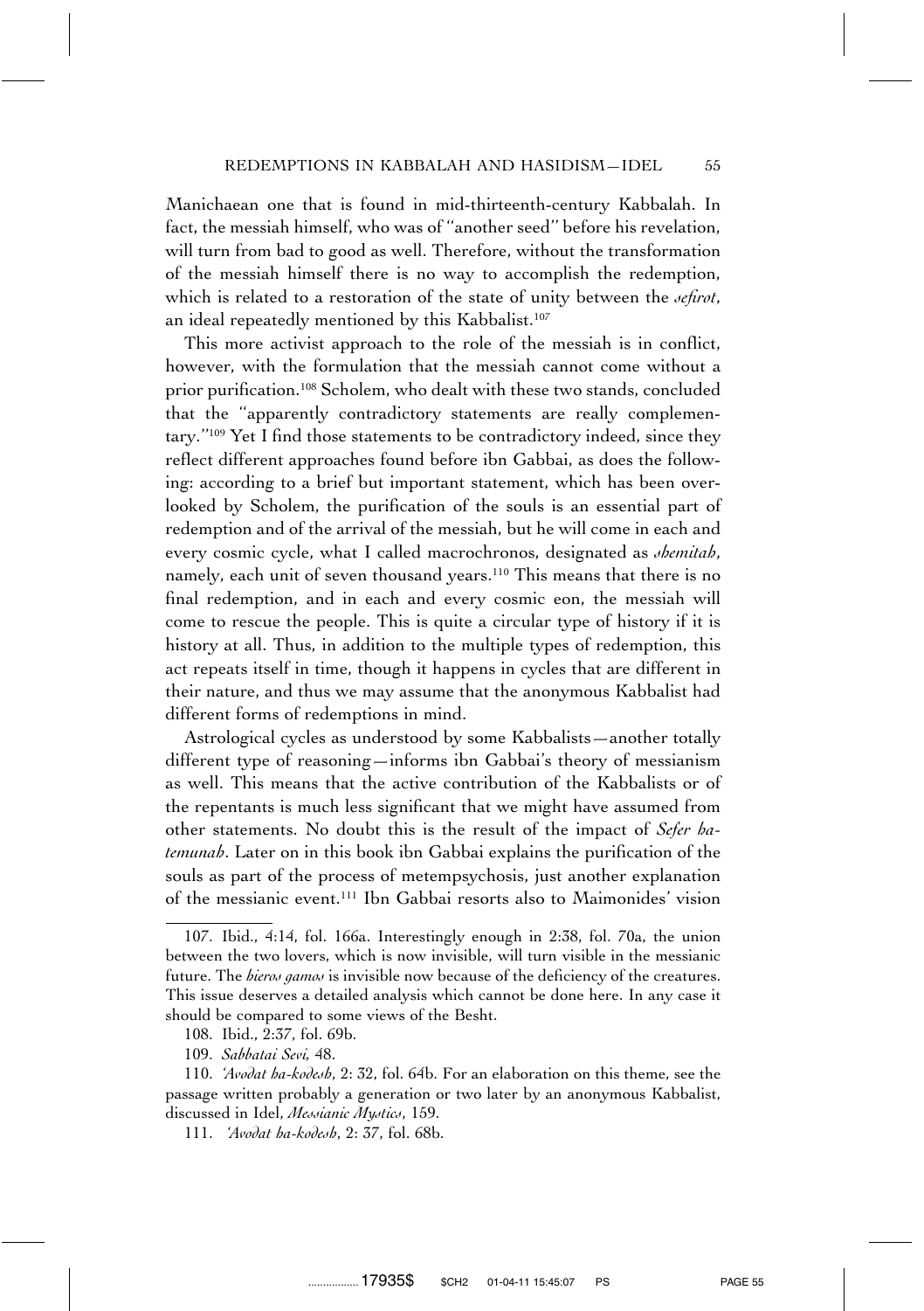Manichaean one that is found in mid-thirteenth-century Kabbalah. In fact, the messiah himself, who was of "another seed" before his revelation, will turn from bad to good as well. Therefore, without the transformation of the messiah himself there is no way to accomplish the redemption, which is related to a restoration of the state of unity between the *sefirot*, an ideal repeatedly mentioned by this Kabbalist.[107]

This more activist approach to the role of the messiah is in conflict, however, with the formulation that the messiah cannot come without a prior purification.[108] Scholem, who dealt with these two stands, concluded that the "apparently contradictory statements are really complementary."[109] Yet I find those statements to be contradictory indeed, since they reflect different approaches found before ibn Gabbai, as does the following: according to a brief but important statement, which has been overlooked by Scholem, the purification of the souls is an essential part of redemption and of the arrival of the messiah, but he will come in each and every cosmic cycle, what I called macrochronos, designated as *shemitah*, namely, each unit of seven thousand years.[110] This means that there is no final redemption, and in each and every cosmic eon, the messiah will come to rescue the people. This is quite a circular type of history if it is history at all. Thus, in addition to the multiple types of redemption, this act repeats itself in time, though it happens in cycles that are different in their nature, and thus we may assume that the anonymous Kabbalist had different forms of redemptions in mind.

Astrological cycles as understood by some Kabbalists—another totally different type of reasoning—informs ibn Gabbai's theory of messianism as well. This means that the active contribution of the Kabbalists or of the repentants is much less significant that we might have assumed from other statements. No doubt this is the result of the impact of *Sefer ha-temunah*. Later on in this book ibn Gabbai explains the purification of the souls as part of the process of metempsychosis, just another explanation of the messianic event.[111] Ibn Gabbai resorts also to Maimonides' vision

---

107. Ibid., 4:14, fol. 166a. Interestingly enough in 2:38, fol. 70a, the union between the two lovers, which is now invisible, will turn visible in the messianic future. The *hieros gamos* is invisible now because of the deficiency of the creatures. This issue deserves a detailed analysis which cannot be done here. In any case it should be compared to some views of the Besht.

108. Ibid., 2:37, fol. 69b.

109. *Sabbatai Sevi,* 48.

110. *'Avodat ha-kodesh*, 2: 32, fol. 64b. For an elaboration on this theme, see the passage written probably a generation or two later by an anonymous Kabbalist, discussed in Idel, *Messianic Mystics*, 159.

111. *'Avodat ha-kodesh*, 2: 37, fol. 68b.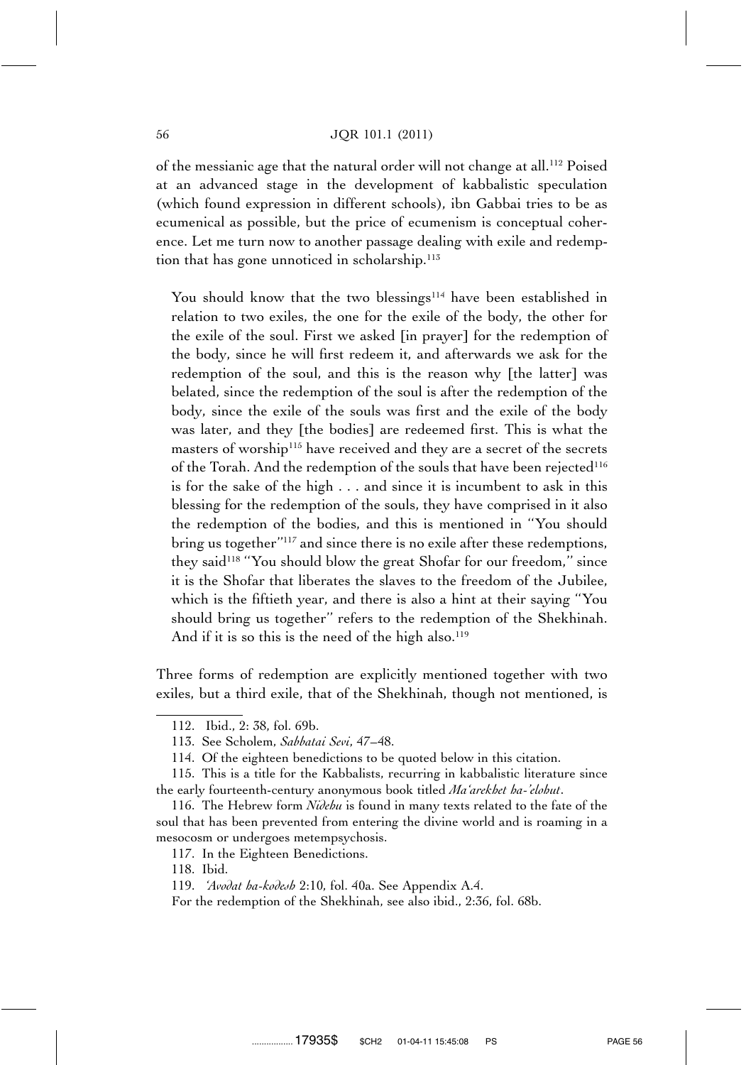of the messianic age that the natural order will not change at all.[112] Poised at an advanced stage in the development of kabbalistic speculation (which found expression in different schools), ibn Gabbai tries to be as ecumenical as possible, but the price of ecumenism is conceptual coherence. Let me turn now to another passage dealing with exile and redemption that has gone unnoticed in scholarship.[113]

> You should know that the two blessings[114] have been established in relation to two exiles, the one for the exile of the body, the other for the exile of the soul. First we asked [in prayer] for the redemption of the body, since he will first redeem it, and afterwards we ask for the redemption of the soul, and this is the reason why [the latter] was belated, since the redemption of the soul is after the redemption of the body, since the exile of the souls was first and the exile of the body was later, and they [the bodies] are redeemed first. This is what the masters of worship[115] have received and they are a secret of the secrets of the Torah. And the redemption of the souls that have been rejected[116] is for the sake of the high . . . and since it is incumbent to ask in this blessing for the redemption of the souls, they have comprised in it also the redemption of the bodies, and this is mentioned in "You should bring us together"[117] and since there is no exile after these redemptions, they said[118] "You should blow the great Shofar for our freedom," since it is the Shofar that liberates the slaves to the freedom of the Jubilee, which is the fiftieth year, and there is also a hint at their saying "You should bring us together" refers to the redemption of the Shekhinah. And if it is so this is the need of the high also.[119]

Three forms of redemption are explicitly mentioned together with two exiles, but a third exile, that of the Shekhinah, though not mentioned, is

---

112. Ibid., 2: 38, fol. 69b.

113. See Scholem, *Sabbatai Sevi*, 47–48.

114. Of the eighteen benedictions to be quoted below in this citation.

115. This is a title for the Kabbalists, recurring in kabbalistic literature since the early fourteenth-century anonymous book titled *Ma'arekhet ha-'elohut*.

116. The Hebrew form *Nidehu* is found in many texts related to the fate of the soul that has been prevented from entering the divine world and is roaming in a mesocosm or undergoes metempsychosis.

117. In the Eighteen Benedictions.

118. Ibid.

119. *'Avodat ha-kodesh* 2:10, fol. 40a. See Appendix A.4.

For the redemption of the Shekhinah, see also ibid., 2:36, fol. 68b.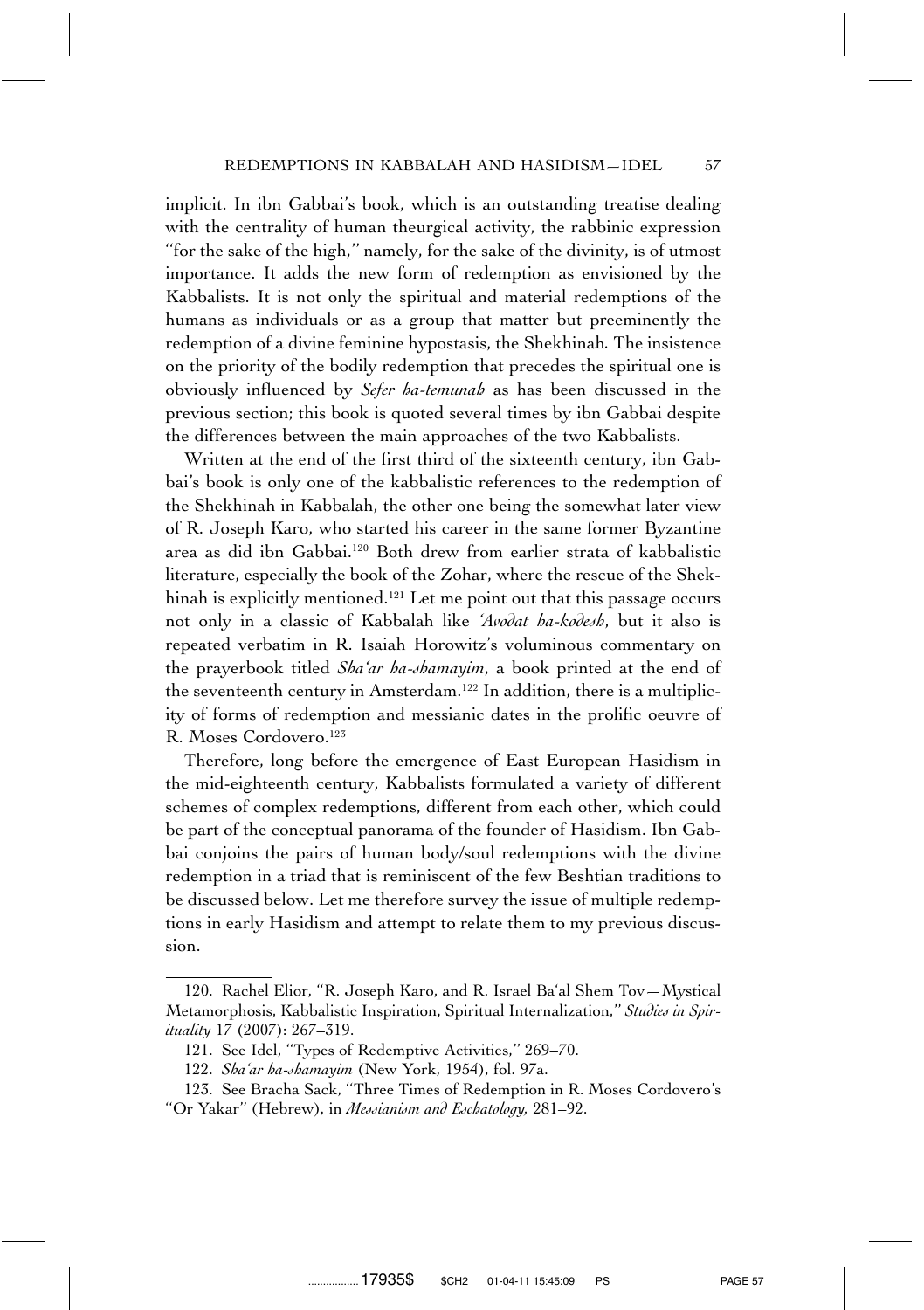implicit. In ibn Gabbai's book, which is an outstanding treatise dealing with the centrality of human theurgical activity, the rabbinic expression "for the sake of the high," namely, for the sake of the divinity, is of utmost importance. It adds the new form of redemption as envisioned by the Kabbalists. It is not only the spiritual and material redemptions of the humans as individuals or as a group that matter but preeminently the redemption of a divine feminine hypostasis, the Shekhinah. The insistence on the priority of the bodily redemption that precedes the spiritual one is obviously influenced by *Sefer ha-temunah* as has been discussed in the previous section; this book is quoted several times by ibn Gabbai despite the differences between the main approaches of the two Kabbalists.

Written at the end of the first third of the sixteenth century, ibn Gabbai's book is only one of the kabbalistic references to the redemption of the Shekhinah in Kabbalah, the other one being the somewhat later view of R. Joseph Karo, who started his career in the same former Byzantine area as did ibn Gabbai.[120] Both drew from earlier strata of kabbalistic literature, especially the book of the Zohar, where the rescue of the Shekhinah is explicitly mentioned.[121] Let me point out that this passage occurs not only in a classic of Kabbalah like *'Avodat ha-kodesh*, but it also is repeated verbatim in R. Isaiah Horowitz's voluminous commentary on the prayerbook titled *Sha'ar ha-shamayim*, a book printed at the end of the seventeenth century in Amsterdam.[122] In addition, there is a multiplicity of forms of redemption and messianic dates in the prolific oeuvre of R. Moses Cordovero.[123]

Therefore, long before the emergence of East European Hasidism in the mid-eighteenth century, Kabbalists formulated a variety of different schemes of complex redemptions, different from each other, which could be part of the conceptual panorama of the founder of Hasidism. Ibn Gabbai conjoins the pairs of human body/soul redemptions with the divine redemption in a triad that is reminiscent of the few Beshtian traditions to be discussed below. Let me therefore survey the issue of multiple redemptions in early Hasidism and attempt to relate them to my previous discussion.

---

120. Rachel Elior, "R. Joseph Karo, and R. Israel Ba'al Shem Tov—Mystical Metamorphosis, Kabbalistic Inspiration, Spiritual Internalization," *Studies in Spirituality* 17 (2007): 267–319.

121. See Idel, "Types of Redemptive Activities," 269–70.

122. *Sha'ar ha-shamayim* (New York, 1954), fol. 97a.

123. See Bracha Sack, "Three Times of Redemption in R. Moses Cordovero's "Or Yakar" (Hebrew), in *Messianism and Eschatology*, 281–92.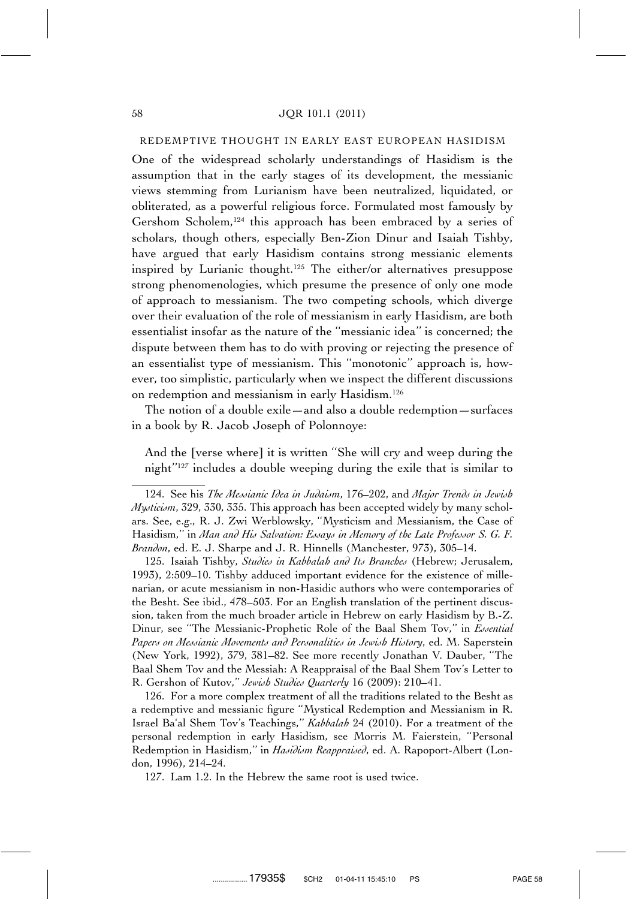## REDEMPTIVE THOUGHT IN EARLY EAST EUROPEAN HASIDISM

One of the widespread scholarly understandings of Hasidism is the assumption that in the early stages of its development, the messianic views stemming from Lurianism have been neutralized, liquidated, or obliterated, as a powerful religious force. Formulated most famously by Gershom Scholem,[124] this approach has been embraced by a series of scholars, though others, especially Ben-Zion Dinur and Isaiah Tishby, have argued that early Hasidism contains strong messianic elements inspired by Lurianic thought.[125] The either/or alternatives presuppose strong phenomenologies, which presume the presence of only one mode of approach to messianism. The two competing schools, which diverge over their evaluation of the role of messianism in early Hasidism, are both essentialist insofar as the nature of the "messianic idea" is concerned; the dispute between them has to do with proving or rejecting the presence of an essentialist type of messianism. This "monotonic" approach is, however, too simplistic, particularly when we inspect the different discussions on redemption and messianism in early Hasidism.[126]

The notion of a double exile—and also a double redemption—surfaces in a book by R. Jacob Joseph of Polonnoye:

> And the [verse where] it is written "She will cry and weep during the night"[127] includes a double weeping during the exile that is similar to

---

124. See his *The Messianic Idea in Judaism*, 176–202, and *Major Trends in Jewish Mysticism*, 329, 330, 335. This approach has been accepted widely by many scholars. See, e.g., R. J. Zwi Werblowsky, "Mysticism and Messianism, the Case of Hasidism," in *Man and His Salvation: Essays in Memory of the Late Professor S. G. F. Brandon*, ed. E. J. Sharpe and J. R. Hinnells (Manchester, 973), 305–14.

125. Isaiah Tishby, *Studies in Kabbalah and Its Branches* (Hebrew; Jerusalem, 1993), 2:509–10. Tishby adduced important evidence for the existence of millenarian, or acute messianism in non-Hasidic authors who were contemporaries of the Besht. See ibid., 478–503. For an English translation of the pertinent discussion, taken from the much broader article in Hebrew on early Hasidism by B.-Z. Dinur, see "The Messianic-Prophetic Role of the Baal Shem Tov," in *Essential Papers on Messianic Movements and Personalities in Jewish History*, ed. M. Saperstein (New York, 1992), 379, 381–82. See more recently Jonathan V. Dauber, "The Baal Shem Tov and the Messiah: A Reappraisal of the Baal Shem Tov's Letter to R. Gershon of Kutov," *Jewish Studies Quarterly* 16 (2009): 210–41.

126. For a more complex treatment of all the traditions related to the Besht as a redemptive and messianic figure "Mystical Redemption and Messianism in R. Israel Ba'al Shem Tov's Teachings," *Kabbalah* 24 (2010). For a treatment of the personal redemption in early Hasidism, see Morris M. Faierstein, "Personal Redemption in Hasidism," in *Hasidism Reappraised*, ed. A. Rapoport-Albert (London, 1996), 214–24.

127. Lam 1.2. In the Hebrew the same root is used twice.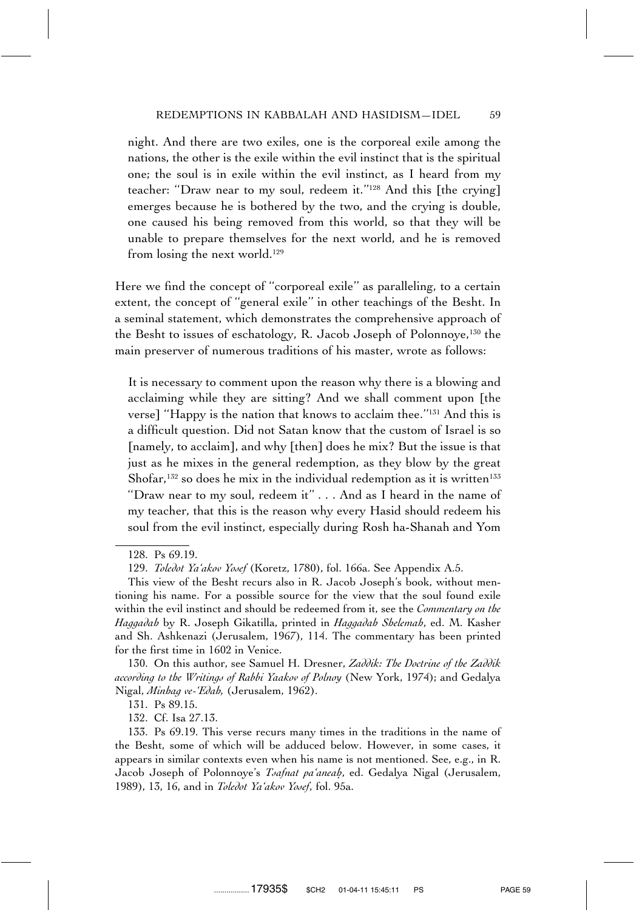> night. And there are two exiles, one is the corporeal exile among the nations, the other is the exile within the evil instinct that is the spiritual one; the soul is in exile within the evil instinct, as I heard from my teacher: "Draw near to my soul, redeem it."[128] And this [the crying] emerges because he is bothered by the two, and the crying is double, one caused his being removed from this world, so that they will be unable to prepare themselves for the next world, and he is removed from losing the next world.[129]

Here we find the concept of "corporeal exile" as paralleling, to a certain extent, the concept of "general exile" in other teachings of the Besht. In a seminal statement, which demonstrates the comprehensive approach of the Besht to issues of eschatology, R. Jacob Joseph of Polonnoye,[130] the main preserver of numerous traditions of his master, wrote as follows:

> It is necessary to comment upon the reason why there is a blowing and acclaiming while they are sitting? And we shall comment upon [the verse] "Happy is the nation that knows to acclaim thee."[131] And this is a difficult question. Did not Satan know that the custom of Israel is so [namely, to acclaim], and why [then] does he mix? But the issue is that just as he mixes in the general redemption, as they blow by the great Shofar,[132] so does he mix in the individual redemption as it is written[133] "Draw near to my soul, redeem it" . . . And as I heard in the name of my teacher, that this is the reason why every Hasid should redeem his soul from the evil instinct, especially during Rosh ha-Shanah and Yom

---

128. Ps 69.19.

129. *Toledot Ya'akov Yosef* (Koretz, 1780), fol. 166a. See Appendix A.5.

This view of the Besht recurs also in R. Jacob Joseph's book, without mentioning his name. For a possible source for the view that the soul found exile within the evil instinct and should be redeemed from it, see the *Commentary on the Haggadah* by R. Joseph Gikatilla, printed in *Haggadah Shelemah*, ed. M. Kasher and Sh. Ashkenazi (Jerusalem, 1967), 114. The commentary has been printed for the first time in 1602 in Venice.

130. On this author, see Samuel H. Dresner, *Zaddik: The Doctrine of the Zaddik according to the Writings of Rabbi Yaakov of Polnoy* (New York, 1974); and Gedalya Nigal, *Minhag ve-'Edah,* (Jerusalem, 1962).

131. Ps 89.15.

132. Cf. Isa 27.13.

133. Ps 69.19. This verse recurs many times in the traditions in the name of the Besht, some of which will be adduced below. However, in some cases, it appears in similar contexts even when his name is not mentioned. See, e.g., in R. Jacob Joseph of Polonnoye's *Tsafnat pa'aneaḥ*, ed. Gedalya Nigal (Jerusalem, 1989), 13, 16, and in *Toledot Ya'akov Yosef*, fol. 95a.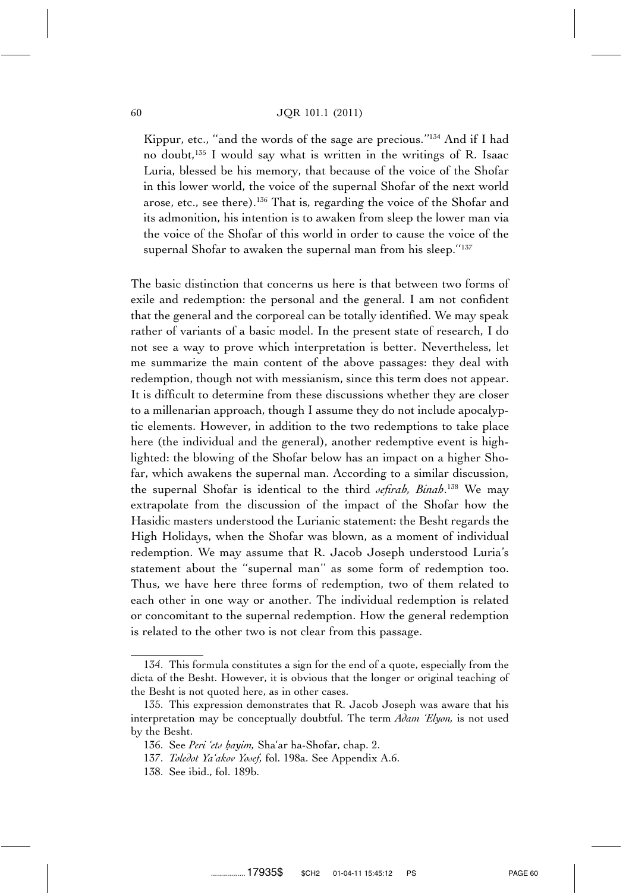Kippur, etc., "and the words of the sage are precious."[134] And if I had no doubt,[135] I would say what is written in the writings of R. Isaac Luria, blessed be his memory, that because of the voice of the Shofar in this lower world, the voice of the supernal Shofar of the next world arose, etc., see there).[136] That is, regarding the voice of the Shofar and its admonition, his intention is to awaken from sleep the lower man via the voice of the Shofar of this world in order to cause the voice of the supernal Shofar to awaken the supernal man from his sleep."[137]

The basic distinction that concerns us here is that between two forms of exile and redemption: the personal and the general. I am not confident that the general and the corporeal can be totally identified. We may speak rather of variants of a basic model. In the present state of research, I do not see a way to prove which interpretation is better. Nevertheless, let me summarize the main content of the above passages: they deal with redemption, though not with messianism, since this term does not appear. It is difficult to determine from these discussions whether they are closer to a millenarian approach, though I assume they do not include apocalyptic elements. However, in addition to the two redemptions to take place here (the individual and the general), another redemptive event is highlighted: the blowing of the Shofar below has an impact on a higher Shofar, which awakens the supernal man. According to a similar discussion, the supernal Shofar is identical to the third *sefirah, Binah*.[138] We may extrapolate from the discussion of the impact of the Shofar how the Hasidic masters understood the Lurianic statement: the Besht regards the High Holidays, when the Shofar was blown, as a moment of individual redemption. We may assume that R. Jacob Joseph understood Luria's statement about the "supernal man" as some form of redemption too. Thus, we have here three forms of redemption, two of them related to each other in one way or another. The individual redemption is related or concomitant to the supernal redemption. How the general redemption is related to the other two is not clear from this passage.

---

134. This formula constitutes a sign for the end of a quote, especially from the dicta of the Besht. However, it is obvious that the longer or original teaching of the Besht is not quoted here, as in other cases.

135. This expression demonstrates that R. Jacob Joseph was aware that his interpretation may be conceptually doubtful. The term *Adam 'Elyon,* is not used by the Besht.

136. See *Peri 'ets ḥayim,* Sha'ar ha-Shofar, chap. 2.

137. *Toledot Ya'akov Yosef,* fol. 198a. See Appendix A.6.

138. See ibid., fol. 189b.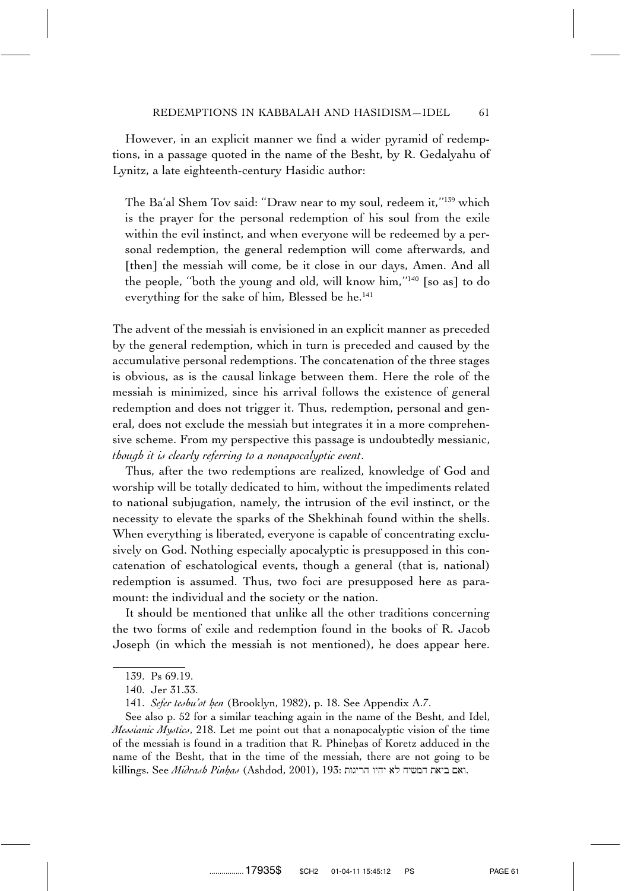However, in an explicit manner we find a wider pyramid of redemptions, in a passage quoted in the name of the Besht, by R. Gedalyahu of Lynitz, a late eighteenth-century Hasidic author:

> The Ba'al Shem Tov said: "Draw near to my soul, redeem it,"[139] which is the prayer for the personal redemption of his soul from the exile within the evil instinct, and when everyone will be redeemed by a personal redemption, the general redemption will come afterwards, and [then] the messiah will come, be it close in our days, Amen. And all the people, "both the young and old, will know him,"[140] [so as] to do everything for the sake of him, Blessed be he.[141]

The advent of the messiah is envisioned in an explicit manner as preceded by the general redemption, which in turn is preceded and caused by the accumulative personal redemptions. The concatenation of the three stages is obvious, as is the causal linkage between them. Here the role of the messiah is minimized, since his arrival follows the existence of general redemption and does not trigger it. Thus, redemption, personal and general, does not exclude the messiah but integrates it in a more comprehensive scheme. From my perspective this passage is undoubtedly messianic, *though it is clearly referring to a nonapocalyptic event*.

Thus, after the two redemptions are realized, knowledge of God and worship will be totally dedicated to him, without the impediments related to national subjugation, namely, the intrusion of the evil instinct, or the necessity to elevate the sparks of the Shekhinah found within the shells. When everything is liberated, everyone is capable of concentrating exclusively on God. Nothing especially apocalyptic is presupposed in this concatenation of eschatological events, though a general (that is, national) redemption is assumed. Thus, two foci are presupposed here as paramount: the individual and the society or the nation.

It should be mentioned that unlike all the other traditions concerning the two forms of exile and redemption found in the books of R. Jacob Joseph (in which the messiah is not mentioned), he does appear here.

---

139. Ps 69.19.

140. Jer 31.33.

141. *Sefer teshu'ot ḥen* (Brooklyn, 1982), p. 18. See Appendix A.7.

See also p. 52 for a similar teaching again in the name of the Besht, and Idel, *Messianic Mystics*, 218. Let me point out that a nonapocalyptic vision of the time of the messiah is found in a tradition that R. Phineḥas of Koretz adduced in the name of the Besht, that in the time of the messiah, there are not going to be killings. See *Midrash Pinḥas* (Ashdod, 2001), 193: ואם ביאת המשיח לא יהיו הריגות.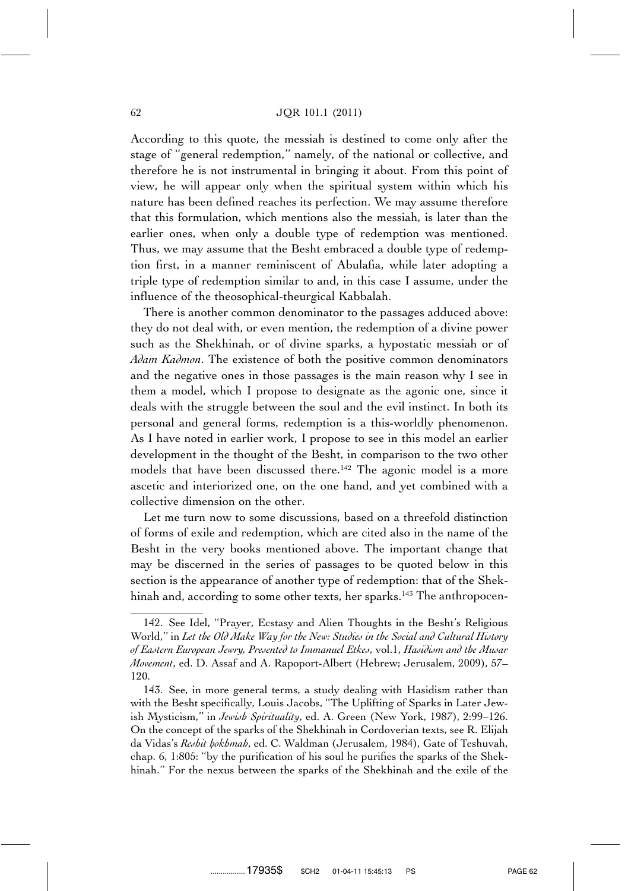According to this quote, the messiah is destined to come only after the stage of "general redemption," namely, of the national or collective, and therefore he is not instrumental in bringing it about. From this point of view, he will appear only when the spiritual system within which his nature has been defined reaches its perfection. We may assume therefore that this formulation, which mentions also the messiah, is later than the earlier ones, when only a double type of redemption was mentioned. Thus, we may assume that the Besht embraced a double type of redemption first, in a manner reminiscent of Abulafia, while later adopting a triple type of redemption similar to and, in this case I assume, under the influence of the theosophical-theurgical Kabbalah.

There is another common denominator to the passages adduced above: they do not deal with, or even mention, the redemption of a divine power such as the Shekhinah, or of divine sparks, a hypostatic messiah or of *Adam Kadmon*. The existence of both the positive common denominators and the negative ones in those passages is the main reason why I see in them a model, which I propose to designate as the agonic one, since it deals with the struggle between the soul and the evil instinct. In both its personal and general forms, redemption is a this-worldly phenomenon. As I have noted in earlier work, I propose to see in this model an earlier development in the thought of the Besht, in comparison to the two other models that have been discussed there.[142] The agonic model is a more ascetic and interiorized one, on the one hand, and yet combined with a collective dimension on the other.

Let me turn now to some discussions, based on a threefold distinction of forms of exile and redemption, which are cited also in the name of the Besht in the very books mentioned above. The important change that may be discerned in the series of passages to be quoted below in this section is the appearance of another type of redemption: that of the Shekhinah and, according to some other texts, her sparks.[143] The anthropocen-

---

142. See Idel, "Prayer, Ecstasy and Alien Thoughts in the Besht's Religious World," in *Let the Old Make Way for the New: Studies in the Social and Cultural History of Eastern European Jewry, Presented to Immanuel Etkes*, vol.1, *Hasidism and the Musar Movement*, ed. D. Assaf and A. Rapoport-Albert (Hebrew; Jerusalem, 2009), 57–120.

143. See, in more general terms, a study dealing with Hasidism rather than with the Besht specifically, Louis Jacobs, "The Uplifting of Sparks in Later Jewish Mysticism," in *Jewish Spirituality*, ed. A. Green (New York, 1987), 2:99–126. On the concept of the sparks of the Shekhinah in Cordoverian texts, see R. Elijah da Vidas's *Reshit ḥokhmah*, ed. C. Waldman (Jerusalem, 1984), Gate of Teshuvah, chap. 6, 1:805: "by the purification of his soul he purifies the sparks of the Shekhinah." For the nexus between the sparks of the Shekhinah and the exile of the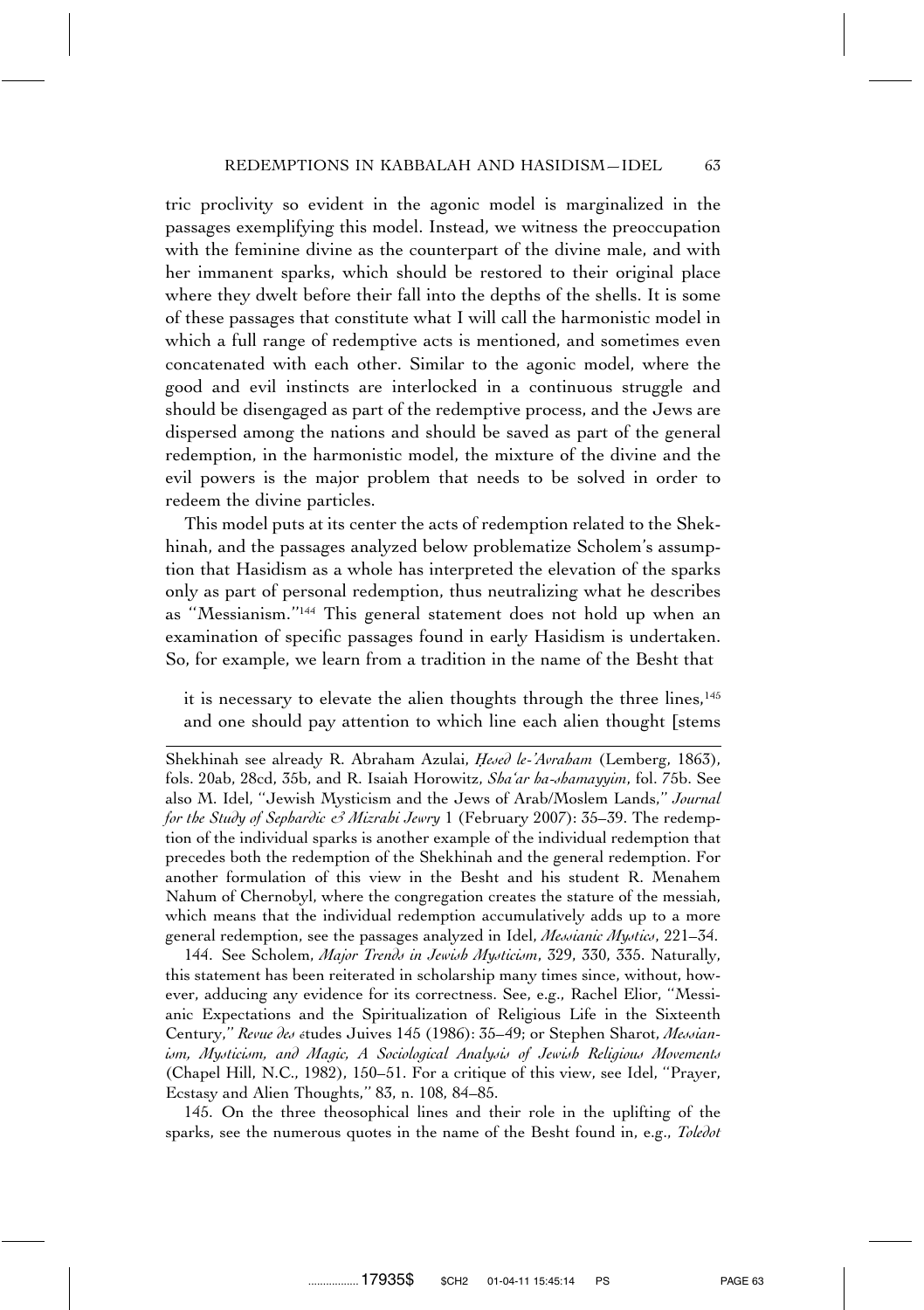tric proclivity so evident in the agonic model is marginalized in the passages exemplifying this model. Instead, we witness the preoccupation with the feminine divine as the counterpart of the divine male, and with her immanent sparks, which should be restored to their original place where they dwelt before their fall into the depths of the shells. It is some of these passages that constitute what I will call the harmonistic model in which a full range of redemptive acts is mentioned, and sometimes even concatenated with each other. Similar to the agonic model, where the good and evil instincts are interlocked in a continuous struggle and should be disengaged as part of the redemptive process, and the Jews are dispersed among the nations and should be saved as part of the general redemption, in the harmonistic model, the mixture of the divine and the evil powers is the major problem that needs to be solved in order to redeem the divine particles.

This model puts at its center the acts of redemption related to the Shekhinah, and the passages analyzed below problematize Scholem's assumption that Hasidism as a whole has interpreted the elevation of the sparks only as part of personal redemption, thus neutralizing what he describes as "Messianism."[144] This general statement does not hold up when an examination of specific passages found in early Hasidism is undertaken. So, for example, we learn from a tradition in the name of the Besht that

> it is necessary to elevate the alien thoughts through the three lines,[145] and one should pay attention to which line each alien thought [stems

---

Shekhinah see already R. Abraham Azulai, *Ḥesed le-'Avraham* (Lemberg, 1863), fols. 20ab, 28cd, 35b, and R. Isaiah Horowitz, *Sha'ar ha-shamayyim*, fol. 75b. See also M. Idel, "Jewish Mysticism and the Jews of Arab/Moslem Lands," *Journal for the Study of Sephardic & Mizrahi Jewry* 1 (February 2007): 35–39. The redemption of the individual sparks is another example of the individual redemption that precedes both the redemption of the Shekhinah and the general redemption. For another formulation of this view in the Besht and his student R. Menahem Nahum of Chernobyl, where the congregation creates the stature of the messiah, which means that the individual redemption accumulatively adds up to a more general redemption, see the passages analyzed in Idel, *Messianic Mystics*, 221–34.

144. See Scholem, *Major Trends in Jewish Mysticism*, 329, 330, 335. Naturally, this statement has been reiterated in scholarship many times since, without, however, adducing any evidence for its correctness. See, e.g., Rachel Elior, "Messianic Expectations and the Spiritualization of Religious Life in the Sixteenth Century," *Revue des é*tudes Juives 145 (1986): 35–49; or Stephen Sharot, *Messianism, Mysticism, and Magic, A Sociological Analysis of Jewish Religious Movements* (Chapel Hill, N.C., 1982), 150–51. For a critique of this view, see Idel, "Prayer, Ecstasy and Alien Thoughts," 83, n. 108, 84–85.

145. On the three theosophical lines and their role in the uplifting of the sparks, see the numerous quotes in the name of the Besht found in, e.g., *Toledot*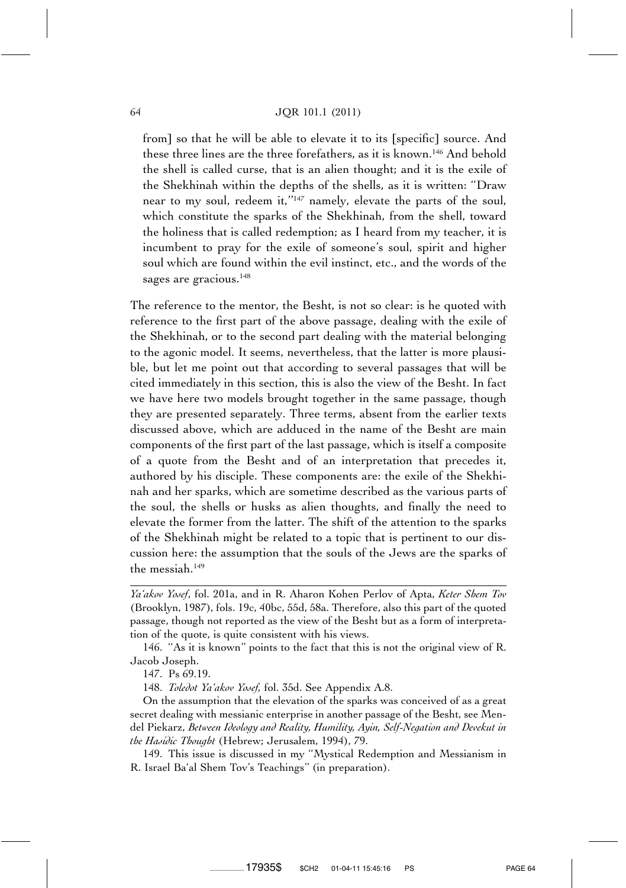from] so that he will be able to elevate it to its [specific] source. And these three lines are the three forefathers, as it is known.[146] And behold the shell is called curse, that is an alien thought; and it is the exile of the Shekhinah within the depths of the shells, as it is written: ''Draw near to my soul, redeem it,''[147] namely, elevate the parts of the soul, which constitute the sparks of the Shekhinah, from the shell, toward the holiness that is called redemption; as I heard from my teacher, it is incumbent to pray for the exile of someone's soul, spirit and higher soul which are found within the evil instinct, etc., and the words of the sages are gracious.[148]

The reference to the mentor, the Besht, is not so clear: is he quoted with reference to the first part of the above passage, dealing with the exile of the Shekhinah, or to the second part dealing with the material belonging to the agonic model. It seems, nevertheless, that the latter is more plausible, but let me point out that according to several passages that will be cited immediately in this section, this is also the view of the Besht. In fact we have here two models brought together in the same passage, though they are presented separately. Three terms, absent from the earlier texts discussed above, which are adduced in the name of the Besht are main components of the first part of the last passage, which is itself a composite of a quote from the Besht and of an interpretation that precedes it, authored by his disciple. These components are: the exile of the Shekhinah and her sparks, which are sometime described as the various parts of the soul, the shells or husks as alien thoughts, and finally the need to elevate the former from the latter. The shift of the attention to the sparks of the Shekhinah might be related to a topic that is pertinent to our discussion here: the assumption that the souls of the Jews are the sparks of the messiah.[149]

---

*Ya'akov Yosef*, fol. 201a, and in R. Aharon Kohen Perlov of Apta, *Keter Shem Tov* (Brooklyn, 1987), fols. 19c, 40bc, 55d, 58a. Therefore, also this part of the quoted passage, though not reported as the view of the Besht but as a form of interpretation of the quote, is quite consistent with his views.

146. ''As it is known'' points to the fact that this is not the original view of R. Jacob Joseph.

147. Ps 69.19.

148. *Toledot Ya'akov Yosef*, fol. 35d. See Appendix A.8.

On the assumption that the elevation of the sparks was conceived of as a great secret dealing with messianic enterprise in another passage of the Besht, see Mendel Piekarz, *Between Ideology and Reality, Humility, Ayin, Self-Negation and Devekut in the Hasidic Thought* (Hebrew; Jerusalem, 1994), 79.

149. This issue is discussed in my ''Mystical Redemption and Messianism in R. Israel Ba'al Shem Tov's Teachings'' (in preparation).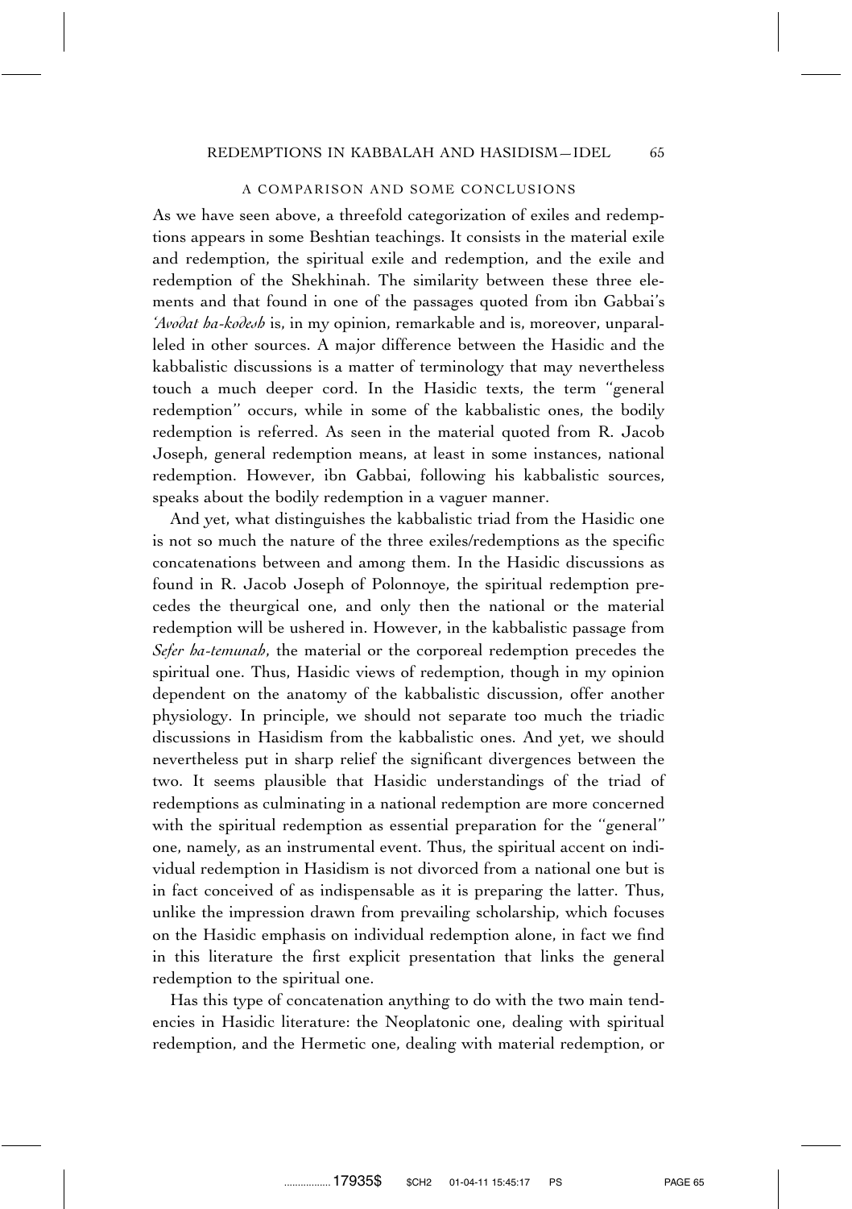### A COMPARISON AND SOME CONCLUSIONS

As we have seen above, a threefold categorization of exiles and redemptions appears in some Beshtian teachings. It consists in the material exile and redemption, the spiritual exile and redemption, and the exile and redemption of the Shekhinah. The similarity between these three elements and that found in one of the passages quoted from ibn Gabbai's *'Avodat ha-kodesh* is, in my opinion, remarkable and is, moreover, unparalleled in other sources. A major difference between the Hasidic and the kabbalistic discussions is a matter of terminology that may nevertheless touch a much deeper cord. In the Hasidic texts, the term "general redemption" occurs, while in some of the kabbalistic ones, the bodily redemption is referred. As seen in the material quoted from R. Jacob Joseph, general redemption means, at least in some instances, national redemption. However, ibn Gabbai, following his kabbalistic sources, speaks about the bodily redemption in a vaguer manner.

And yet, what distinguishes the kabbalistic triad from the Hasidic one is not so much the nature of the three exiles/redemptions as the specific concatenations between and among them. In the Hasidic discussions as found in R. Jacob Joseph of Polonnoye, the spiritual redemption precedes the theurgical one, and only then the national or the material redemption will be ushered in. However, in the kabbalistic passage from *Sefer ha-temunah*, the material or the corporeal redemption precedes the spiritual one. Thus, Hasidic views of redemption, though in my opinion dependent on the anatomy of the kabbalistic discussion, offer another physiology. In principle, we should not separate too much the triadic discussions in Hasidism from the kabbalistic ones. And yet, we should nevertheless put in sharp relief the significant divergences between the two. It seems plausible that Hasidic understandings of the triad of redemptions as culminating in a national redemption are more concerned with the spiritual redemption as essential preparation for the "general" one, namely, as an instrumental event. Thus, the spiritual accent on individual redemption in Hasidism is not divorced from a national one but is in fact conceived of as indispensable as it is preparing the latter. Thus, unlike the impression drawn from prevailing scholarship, which focuses on the Hasidic emphasis on individual redemption alone, in fact we find in this literature the first explicit presentation that links the general redemption to the spiritual one.

Has this type of concatenation anything to do with the two main tendencies in Hasidic literature: the Neoplatonic one, dealing with spiritual redemption, and the Hermetic one, dealing with material redemption, or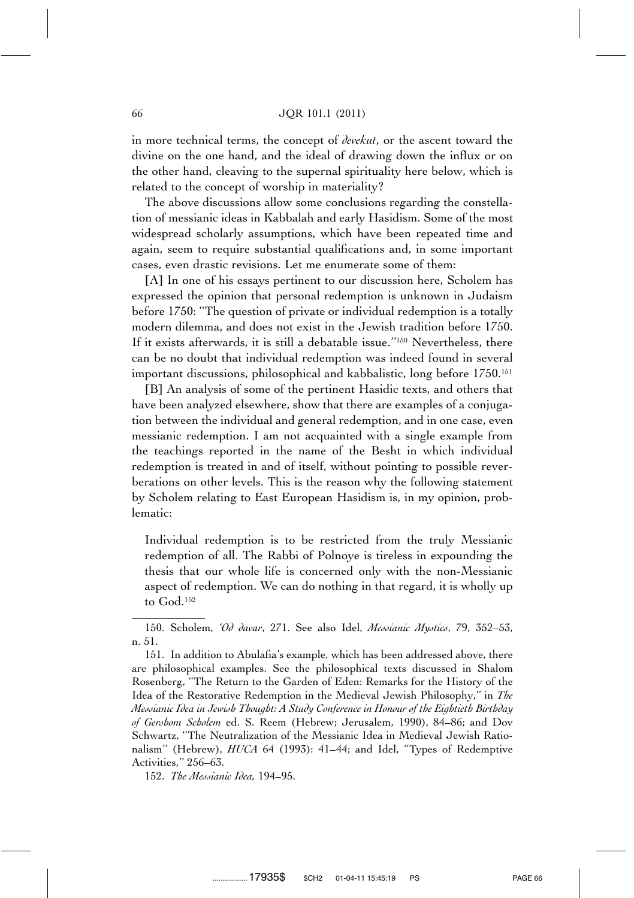in more technical terms, the concept of *devekut*, or the ascent toward the divine on the one hand, and the ideal of drawing down the influx or on the other hand, cleaving to the supernal spirituality here below, which is related to the concept of worship in materiality?

The above discussions allow some conclusions regarding the constellation of messianic ideas in Kabbalah and early Hasidism. Some of the most widespread scholarly assumptions, which have been repeated time and again, seem to require substantial qualifications and, in some important cases, even drastic revisions. Let me enumerate some of them:

[A] In one of his essays pertinent to our discussion here, Scholem has expressed the opinion that personal redemption is unknown in Judaism before 1750: "The question of private or individual redemption is a totally modern dilemma, and does not exist in the Jewish tradition before 1750. If it exists afterwards, it is still a debatable issue."[150] Nevertheless, there can be no doubt that individual redemption was indeed found in several important discussions, philosophical and kabbalistic, long before 1750.[151]

[B] An analysis of some of the pertinent Hasidic texts, and others that have been analyzed elsewhere, show that there are examples of a conjugation between the individual and general redemption, and in one case, even messianic redemption. I am not acquainted with a single example from the teachings reported in the name of the Besht in which individual redemption is treated in and of itself, without pointing to possible reverberations on other levels. This is the reason why the following statement by Scholem relating to East European Hasidism is, in my opinion, problematic:

> Individual redemption is to be restricted from the truly Messianic redemption of all. The Rabbi of Polnoye is tireless in expounding the thesis that our whole life is concerned only with the non-Messianic aspect of redemption. We can do nothing in that regard, it is wholly up to God.[152]

---

150. Scholem, *'Od davar*, 271. See also Idel, *Messianic Mystics*, 79, 352–53, n. 51.

151. In addition to Abulafia's example, which has been addressed above, there are philosophical examples. See the philosophical texts discussed in Shalom Rosenberg, "The Return to the Garden of Eden: Remarks for the History of the Idea of the Restorative Redemption in the Medieval Jewish Philosophy," in *The Messianic Idea in Jewish Thought: A Study Conference in Honour of the Eightieth Birthday of Gershom Scholem* ed. S. Reem (Hebrew; Jerusalem, 1990), 84–86; and Dov Schwartz, "The Neutralization of the Messianic Idea in Medieval Jewish Rationalism" (Hebrew), *HUCA* 64 (1993): 41–44; and Idel, "Types of Redemptive Activities," 256–63.

152. *The Messianic Idea,* 194–95.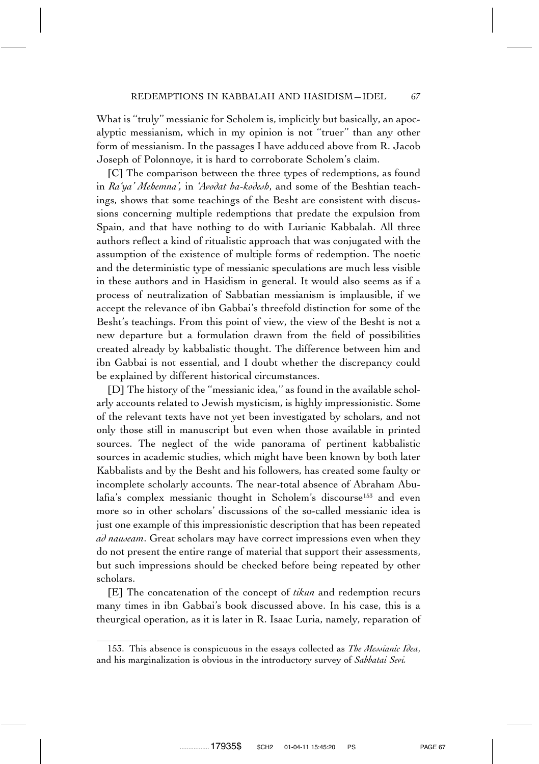What is "truly" messianic for Scholem is, implicitly but basically, an apocalyptic messianism, which in my opinion is not "truer" than any other form of messianism. In the passages I have adduced above from R. Jacob Joseph of Polonnoye, it is hard to corroborate Scholem's claim.

[C] The comparison between the three types of redemptions, as found in *Ra'ya' Mehemna'*, in *'Avodat ha-kodesh*, and some of the Beshtian teachings, shows that some teachings of the Besht are consistent with discussions concerning multiple redemptions that predate the expulsion from Spain, and that have nothing to do with Lurianic Kabbalah. All three authors reflect a kind of ritualistic approach that was conjugated with the assumption of the existence of multiple forms of redemption. The noetic and the deterministic type of messianic speculations are much less visible in these authors and in Hasidism in general. It would also seems as if a process of neutralization of Sabbatian messianism is implausible, if we accept the relevance of ibn Gabbai's threefold distinction for some of the Besht's teachings. From this point of view, the view of the Besht is not a new departure but a formulation drawn from the field of possibilities created already by kabbalistic thought. The difference between him and ibn Gabbai is not essential, and I doubt whether the discrepancy could be explained by different historical circumstances.

[D] The history of the "messianic idea," as found in the available scholarly accounts related to Jewish mysticism, is highly impressionistic. Some of the relevant texts have not yet been investigated by scholars, and not only those still in manuscript but even when those available in printed sources. The neglect of the wide panorama of pertinent kabbalistic sources in academic studies, which might have been known by both later Kabbalists and by the Besht and his followers, has created some faulty or incomplete scholarly accounts. The near-total absence of Abraham Abulafia's complex messianic thought in Scholem's discourse[153] and even more so in other scholars' discussions of the so-called messianic idea is just one example of this impressionistic description that has been repeated *ad nauseam*. Great scholars may have correct impressions even when they do not present the entire range of material that support their assessments, but such impressions should be checked before being repeated by other scholars.

[E] The concatenation of the concept of *tikun* and redemption recurs many times in ibn Gabbai's book discussed above. In his case, this is a theurgical operation, as it is later in R. Isaac Luria, namely, reparation of

---

153. This absence is conspicuous in the essays collected as *The Messianic Idea*, and his marginalization is obvious in the introductory survey of *Sabbatai Sevi*.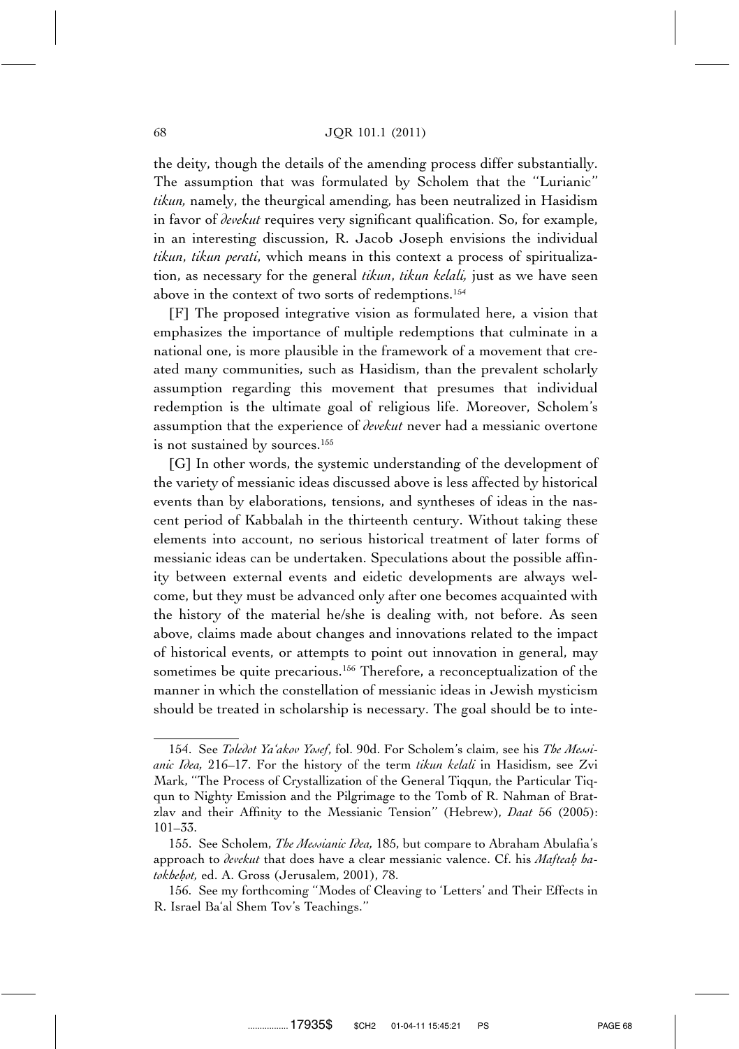the deity, though the details of the amending process differ substantially. The assumption that was formulated by Scholem that the ''Lurianic'' *tikun,* namely, the theurgical amending, has been neutralized in Hasidism in favor of *devekut* requires very significant qualification. So, for example, in an interesting discussion, R. Jacob Joseph envisions the individual *tikun*, *tikun perati*, which means in this context a process of spiritualization, as necessary for the general *tikun*, *tikun kelali,* just as we have seen above in the context of two sorts of redemptions.[154]

[F] The proposed integrative vision as formulated here, a vision that emphasizes the importance of multiple redemptions that culminate in a national one, is more plausible in the framework of a movement that created many communities, such as Hasidism, than the prevalent scholarly assumption regarding this movement that presumes that individual redemption is the ultimate goal of religious life. Moreover, Scholem's assumption that the experience of *devekut* never had a messianic overtone is not sustained by sources.[155]

[G] In other words, the systemic understanding of the development of the variety of messianic ideas discussed above is less affected by historical events than by elaborations, tensions, and syntheses of ideas in the nascent period of Kabbalah in the thirteenth century. Without taking these elements into account, no serious historical treatment of later forms of messianic ideas can be undertaken. Speculations about the possible affinity between external events and eidetic developments are always welcome, but they must be advanced only after one becomes acquainted with the history of the material he/she is dealing with, not before. As seen above, claims made about changes and innovations related to the impact of historical events, or attempts to point out innovation in general, may sometimes be quite precarious.[156] Therefore, a reconceptualization of the manner in which the constellation of messianic ideas in Jewish mysticism should be treated in scholarship is necessary. The goal should be to inte-

---

154. See *Toledot Ya'akov Yosef*, fol. 90d. For Scholem's claim, see his *The Messianic Idea,* 216–17. For the history of the term *tikun kelali* in Hasidism, see Zvi Mark, ''The Process of Crystallization of the General Tiqqun, the Particular Tiqqun to Nighty Emission and the Pilgrimage to the Tomb of R. Nahman of Bratzlav and their Affinity to the Messianic Tension'' (Hebrew), *Daat* 56 (2005): 101–33.

155. See Scholem, *The Messianic Idea,* 185, but compare to Abraham Abulafia's approach to *devekut* that does have a clear messianic valence. Cf. his *Mafteaḥ ha-tokheḥot,* ed. A. Gross (Jerusalem, 2001), 78.

156. See my forthcoming ''Modes of Cleaving to 'Letters' and Their Effects in R. Israel Ba'al Shem Tov's Teachings.''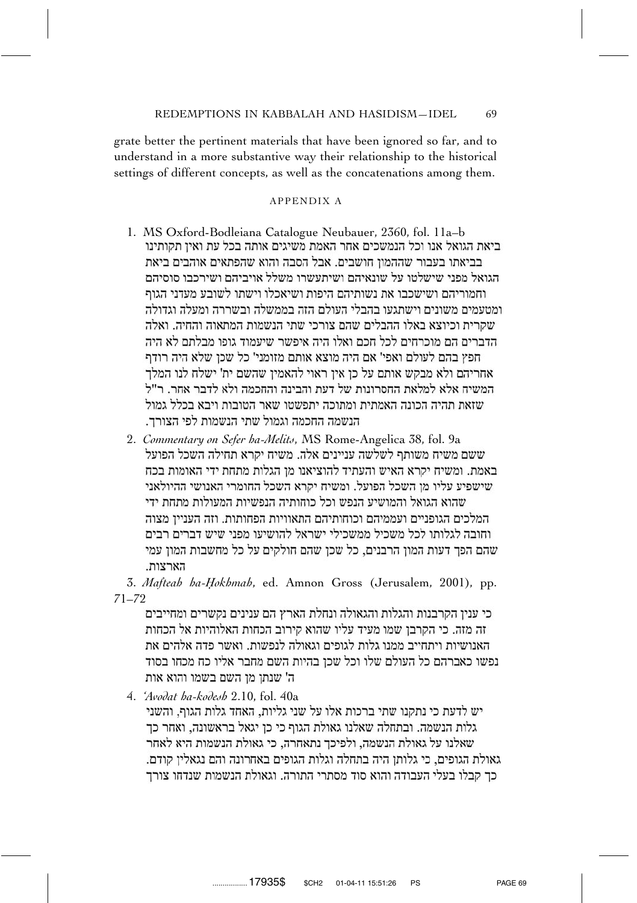grate better the pertinent materials that have been ignored so far, and to understand in a more substantive way their relationship to the historical settings of different concepts, as well as the concatenations among them.

## APPENDIX A

1. MS Oxford-Bodleiana Catalogue Neubauer, 2360, fol. 11a–b

ביאת הגואל אנו וכל הנמשכים אחר האמת משיגים אותה בכל עת ואין תקותינו בביאתו בעבור שההמון חושבים. אבל הסבה והוא שהפתאים אוהבים ביאת הגואל מפני שישלטו על שונאיהם ושיתעשרו משלל אויביהם ושירכבו סוסיהם וחמוריהם ושישכבו את נשותיהם היפות ושיאכלו וישתו לשובע מעדני הגוף ומטעמים משונים וישתגעו בהבלי העולם הזה בממשלה ובשררה ומעלה וגדולה שקרית וכיוצא באלו ההבלים שהם צורכי שתי הנשמות המתאוה והחיה. ואלה הדברים הם מוכרחים לכל חכם ואלו היה איפשר שיעמוד גופו מבלתם לא היה חפץ בהם לעולם ואפי' אם היה מוצא אותם מזומני' כל שכן שלא היה רודף אחריהם ולא מבקש אותם על כן אין ראוי להאמין שהשם ית' ישלח לנו המלך המשיח אלא למלאת החסרונות של דעת והבינה והחכמה ולא לדבר אחר. ר"ל שזאת תהיה הכונה האמתית ומתוכה יתפשטו שאר הטובות ויבא בכלל גמול הנשמה החכמה וגמול שתי הנשמות לפי הצורך.

2. *Commentary on Sefer ha-Melits*, MS Rome-Angelica 38, fol. 9a

ששם משיח משותף לשלשה עניינים אלה. משיח יקרא תחילה השכל הפועל באמת. ומשיח יקרא האיש והעתיד להוציאנו מן הגלות מתחת ידי האומות בכח שישפיע עליו מן השכל הפועל. ומשיח יקרא השכל החומרי האנושי היולאני שהוא הגואל והמושיע הנפש וכל כוחותיה הנפשיות המעולות מתחת ידי המלכים הגופניים ועממיהם וכוחותיהם התאוויות הפחותות. וזה העניין מצוה וחובה לגלותו לכל משכיל ממשכילי ישראל להושיעו מפני שיש דברים רבים שהם הפך דעות המון הרבנים, כל שכן שהם חולקים על כל מחשבות המון עמי הארצות.

3. *Mafteah ha-Ḥokhmah*, ed. Amnon Gross (Jerusalem, 2001), pp. 71–72

כי ענין הקרבנות והגלות והגאולה ונחלת הארץ הם ענינים נקשרים ומחייבים זה מזה. כי הקרבן שמו מעיד עליו שהוא קירוב הכחות האלוהיות אל הכחות האנושיות ויתחייב ממנו גלות לגופים וגאולה לנפשות. ואשר פדה אלהים את נפשו כאברהם כל העולם שלו וכל שכן בהיות השם מחבר אליו כח מכחו בסוד ה' שנתן מן השם בשמו והוא אות

4. *'Avodat ha-kodesh* 2.10, fol. 40a

יש לדעת כי נתקנו שתי ברכות אלו על שני גליות, האחד גלות הגוף, והשני גלות הנשמה. ובתחלה שאלנו גאולת הגוף כי כן יגאל בראשונה, ואחר כך שאלנו על גאולת הנשמה, ולפיכך נתאחרה, כי גאולת הנשמות היא לאחר גאולת הגופים, כי גלותן היה בתחלה וגלות הגופים באחרונה והם נגאלין קודם. כך קבלו בעלי העבודה והוא סוד מסתרי התורה. וגאולת הנשמות שנדחו צורך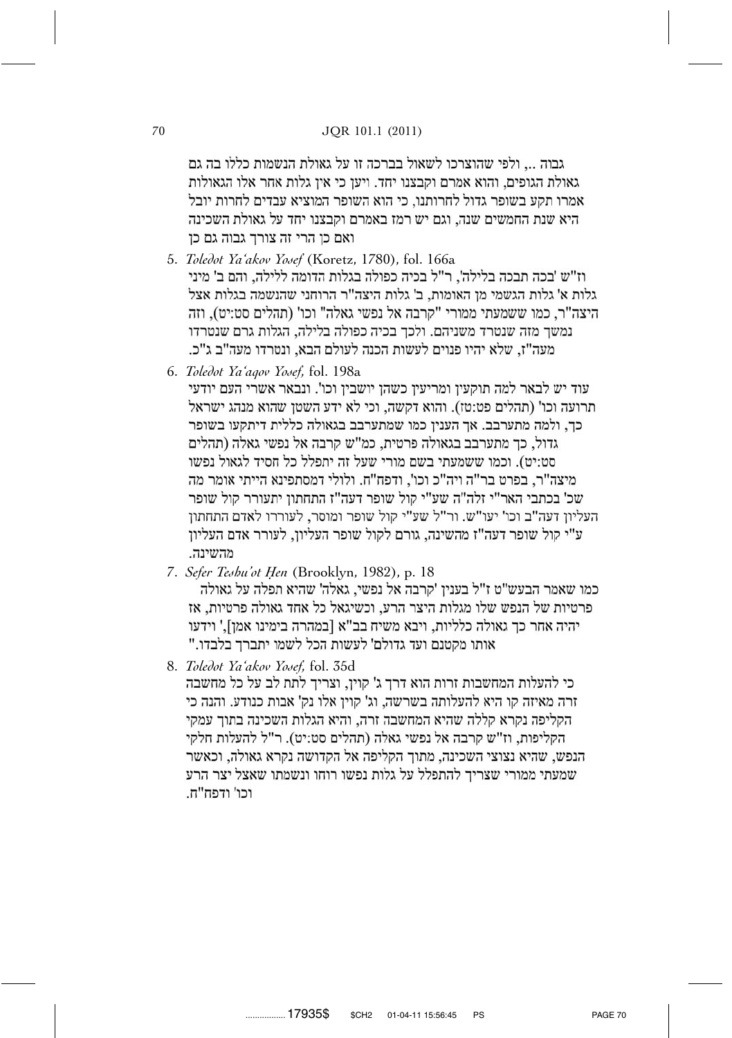גבוה .., ולפי שהוצרכו לשאול בברכה זו על גאולת הנשמות כללו בה גם גאולת הגופים, והוא אמרם וקבצנו יחד. ויען כי אין גלות אחר אלו הגאולות אמרו תקע בשופר גדול לחרותנו, כי הוא השופר המוציא עבדים לחרות יובל היא שנת החמשים שנה, וגם יש רמז באמרם וקבצנו יחד על גאולת השכינה ואם כן הרי זה צורך גבוה גם כן

5. *Toledot Ya'akov Yosef* (Koretz, 1780), fol. 166a

וז"ש 'בכה תבכה בלילה', ר"ל בכיה כפולה בגלות הדומה ללילה, והם ב' מיני גלות א' גלות הגשמי מן האומות, ב' גלות היצה"ר הרוחני שהנשמה בגלות אצל היצה"ר, כמו ששמעתי ממורי "קרבה אל נפשי גאלה" וכו' (תהלים סט:יט), וזה נמשך מזה שנטרד משניהם. ולכך בכיה כפולה בלילה, הגלות גרם שנטרדו מעה"ז, שלא יהיו פנוים לעשות הכנה לעולם הבא, ונטרדו מעה"ב ג"כ.

6. *Toledot Ya'aqov Yosef,* fol. 198a

עוד יש לבאר למה תוקעין ומריעין כשהן יושבין וכו'. ונבאר אשרי העם יודעי תרועה וכו' (תהלים פט:טז). והוא דקשה, וכי לא ידע השטן שהוא מנהג ישראל כך, ולמה מתערבב. אך הענין כמו שמתערבב בגאולה כללית דיתקעו בשופר גדול, כך מתערבב בגאולה פרטית, כמ"ש קרבה אל נפשי גאלה (תהלים סט:יט). וכמו ששמעתי בשם מורי שעל זה יתפלל כל חסיד לגאול נפשו מיצה"ר, בפרט בר"ה ויה"כ וכו', ודפח"ח. ולולי דמסתפינא הייתי אומר מה שכ' בכתבי האר"י זלה"ה שע"י קול שופר דעה"ז התחתון יתעורר קול שופר העליון דעה"ב וכו' יעו"ש. ור"ל שע"י קול שופר ומוסר, לעוררו לאדם התחתון ע"י קול שופר דעה"ז מהשינה, גורם לקול שופר העליון, לעורר אדם העליון מהשינה.

7. *Sefer Teshu'ot Ḥen* (Brooklyn, 1982), p. 18

כמו שאמר הבעש"ט ז"ל בענין 'קרבה אל נפשי, גאלה' שהיא תפלה על גאולה פרטיות של הנפש שלו מגלות היצר הרע, וכשיגאל כל אחד גאולה פרטיות, אז יהיה אחר כך גאולה כלליות, ויבא משיח בב"א [במהרה בימינו אמן],' וידעו אותו מקטנם ועד גדולם' לעשות הכל לשמו יתברך לבלבו."

8. *Toledot Ya'akov Yosef,* fol. 35d

כי להעלות המחשבות זרות הוא דרך ג' קוין, וצריך לתת לב על כל מחשבה זרה מאיזה קו היא להעלותה בשרשה, וג' קוין אלו נק' אבות כנודע. והנה כי הקליפה נקרא קללה שהיא המחשבה זרה, והיא הגלות השכינה בתוך עמקי הקליפות, וז"ש קרבה אל נפשי גאלה (תהלים סט:יט). ר"ל להעלות חלקי הנפש, שהיא נצוצי השכינה, מתוך הקליפה אל הקדושה נקרא גאולה, וכאשר שמעתי ממורי שצריך להתפלל על גלות נפשו רוחו ונשמתו שאצל יצר הרע וכו' ודפח"ח.